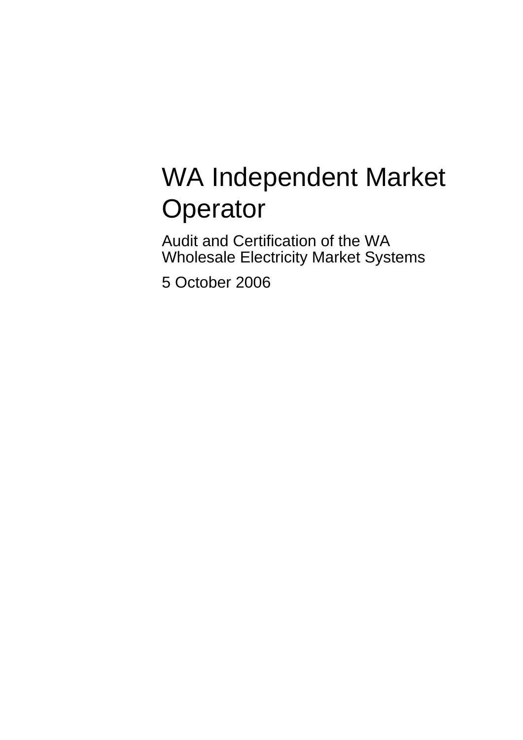# WA Independent Market Operator

## Audit and Certification of the WA Wholesale Electricity Market Systems

5 October 2006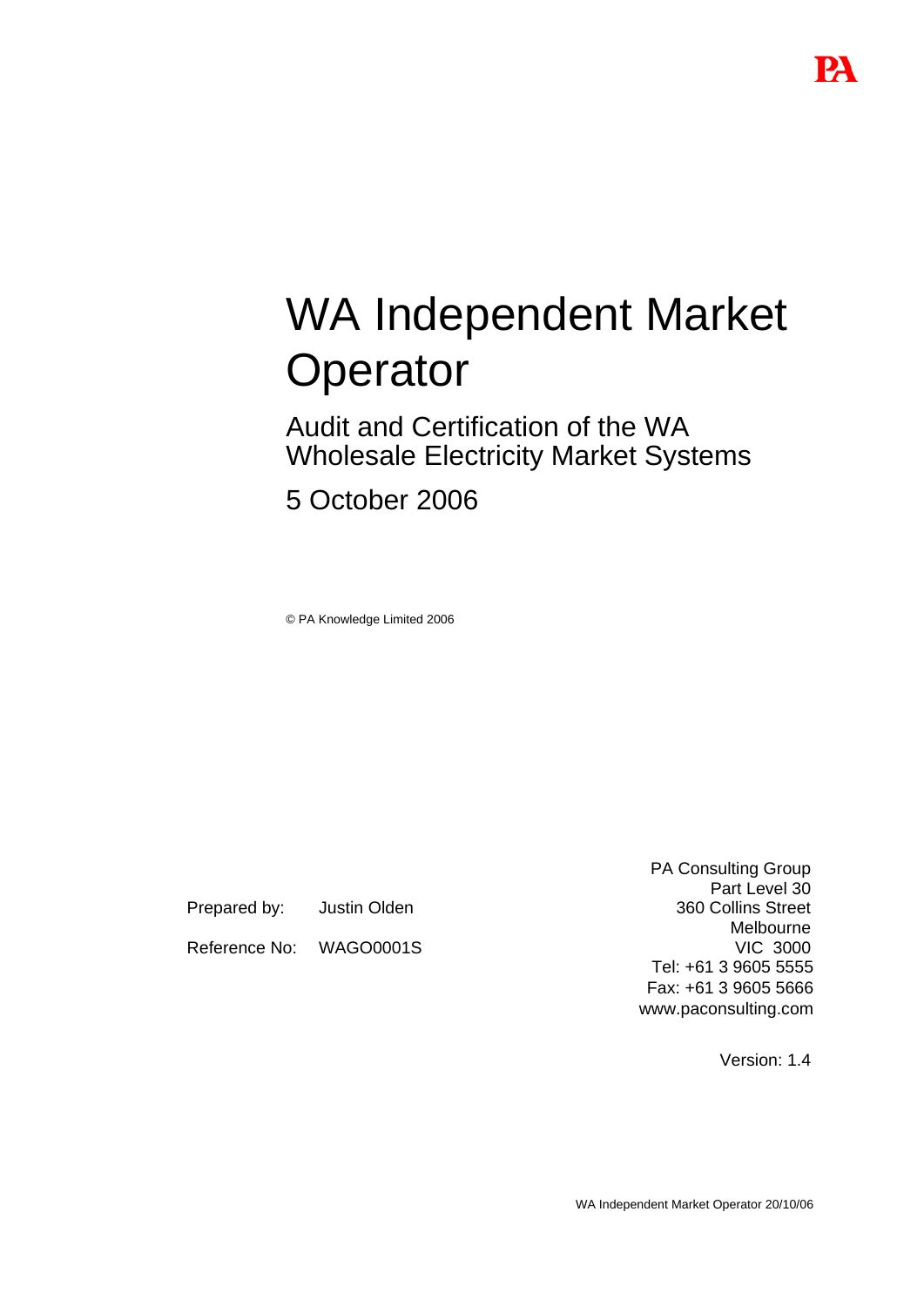# WA Independent Market Operator

## Audit and Certification of the WA Wholesale Electricity Market Systems

## 5 October 2006

© PA Knowledge Limited 2006

Prepared by: Justin Olden

Reference No: WAGO0001S

PA Consulting Group
Part Level 30
360 Collins Street
Melbourne
VIC 3000
Tel: +61 3 9605 5555
Fax: +61 3 9605 5666
www.paconsulting.com

Version: 1.4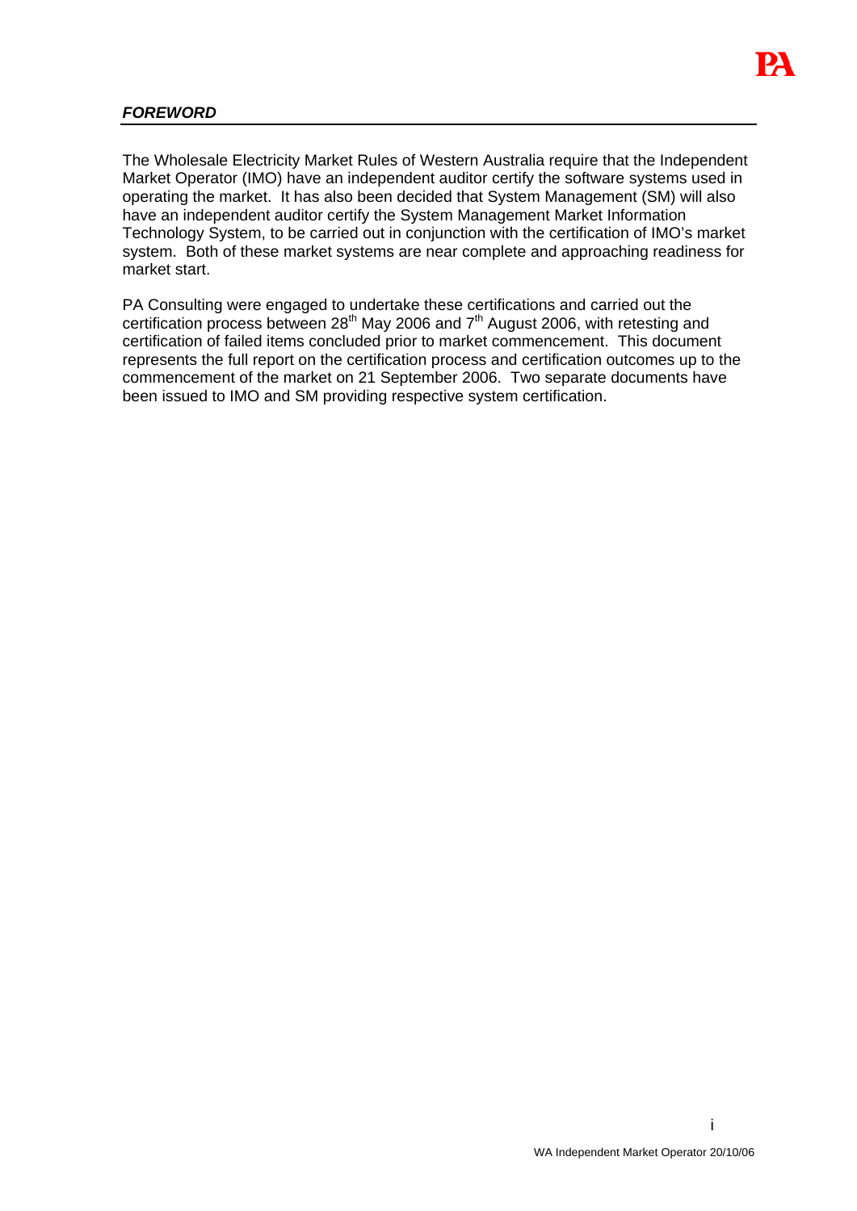## *FOREWORD*

The Wholesale Electricity Market Rules of Western Australia require that the Independent Market Operator (IMO) have an independent auditor certify the software systems used in operating the market. It has also been decided that System Management (SM) will also have an independent auditor certify the System Management Market Information Technology System, to be carried out in conjunction with the certification of IMO's market system. Both of these market systems are near complete and approaching readiness for market start.

PA Consulting were engaged to undertake these certifications and carried out the certification process between 28th May 2006 and 7th August 2006, with retesting and certification of failed items concluded prior to market commencement. This document represents the full report on the certification process and certification outcomes up to the commencement of the market on 21 September 2006. Two separate documents have been issued to IMO and SM providing respective system certification.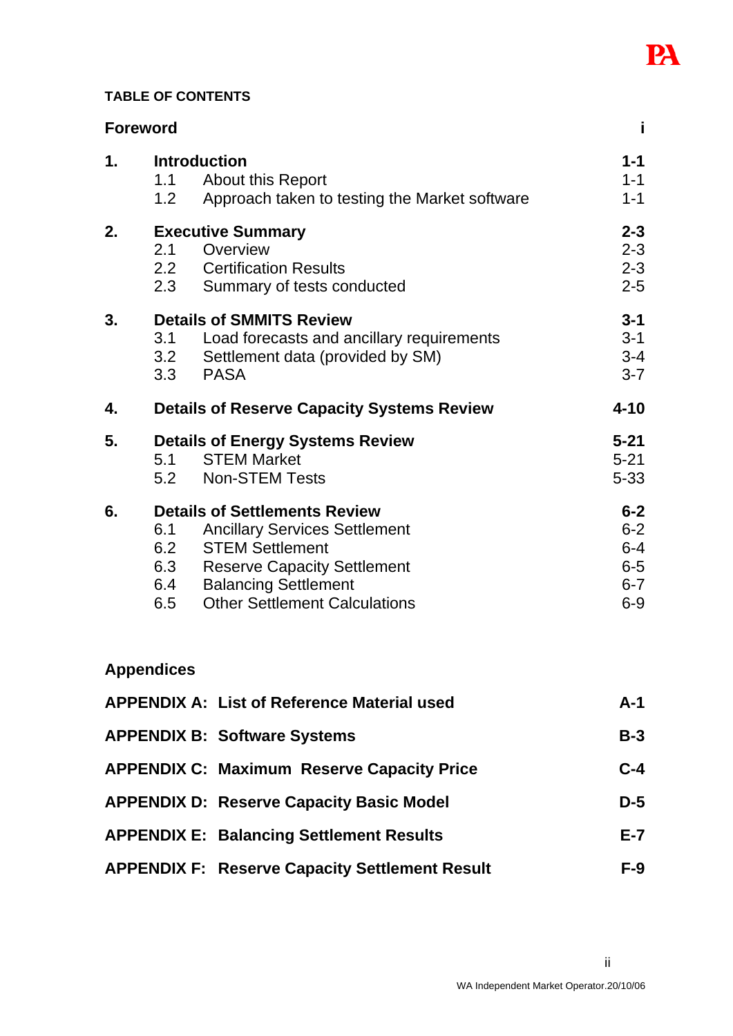## TABLE OF CONTENTS

| | | |
|---|---|---|
| **Foreword** | | **i** |
| **1.** | **Introduction** | **1-1** |
| | 1.1 About this Report | 1-1 |
| | 1.2 Approach taken to testing the Market software | 1-1 |
| **2.** | **Executive Summary** | **2-3** |
| | 2.1 Overview | 2-3 |
| | 2.2 Certification Results | 2-3 |
| | 2.3 Summary of tests conducted | 2-5 |
| **3.** | **Details of SMMITS Review** | **3-1** |
| | 3.1 Load forecasts and ancillary requirements | 3-1 |
| | 3.2 Settlement data (provided by SM) | 3-4 |
| | 3.3 PASA | 3-7 |
| **4.** | **Details of Reserve Capacity Systems Review** | **4-10** |
| **5.** | **Details of Energy Systems Review** | **5-21** |
| | 5.1 STEM Market | 5-21 |
| | 5.2 Non-STEM Tests | 5-33 |
| **6.** | **Details of Settlements Review** | **6-2** |
| | 6.1 Ancillary Services Settlement | 6-2 |
| | 6.2 STEM Settlement | 6-4 |
| | 6.3 Reserve Capacity Settlement | 6-5 |
| | 6.4 Balancing Settlement | 6-7 |
| | 6.5 Other Settlement Calculations | 6-9 |

### Appendices

| | |
|---|---|
| **APPENDIX A: List of Reference Material used** | **A-1** |
| **APPENDIX B: Software Systems** | **B-3** |
| **APPENDIX C: Maximum Reserve Capacity Price** | **C-4** |
| **APPENDIX D: Reserve Capacity Basic Model** | **D-5** |
| **APPENDIX E: Balancing Settlement Results** | **E-7** |
| **APPENDIX F: Reserve Capacity Settlement Result** | **F-9** |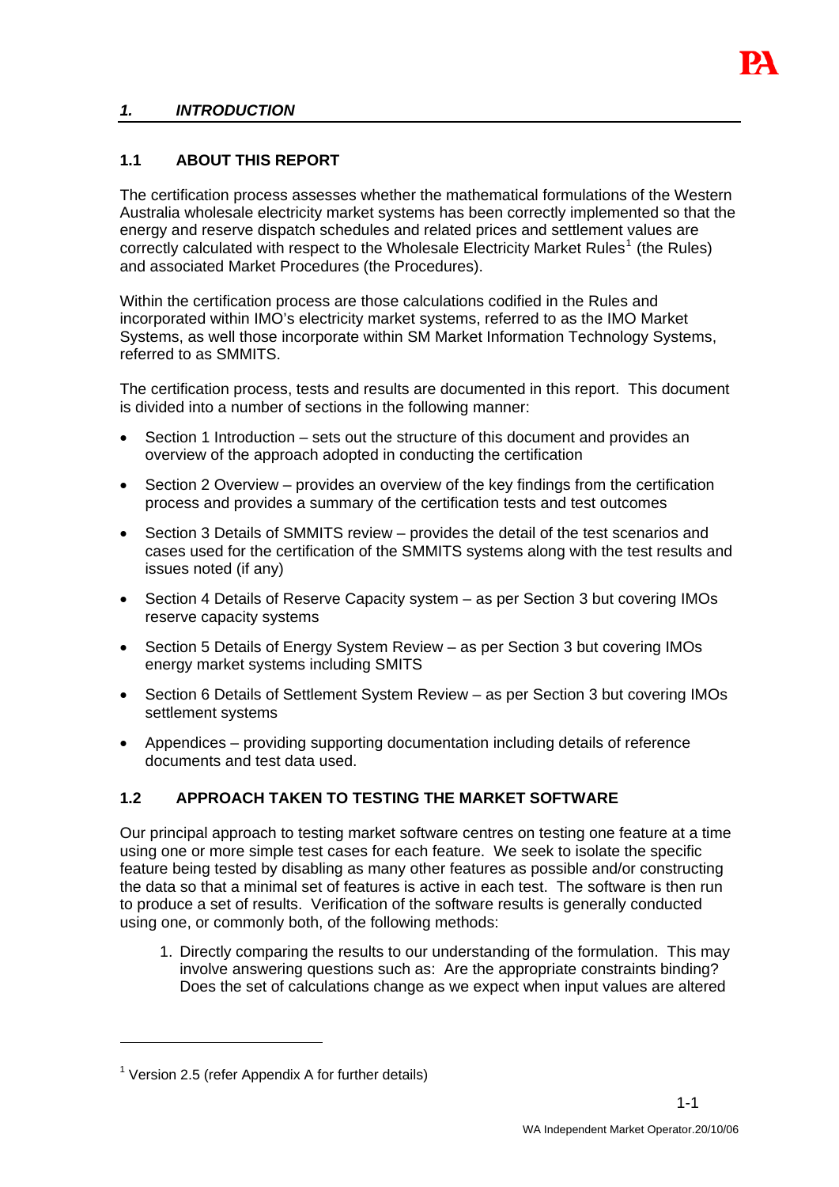## *1. INTRODUCTION*

### 1.1 ABOUT THIS REPORT

The certification process assesses whether the mathematical formulations of the Western Australia wholesale electricity market systems has been correctly implemented so that the energy and reserve dispatch schedules and related prices and settlement values are correctly calculated with respect to the Wholesale Electricity Market Rules[1] (the Rules) and associated Market Procedures (the Procedures).

Within the certification process are those calculations codified in the Rules and incorporated within IMO's electricity market systems, referred to as the IMO Market Systems, as well those incorporate within SM Market Information Technology Systems, referred to as SMMITS.

The certification process, tests and results are documented in this report. This document is divided into a number of sections in the following manner:

- Section 1 Introduction – sets out the structure of this document and provides an overview of the approach adopted in conducting the certification
- Section 2 Overview – provides an overview of the key findings from the certification process and provides a summary of the certification tests and test outcomes
- Section 3 Details of SMMITS review – provides the detail of the test scenarios and cases used for the certification of the SMMITS systems along with the test results and issues noted (if any)
- Section 4 Details of Reserve Capacity system – as per Section 3 but covering IMOs reserve capacity systems
- Section 5 Details of Energy System Review – as per Section 3 but covering IMOs energy market systems including SMITS
- Section 6 Details of Settlement System Review – as per Section 3 but covering IMOs settlement systems
- Appendices – providing supporting documentation including details of reference documents and test data used.

### 1.2 APPROACH TAKEN TO TESTING THE MARKET SOFTWARE

Our principal approach to testing market software centres on testing one feature at a time using one or more simple test cases for each feature. We seek to isolate the specific feature being tested by disabling as many other features as possible and/or constructing the data so that a minimal set of features is active in each test. The software is then run to produce a set of results. Verification of the software results is generally conducted using one, or commonly both, of the following methods:

1. Directly comparing the results to our understanding of the formulation. This may involve answering questions such as: Are the appropriate constraints binding? Does the set of calculations change as we expect when input values are altered

---

[1] Version 2.5 (refer Appendix A for further details)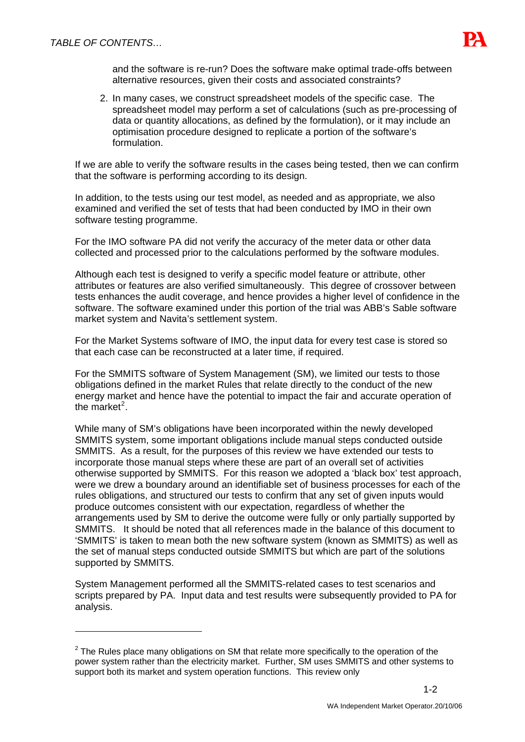and the software is re-run? Does the software make optimal trade-offs between alternative resources, given their costs and associated constraints?

2. In many cases, we construct spreadsheet models of the specific case. The spreadsheet model may perform a set of calculations (such as pre-processing of data or quantity allocations, as defined by the formulation), or it may include an optimisation procedure designed to replicate a portion of the software's formulation.

If we are able to verify the software results in the cases being tested, then we can confirm that the software is performing according to its design.

In addition, to the tests using our test model, as needed and as appropriate, we also examined and verified the set of tests that had been conducted by IMO in their own software testing programme.

For the IMO software PA did not verify the accuracy of the meter data or other data collected and processed prior to the calculations performed by the software modules.

Although each test is designed to verify a specific model feature or attribute, other attributes or features are also verified simultaneously. This degree of crossover between tests enhances the audit coverage, and hence provides a higher level of confidence in the software. The software examined under this portion of the trial was ABB's Sable software market system and Navita's settlement system.

For the Market Systems software of IMO, the input data for every test case is stored so that each case can be reconstructed at a later time, if required.

For the SMMITS software of System Management (SM), we limited our tests to those obligations defined in the market Rules that relate directly to the conduct of the new energy market and hence have the potential to impact the fair and accurate operation of the market[2].

While many of SM's obligations have been incorporated within the newly developed SMMITS system, some important obligations include manual steps conducted outside SMMITS. As a result, for the purposes of this review we have extended our tests to incorporate those manual steps where these are part of an overall set of activities otherwise supported by SMMITS. For this reason we adopted a 'black box' test approach, were we drew a boundary around an identifiable set of business processes for each of the rules obligations, and structured our tests to confirm that any set of given inputs would produce outcomes consistent with our expectation, regardless of whether the arrangements used by SM to derive the outcome were fully or only partially supported by SMMITS. It should be noted that all references made in the balance of this document to 'SMMITS' is taken to mean both the new software system (known as SMMITS) as well as the set of manual steps conducted outside SMMITS but which are part of the solutions supported by SMMITS.

System Management performed all the SMMITS-related cases to test scenarios and scripts prepared by PA. Input data and test results were subsequently provided to PA for analysis.

---

[2] The Rules place many obligations on SM that relate more specifically to the operation of the power system rather than the electricity market. Further, SM uses SMMITS and other systems to support both its market and system operation functions. This review only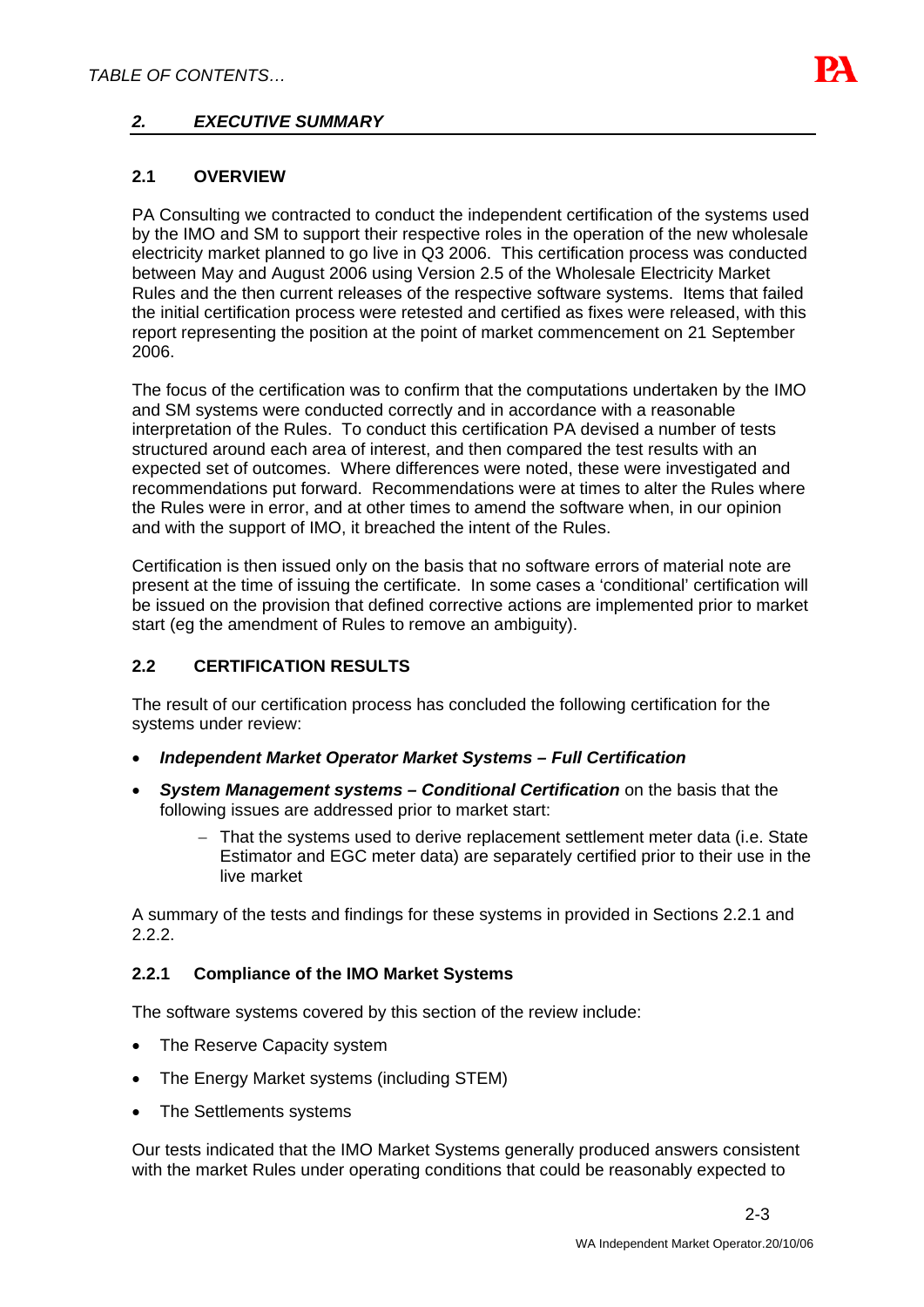## 2. EXECUTIVE SUMMARY

### 2.1 OVERVIEW

PA Consulting we contracted to conduct the independent certification of the systems used by the IMO and SM to support their respective roles in the operation of the new wholesale electricity market planned to go live in Q3 2006. This certification process was conducted between May and August 2006 using Version 2.5 of the Wholesale Electricity Market Rules and the then current releases of the respective software systems. Items that failed the initial certification process were retested and certified as fixes were released, with this report representing the position at the point of market commencement on 21 September 2006.

The focus of the certification was to confirm that the computations undertaken by the IMO and SM systems were conducted correctly and in accordance with a reasonable interpretation of the Rules. To conduct this certification PA devised a number of tests structured around each area of interest, and then compared the test results with an expected set of outcomes. Where differences were noted, these were investigated and recommendations put forward. Recommendations were at times to alter the Rules where the Rules were in error, and at other times to amend the software when, in our opinion and with the support of IMO, it breached the intent of the Rules.

Certification is then issued only on the basis that no software errors of material note are present at the time of issuing the certificate. In some cases a 'conditional' certification will be issued on the provision that defined corrective actions are implemented prior to market start (eg the amendment of Rules to remove an ambiguity).

### 2.2 CERTIFICATION RESULTS

The result of our certification process has concluded the following certification for the systems under review:

- ***Independent Market Operator Market Systems – Full Certification***
- ***System Management systems – Conditional Certification*** on the basis that the following issues are addressed prior to market start:
  - That the systems used to derive replacement settlement meter data (i.e. State Estimator and EGC meter data) are separately certified prior to their use in the live market

A summary of the tests and findings for these systems in provided in Sections 2.2.1 and 2.2.2.

#### 2.2.1 Compliance of the IMO Market Systems

The software systems covered by this section of the review include:

- The Reserve Capacity system
- The Energy Market systems (including STEM)
- The Settlements systems

Our tests indicated that the IMO Market Systems generally produced answers consistent with the market Rules under operating conditions that could be reasonably expected to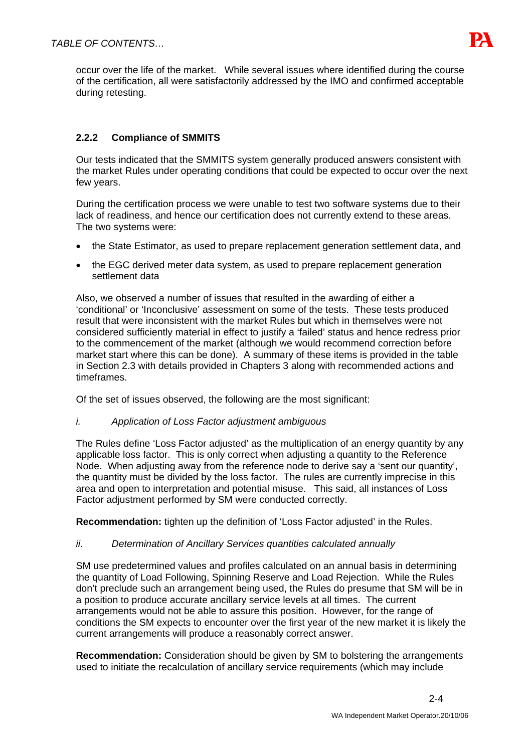occur over the life of the market. While several issues where identified during the course of the certification, all were satisfactorily addressed by the IMO and confirmed acceptable during retesting.

### 2.2.2 Compliance of SMMITS

Our tests indicated that the SMMITS system generally produced answers consistent with the market Rules under operating conditions that could be expected to occur over the next few years.

During the certification process we were unable to test two software systems due to their lack of readiness, and hence our certification does not currently extend to these areas. The two systems were:

- the State Estimator, as used to prepare replacement generation settlement data, and
- the EGC derived meter data system, as used to prepare replacement generation settlement data

Also, we observed a number of issues that resulted in the awarding of either a 'conditional' or 'Inconclusive' assessment on some of the tests. These tests produced result that were inconsistent with the market Rules but which in themselves were not considered sufficiently material in effect to justify a 'failed' status and hence redress prior to the commencement of the market (although we would recommend correction before market start where this can be done). A summary of these items is provided in the table in Section 2.3 with details provided in Chapters 3 along with recommended actions and timeframes.

Of the set of issues observed, the following are the most significant:

*i. Application of Loss Factor adjustment ambiguous*

The Rules define 'Loss Factor adjusted' as the multiplication of an energy quantity by any applicable loss factor. This is only correct when adjusting a quantity to the Reference Node. When adjusting away from the reference node to derive say a 'sent our quantity', the quantity must be divided by the loss factor. The rules are currently imprecise in this area and open to interpretation and potential misuse. This said, all instances of Loss Factor adjustment performed by SM were conducted correctly.

**Recommendation:** tighten up the definition of 'Loss Factor adjusted' in the Rules.

*ii. Determination of Ancillary Services quantities calculated annually*

SM use predetermined values and profiles calculated on an annual basis in determining the quantity of Load Following, Spinning Reserve and Load Rejection. While the Rules don't preclude such an arrangement being used, the Rules do presume that SM will be in a position to produce accurate ancillary service levels at all times. The current arrangements would not be able to assure this position. However, for the range of conditions the SM expects to encounter over the first year of the new market it is likely the current arrangements will produce a reasonably correct answer.

**Recommendation:** Consideration should be given by SM to bolstering the arrangements used to initiate the recalculation of ancillary service requirements (which may include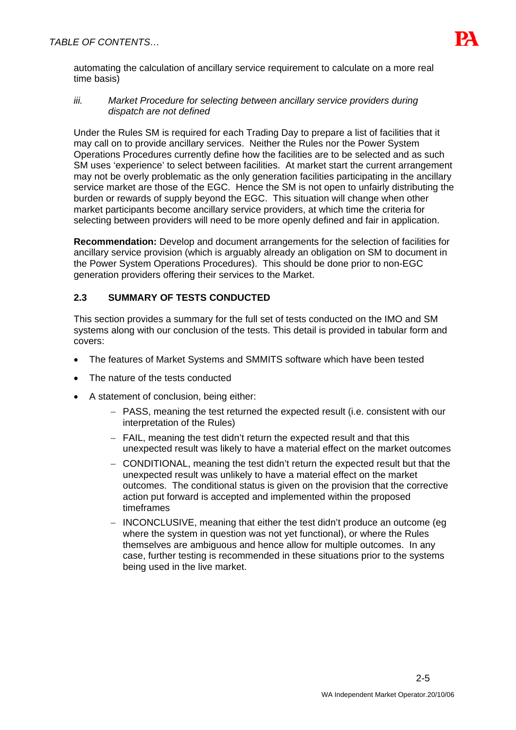automating the calculation of ancillary service requirement to calculate on a more real time basis)

*iii. Market Procedure for selecting between ancillary service providers during dispatch are not defined*

Under the Rules SM is required for each Trading Day to prepare a list of facilities that it may call on to provide ancillary services. Neither the Rules nor the Power System Operations Procedures currently define how the facilities are to be selected and as such SM uses 'experience' to select between facilities. At market start the current arrangement may not be overly problematic as the only generation facilities participating in the ancillary service market are those of the EGC. Hence the SM is not open to unfairly distributing the burden or rewards of supply beyond the EGC. This situation will change when other market participants become ancillary service providers, at which time the criteria for selecting between providers will need to be more openly defined and fair in application.

**Recommendation:** Develop and document arrangements for the selection of facilities for ancillary service provision (which is arguably already an obligation on SM to document in the Power System Operations Procedures). This should be done prior to non-EGC generation providers offering their services to the Market.

### 2.3 SUMMARY OF TESTS CONDUCTED

This section provides a summary for the full set of tests conducted on the IMO and SM systems along with our conclusion of the tests. This detail is provided in tabular form and covers:

- The features of Market Systems and SMMITS software which have been tested
- The nature of the tests conducted
- A statement of conclusion, being either:
  - PASS, meaning the test returned the expected result (i.e. consistent with our interpretation of the Rules)
  - FAIL, meaning the test didn't return the expected result and that this unexpected result was likely to have a material effect on the market outcomes
  - CONDITIONAL, meaning the test didn't return the expected result but that the unexpected result was unlikely to have a material effect on the market outcomes. The conditional status is given on the provision that the corrective action put forward is accepted and implemented within the proposed timeframes
  - INCONCLUSIVE, meaning that either the test didn't produce an outcome (eg where the system in question was not yet functional), or where the Rules themselves are ambiguous and hence allow for multiple outcomes. In any case, further testing is recommended in these situations prior to the systems being used in the live market.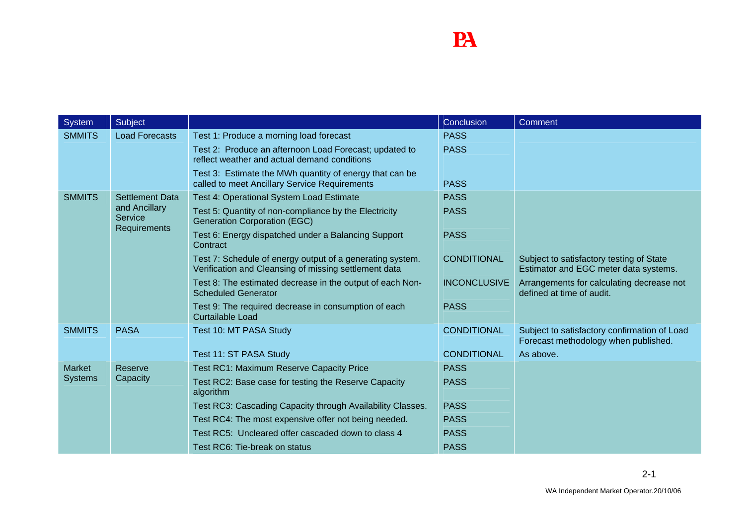| System | Subject | | Conclusion | Comment |
|---|---|---|---|---|
| SMMITS | Load Forecasts | Test 1: Produce a morning load forecast | PASS | |
| | | Test 2: Produce an afternoon Load Forecast; updated to reflect weather and actual demand conditions | PASS | |
| | | Test 3: Estimate the MWh quantity of energy that can be called to meet Ancillary Service Requirements | PASS | |
| SMMITS | Settlement Data and Ancillary Service Requirements | Test 4: Operational System Load Estimate | PASS | |
| | | Test 5: Quantity of non-compliance by the Electricity Generation Corporation (EGC) | PASS | |
| | | Test 6: Energy dispatched under a Balancing Support Contract | PASS | |
| | | Test 7: Schedule of energy output of a generating system. Verification and Cleansing of missing settlement data | CONDITIONAL | Subject to satisfactory testing of State Estimator and EGC meter data systems. |
| | | Test 8: The estimated decrease in the output of each Non-Scheduled Generator | INCONCLUSIVE | Arrangements for calculating decrease not defined at time of audit. |
| | | Test 9: The required decrease in consumption of each Curtailable Load | PASS | |
| SMMITS | PASA | Test 10: MT PASA Study | CONDITIONAL | Subject to satisfactory confirmation of Load Forecast methodology when published. |
| | | Test 11: ST PASA Study | CONDITIONAL | As above. |
| Market Systems | Reserve Capacity | Test RC1: Maximum Reserve Capacity Price | PASS | |
| | | Test RC2: Base case for testing the Reserve Capacity algorithm | PASS | |
| | | Test RC3: Cascading Capacity through Availability Classes. | PASS | |
| | | Test RC4: The most expensive offer not being needed. | PASS | |
| | | Test RC5: Uncleared offer cascaded down to class 4 | PASS | |
| | | Test RC6: Tie-break on status | PASS | |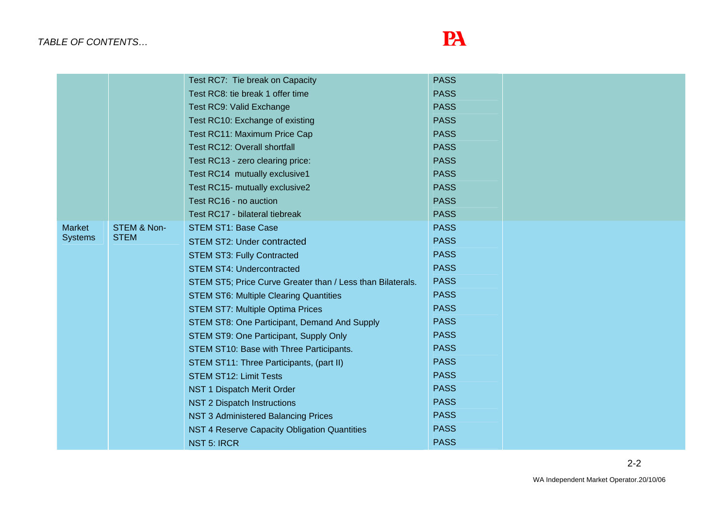| | | | | |
|---|---|---|---|---|
| | | Test RC7: Tie break on Capacity | PASS | |
| | | Test RC8: tie break 1 offer time | PASS | |
| | | Test RC9: Valid Exchange | PASS | |
| | | Test RC10: Exchange of existing | PASS | |
| | | Test RC11: Maximum Price Cap | PASS | |
| | | Test RC12: Overall shortfall | PASS | |
| | | Test RC13 - zero clearing price: | PASS | |
| | | Test RC14 mutually exclusive1 | PASS | |
| | | Test RC15- mutually exclusive2 | PASS | |
| | | Test RC16 - no auction | PASS | |
| | | Test RC17 - bilateral tiebreak | PASS | |
| Market Systems | STEM & Non-STEM | STEM ST1: Base Case | PASS | |
| | | STEM ST2: Under contracted | PASS | |
| | | STEM ST3: Fully Contracted | PASS | |
| | | STEM ST4: Undercontracted | PASS | |
| | | STEM ST5; Price Curve Greater than / Less than Bilaterals. | PASS | |
| | | STEM ST6: Multiple Clearing Quantities | PASS | |
| | | STEM ST7: Multiple Optima Prices | PASS | |
| | | STEM ST8: One Participant, Demand And Supply | PASS | |
| | | STEM ST9: One Participant, Supply Only | PASS | |
| | | STEM ST10: Base with Three Participants. | PASS | |
| | | STEM ST11: Three Participants, (part II) | PASS | |
| | | STEM ST12: Limit Tests | PASS | |
| | | NST 1 Dispatch Merit Order | PASS | |
| | | NST 2 Dispatch Instructions | PASS | |
| | | NST 3 Administered Balancing Prices | PASS | |
| | | NST 4 Reserve Capacity Obligation Quantities | PASS | |
| | | NST 5: IRCR | PASS | |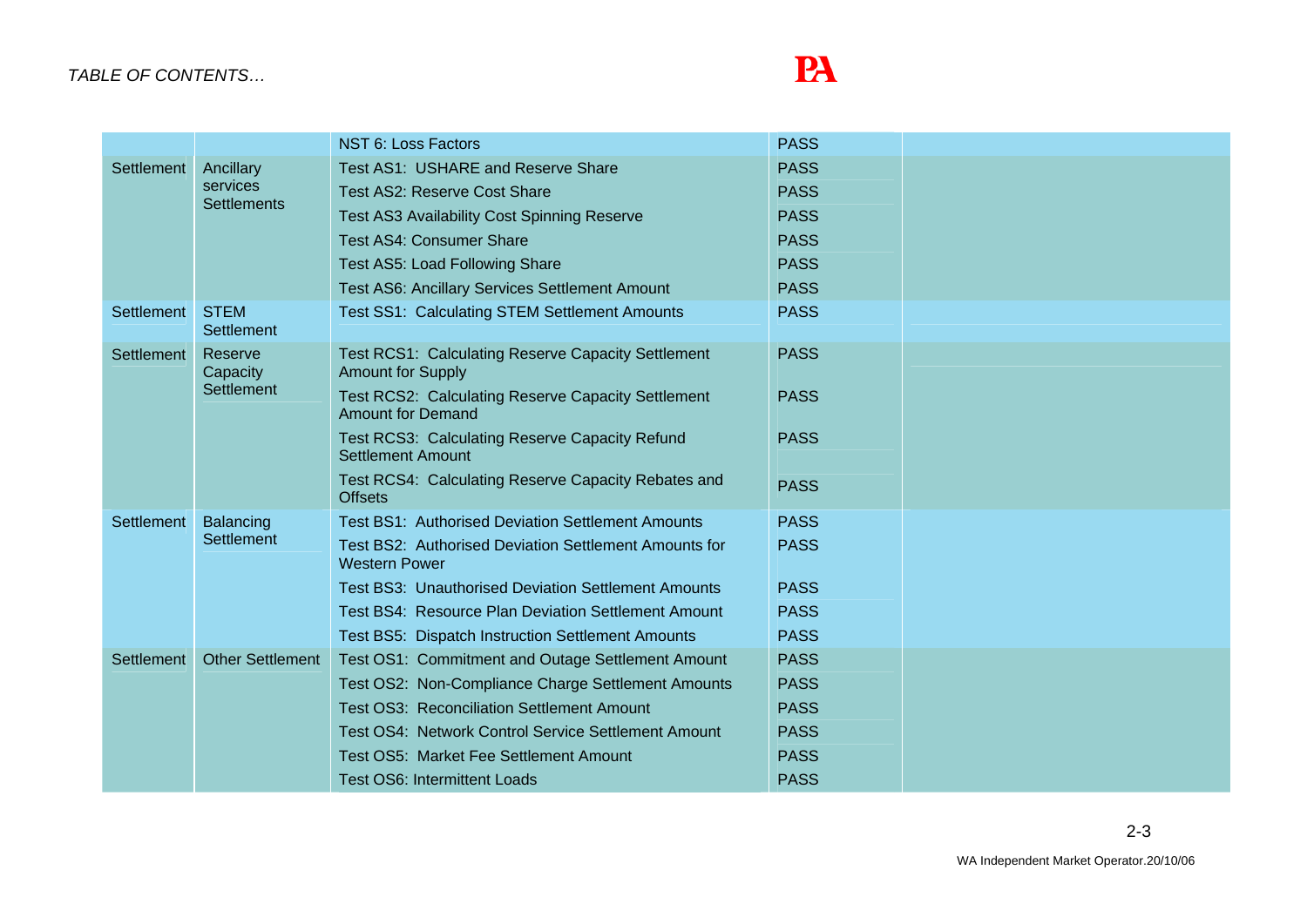| | | | | |
|---|---|---|---|---|
| | | NST 6: Loss Factors | PASS | |
| Settlement | Ancillary services Settlements | Test AS1: USHARE and Reserve Share | PASS | |
| | | Test AS2: Reserve Cost Share | PASS | |
| | | Test AS3 Availability Cost Spinning Reserve | PASS | |
| | | Test AS4: Consumer Share | PASS | |
| | | Test AS5: Load Following Share | PASS | |
| | | Test AS6: Ancillary Services Settlement Amount | PASS | |
| Settlement | STEM Settlement | Test SS1: Calculating STEM Settlement Amounts | PASS | |
| Settlement | Reserve Capacity Settlement | Test RCS1: Calculating Reserve Capacity Settlement Amount for Supply | PASS | |
| | | Test RCS2: Calculating Reserve Capacity Settlement Amount for Demand | PASS | |
| | | Test RCS3: Calculating Reserve Capacity Refund Settlement Amount | PASS | |
| | | Test RCS4: Calculating Reserve Capacity Rebates and Offsets | PASS | |
| Settlement | Balancing Settlement | Test BS1: Authorised Deviation Settlement Amounts | PASS | |
| | | Test BS2: Authorised Deviation Settlement Amounts for Western Power | PASS | |
| | | Test BS3: Unauthorised Deviation Settlement Amounts | PASS | |
| | | Test BS4: Resource Plan Deviation Settlement Amount | PASS | |
| | | Test BS5: Dispatch Instruction Settlement Amounts | PASS | |
| Settlement | Other Settlement | Test OS1: Commitment and Outage Settlement Amount | PASS | |
| | | Test OS2: Non-Compliance Charge Settlement Amounts | PASS | |
| | | Test OS3: Reconciliation Settlement Amount | PASS | |
| | | Test OS4: Network Control Service Settlement Amount | PASS | |
| | | Test OS5: Market Fee Settlement Amount | PASS | |
| | | Test OS6: Intermittent Loads | PASS | |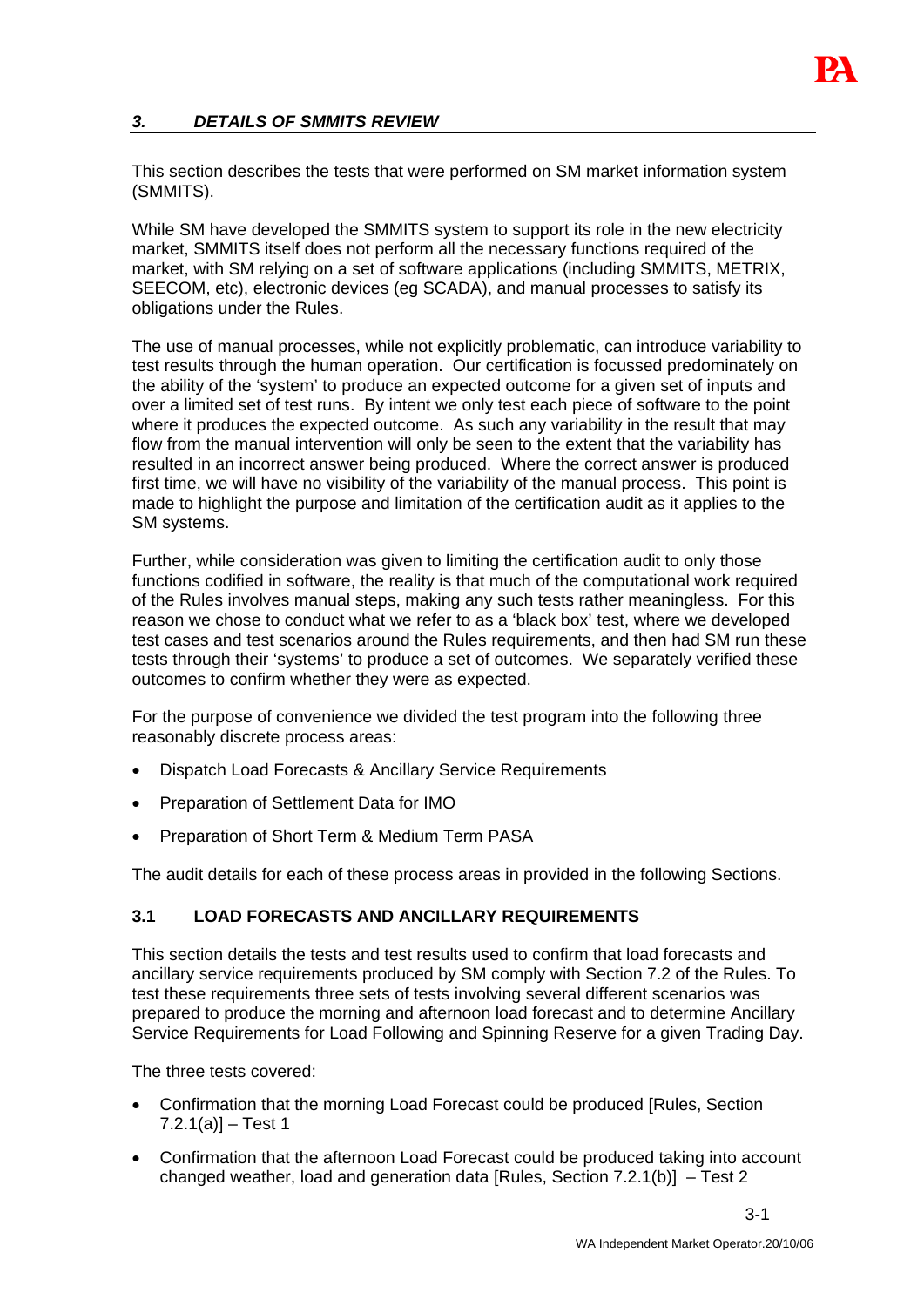## *3. DETAILS OF SMMITS REVIEW*

This section describes the tests that were performed on SM market information system (SMMITS).

While SM have developed the SMMITS system to support its role in the new electricity market, SMMITS itself does not perform all the necessary functions required of the market, with SM relying on a set of software applications (including SMMITS, METRIX, SEECOM, etc), electronic devices (eg SCADA), and manual processes to satisfy its obligations under the Rules.

The use of manual processes, while not explicitly problematic, can introduce variability to test results through the human operation. Our certification is focussed predominately on the ability of the 'system' to produce an expected outcome for a given set of inputs and over a limited set of test runs. By intent we only test each piece of software to the point where it produces the expected outcome. As such any variability in the result that may flow from the manual intervention will only be seen to the extent that the variability has resulted in an incorrect answer being produced. Where the correct answer is produced first time, we will have no visibility of the variability of the manual process. This point is made to highlight the purpose and limitation of the certification audit as it applies to the SM systems.

Further, while consideration was given to limiting the certification audit to only those functions codified in software, the reality is that much of the computational work required of the Rules involves manual steps, making any such tests rather meaningless. For this reason we chose to conduct what we refer to as a 'black box' test, where we developed test cases and test scenarios around the Rules requirements, and then had SM run these tests through their 'systems' to produce a set of outcomes. We separately verified these outcomes to confirm whether they were as expected.

For the purpose of convenience we divided the test program into the following three reasonably discrete process areas:

- Dispatch Load Forecasts & Ancillary Service Requirements
- Preparation of Settlement Data for IMO
- Preparation of Short Term & Medium Term PASA

The audit details for each of these process areas in provided in the following Sections.

### 3.1 LOAD FORECASTS AND ANCILLARY REQUIREMENTS

This section details the tests and test results used to confirm that load forecasts and ancillary service requirements produced by SM comply with Section 7.2 of the Rules. To test these requirements three sets of tests involving several different scenarios was prepared to produce the morning and afternoon load forecast and to determine Ancillary Service Requirements for Load Following and Spinning Reserve for a given Trading Day.

The three tests covered:

- Confirmation that the morning Load Forecast could be produced [Rules, Section 7.2.1(a)] – Test 1
- Confirmation that the afternoon Load Forecast could be produced taking into account changed weather, load and generation data [Rules, Section 7.2.1(b)] – Test 2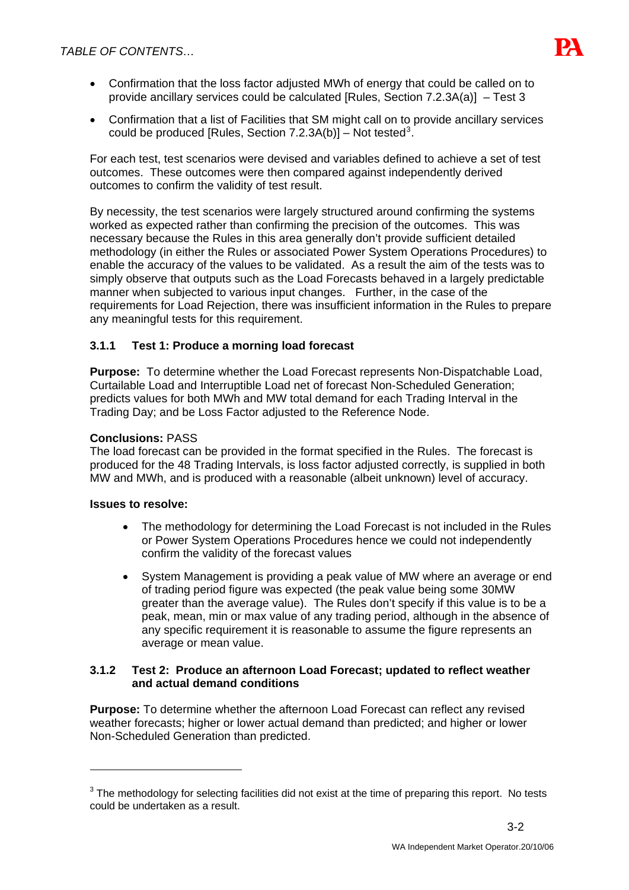- Confirmation that the loss factor adjusted MWh of energy that could be called on to provide ancillary services could be calculated [Rules, Section 7.2.3A(a)] – Test 3
- Confirmation that a list of Facilities that SM might call on to provide ancillary services could be produced [Rules, Section 7.2.3A(b)] – Not tested[3].

For each test, test scenarios were devised and variables defined to achieve a set of test outcomes. These outcomes were then compared against independently derived outcomes to confirm the validity of test result.

By necessity, the test scenarios were largely structured around confirming the systems worked as expected rather than confirming the precision of the outcomes. This was necessary because the Rules in this area generally don't provide sufficient detailed methodology (in either the Rules or associated Power System Operations Procedures) to enable the accuracy of the values to be validated. As a result the aim of the tests was to simply observe that outputs such as the Load Forecasts behaved in a largely predictable manner when subjected to various input changes. Further, in the case of the requirements for Load Rejection, there was insufficient information in the Rules to prepare any meaningful tests for this requirement.

### 3.1.1 Test 1: Produce a morning load forecast

**Purpose:** To determine whether the Load Forecast represents Non-Dispatchable Load, Curtailable Load and Interruptible Load net of forecast Non-Scheduled Generation; predicts values for both MWh and MW total demand for each Trading Interval in the Trading Day; and be Loss Factor adjusted to the Reference Node.

**Conclusions:** PASS

The load forecast can be provided in the format specified in the Rules. The forecast is produced for the 48 Trading Intervals, is loss factor adjusted correctly, is supplied in both MW and MWh, and is produced with a reasonable (albeit unknown) level of accuracy.

**Issues to resolve:**

- The methodology for determining the Load Forecast is not included in the Rules or Power System Operations Procedures hence we could not independently confirm the validity of the forecast values
- System Management is providing a peak value of MW where an average or end of trading period figure was expected (the peak value being some 30MW greater than the average value). The Rules don't specify if this value is to be a peak, mean, min or max value of any trading period, although in the absence of any specific requirement it is reasonable to assume the figure represents an average or mean value.

### 3.1.2 Test 2: Produce an afternoon Load Forecast; updated to reflect weather and actual demand conditions

**Purpose:** To determine whether the afternoon Load Forecast can reflect any revised weather forecasts; higher or lower actual demand than predicted; and higher or lower Non-Scheduled Generation than predicted.

[3] The methodology for selecting facilities did not exist at the time of preparing this report. No tests could be undertaken as a result.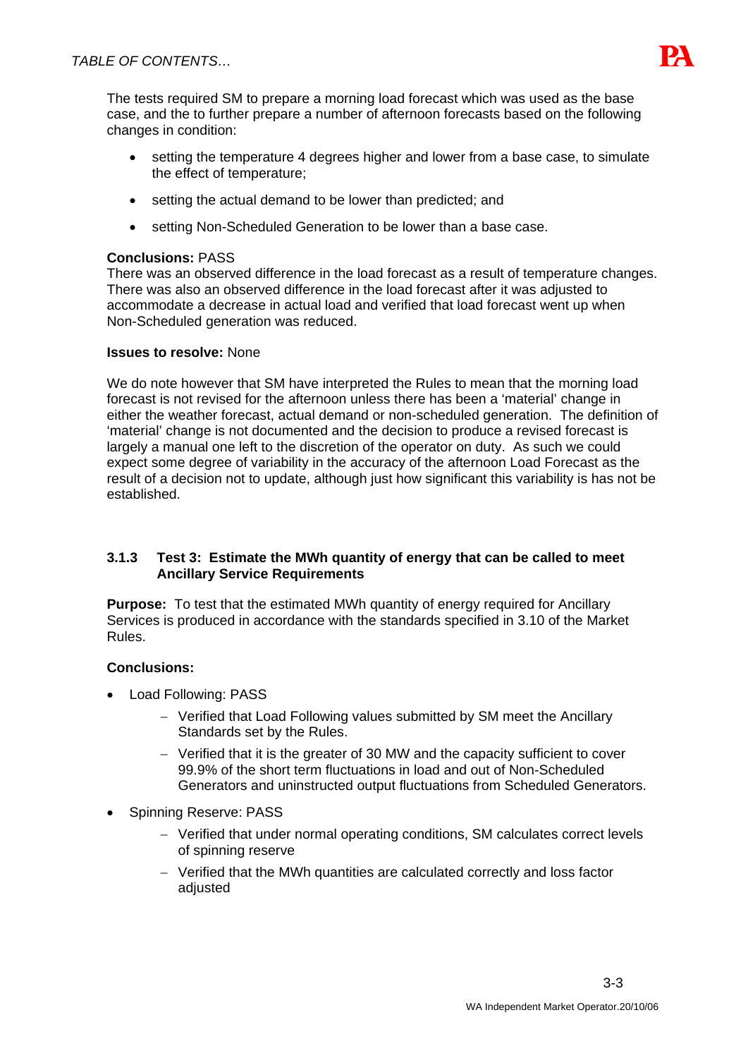The tests required SM to prepare a morning load forecast which was used as the base case, and the to further prepare a number of afternoon forecasts based on the following changes in condition:

- setting the temperature 4 degrees higher and lower from a base case, to simulate the effect of temperature;
- setting the actual demand to be lower than predicted; and
- setting Non-Scheduled Generation to be lower than a base case.

**Conclusions:** PASS
There was an observed difference in the load forecast as a result of temperature changes. There was also an observed difference in the load forecast after it was adjusted to accommodate a decrease in actual load and verified that load forecast went up when Non-Scheduled generation was reduced.

**Issues to resolve:** None

We do note however that SM have interpreted the Rules to mean that the morning load forecast is not revised for the afternoon unless there has been a 'material' change in either the weather forecast, actual demand or non-scheduled generation. The definition of 'material' change is not documented and the decision to produce a revised forecast is largely a manual one left to the discretion of the operator on duty. As such we could expect some degree of variability in the accuracy of the afternoon Load Forecast as the result of a decision not to update, although just how significant this variability is has not be established.

### 3.1.3 Test 3: Estimate the MWh quantity of energy that can be called to meet Ancillary Service Requirements

**Purpose:** To test that the estimated MWh quantity of energy required for Ancillary Services is produced in accordance with the standards specified in 3.10 of the Market Rules.

**Conclusions:**

- Load Following: PASS
  - Verified that Load Following values submitted by SM meet the Ancillary Standards set by the Rules.
  - Verified that it is the greater of 30 MW and the capacity sufficient to cover 99.9% of the short term fluctuations in load and out of Non-Scheduled Generators and uninstructed output fluctuations from Scheduled Generators.
- Spinning Reserve: PASS
  - Verified that under normal operating conditions, SM calculates correct levels of spinning reserve
  - Verified that the MWh quantities are calculated correctly and loss factor adjusted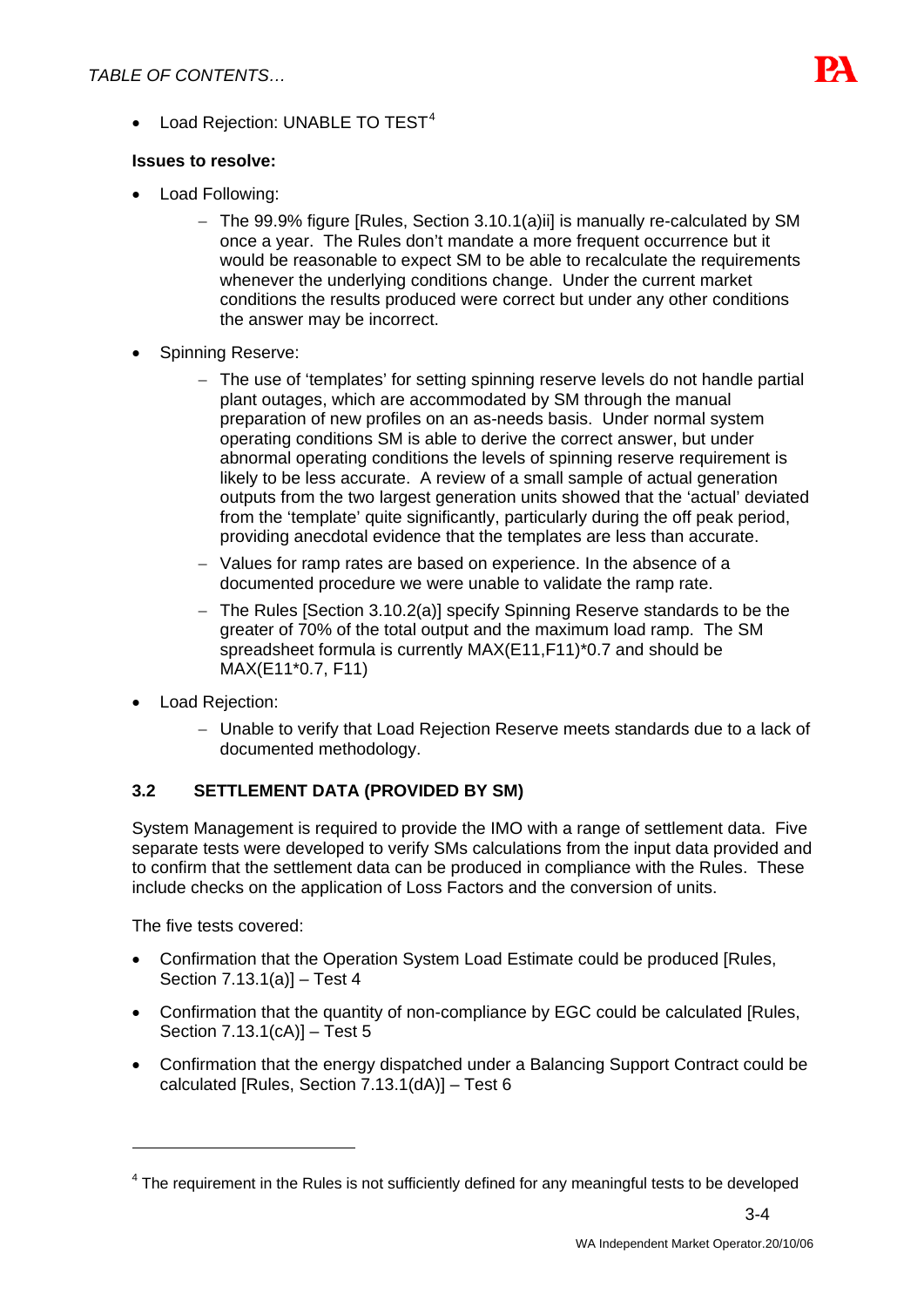- Load Rejection: UNABLE TO TEST[4]

**Issues to resolve:**

- Load Following:
  - The 99.9% figure [Rules, Section 3.10.1(a)ii] is manually re-calculated by SM once a year. The Rules don't mandate a more frequent occurrence but it would be reasonable to expect SM to be able to recalculate the requirements whenever the underlying conditions change. Under the current market conditions the results produced were correct but under any other conditions the answer may be incorrect.
- Spinning Reserve:
  - The use of 'templates' for setting spinning reserve levels do not handle partial plant outages, which are accommodated by SM through the manual preparation of new profiles on an as-needs basis. Under normal system operating conditions SM is able to derive the correct answer, but under abnormal operating conditions the levels of spinning reserve requirement is likely to be less accurate. A review of a small sample of actual generation outputs from the two largest generation units showed that the 'actual' deviated from the 'template' quite significantly, particularly during the off peak period, providing anecdotal evidence that the templates are less than accurate.
  - Values for ramp rates are based on experience. In the absence of a documented procedure we were unable to validate the ramp rate.
  - The Rules [Section 3.10.2(a)] specify Spinning Reserve standards to be the greater of 70% of the total output and the maximum load ramp. The SM spreadsheet formula is currently MAX(E11,F11)*0.7 and should be MAX(E11*0.7, F11)
- Load Rejection:
  - Unable to verify that Load Rejection Reserve meets standards due to a lack of documented methodology.

### 3.2 SETTLEMENT DATA (PROVIDED BY SM)

System Management is required to provide the IMO with a range of settlement data. Five separate tests were developed to verify SMs calculations from the input data provided and to confirm that the settlement data can be produced in compliance with the Rules. These include checks on the application of Loss Factors and the conversion of units.

The five tests covered:

- Confirmation that the Operation System Load Estimate could be produced [Rules, Section 7.13.1(a)] – Test 4
- Confirmation that the quantity of non-compliance by EGC could be calculated [Rules, Section 7.13.1(cA)] – Test 5
- Confirmation that the energy dispatched under a Balancing Support Contract could be calculated [Rules, Section 7.13.1(dA)] – Test 6

---

[4] The requirement in the Rules is not sufficiently defined for any meaningful tests to be developed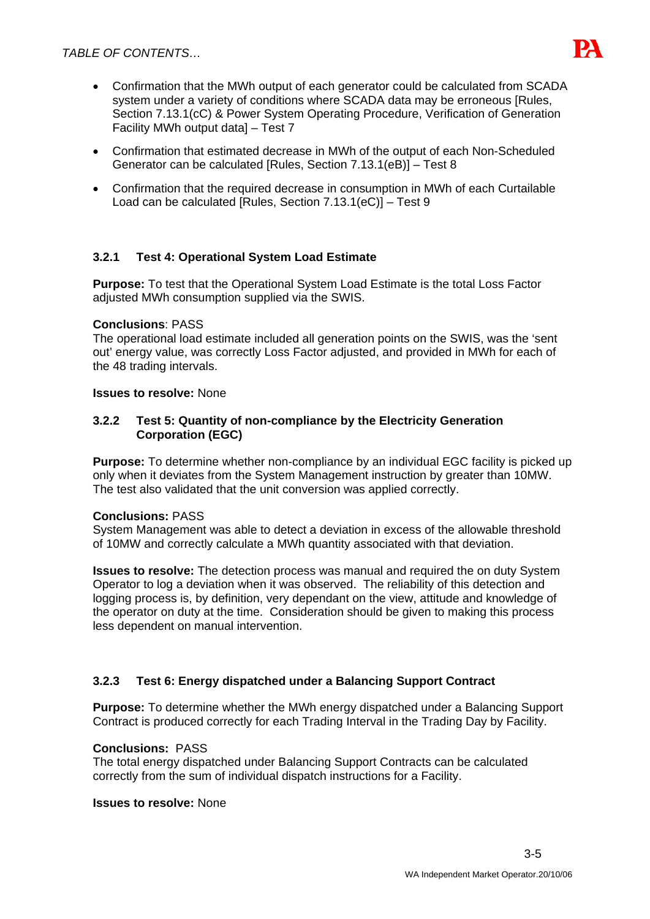- Confirmation that the MWh output of each generator could be calculated from SCADA system under a variety of conditions where SCADA data may be erroneous [Rules, Section 7.13.1(cC) & Power System Operating Procedure, Verification of Generation Facility MWh output data] – Test 7
- Confirmation that estimated decrease in MWh of the output of each Non-Scheduled Generator can be calculated [Rules, Section 7.13.1(eB)] – Test 8
- Confirmation that the required decrease in consumption in MWh of each Curtailable Load can be calculated [Rules, Section 7.13.1(eC)] – Test 9

### 3.2.1 Test 4: Operational System Load Estimate

**Purpose:** To test that the Operational System Load Estimate is the total Loss Factor adjusted MWh consumption supplied via the SWIS.

**Conclusions**: PASS
The operational load estimate included all generation points on the SWIS, was the 'sent out' energy value, was correctly Loss Factor adjusted, and provided in MWh for each of the 48 trading intervals.

**Issues to resolve:** None

### 3.2.2 Test 5: Quantity of non-compliance by the Electricity Generation Corporation (EGC)

**Purpose:** To determine whether non-compliance by an individual EGC facility is picked up only when it deviates from the System Management instruction by greater than 10MW. The test also validated that the unit conversion was applied correctly.

**Conclusions:** PASS
System Management was able to detect a deviation in excess of the allowable threshold of 10MW and correctly calculate a MWh quantity associated with that deviation.

**Issues to resolve:** The detection process was manual and required the on duty System Operator to log a deviation when it was observed. The reliability of this detection and logging process is, by definition, very dependant on the view, attitude and knowledge of the operator on duty at the time. Consideration should be given to making this process less dependent on manual intervention.

### 3.2.3 Test 6: Energy dispatched under a Balancing Support Contract

**Purpose:** To determine whether the MWh energy dispatched under a Balancing Support Contract is produced correctly for each Trading Interval in the Trading Day by Facility.

**Conclusions:** PASS
The total energy dispatched under Balancing Support Contracts can be calculated correctly from the sum of individual dispatch instructions for a Facility.

**Issues to resolve:** None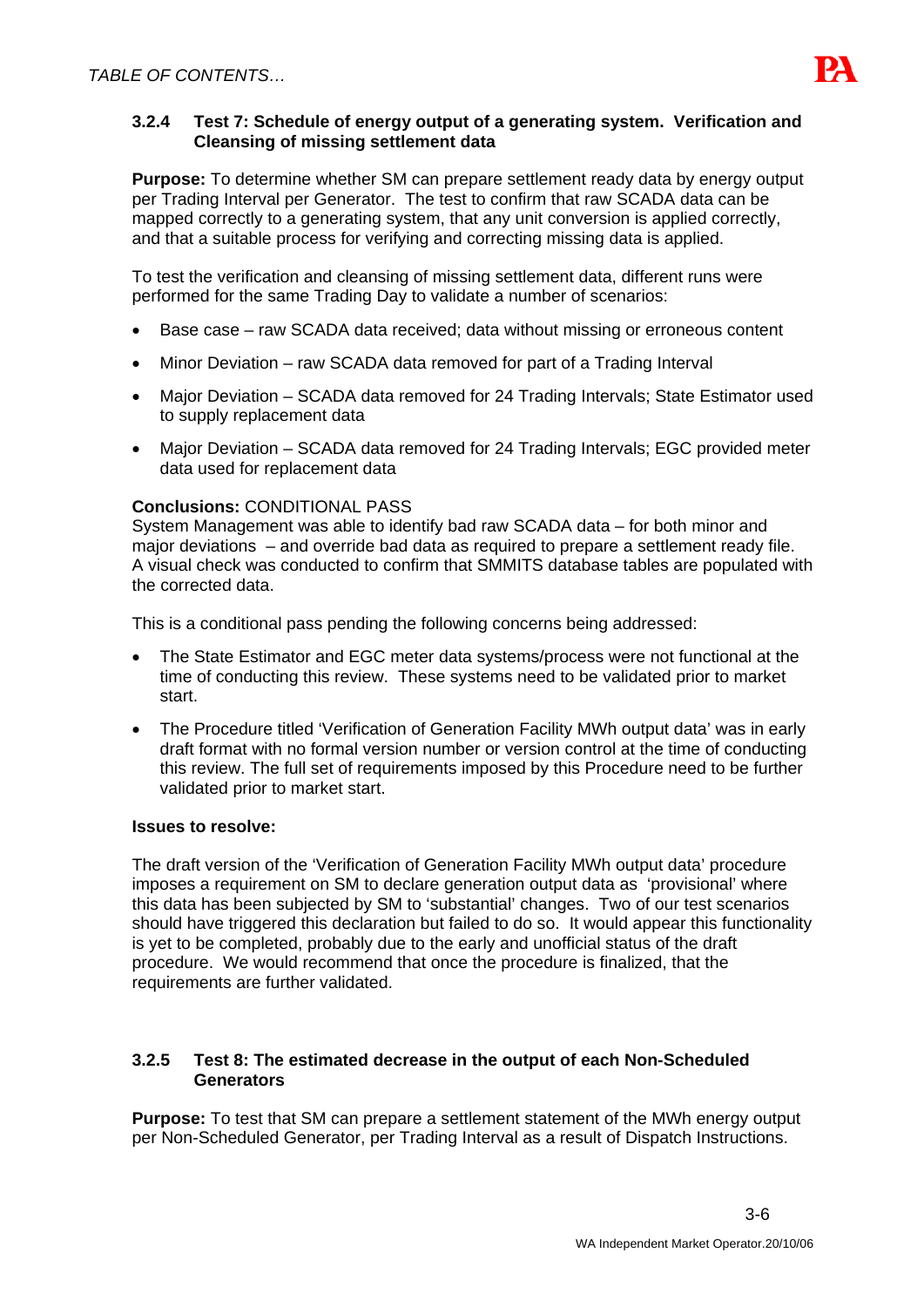### 3.2.4 Test 7: Schedule of energy output of a generating system. Verification and Cleansing of missing settlement data

**Purpose:** To determine whether SM can prepare settlement ready data by energy output per Trading Interval per Generator. The test to confirm that raw SCADA data can be mapped correctly to a generating system, that any unit conversion is applied correctly, and that a suitable process for verifying and correcting missing data is applied.

To test the verification and cleansing of missing settlement data, different runs were performed for the same Trading Day to validate a number of scenarios:

- Base case – raw SCADA data received; data without missing or erroneous content
- Minor Deviation – raw SCADA data removed for part of a Trading Interval
- Major Deviation – SCADA data removed for 24 Trading Intervals; State Estimator used to supply replacement data
- Major Deviation – SCADA data removed for 24 Trading Intervals; EGC provided meter data used for replacement data

**Conclusions:** CONDITIONAL PASS
System Management was able to identify bad raw SCADA data – for both minor and major deviations – and override bad data as required to prepare a settlement ready file. A visual check was conducted to confirm that SMMITS database tables are populated with the corrected data.

This is a conditional pass pending the following concerns being addressed:

- The State Estimator and EGC meter data systems/process were not functional at the time of conducting this review. These systems need to be validated prior to market start.
- The Procedure titled 'Verification of Generation Facility MWh output data' was in early draft format with no formal version number or version control at the time of conducting this review. The full set of requirements imposed by this Procedure need to be further validated prior to market start.

**Issues to resolve:**

The draft version of the 'Verification of Generation Facility MWh output data' procedure imposes a requirement on SM to declare generation output data as 'provisional' where this data has been subjected by SM to 'substantial' changes. Two of our test scenarios should have triggered this declaration but failed to do so. It would appear this functionality is yet to be completed, probably due to the early and unofficial status of the draft procedure. We would recommend that once the procedure is finalized, that the requirements are further validated.

### 3.2.5 Test 8: The estimated decrease in the output of each Non-Scheduled Generators

**Purpose:** To test that SM can prepare a settlement statement of the MWh energy output per Non-Scheduled Generator, per Trading Interval as a result of Dispatch Instructions.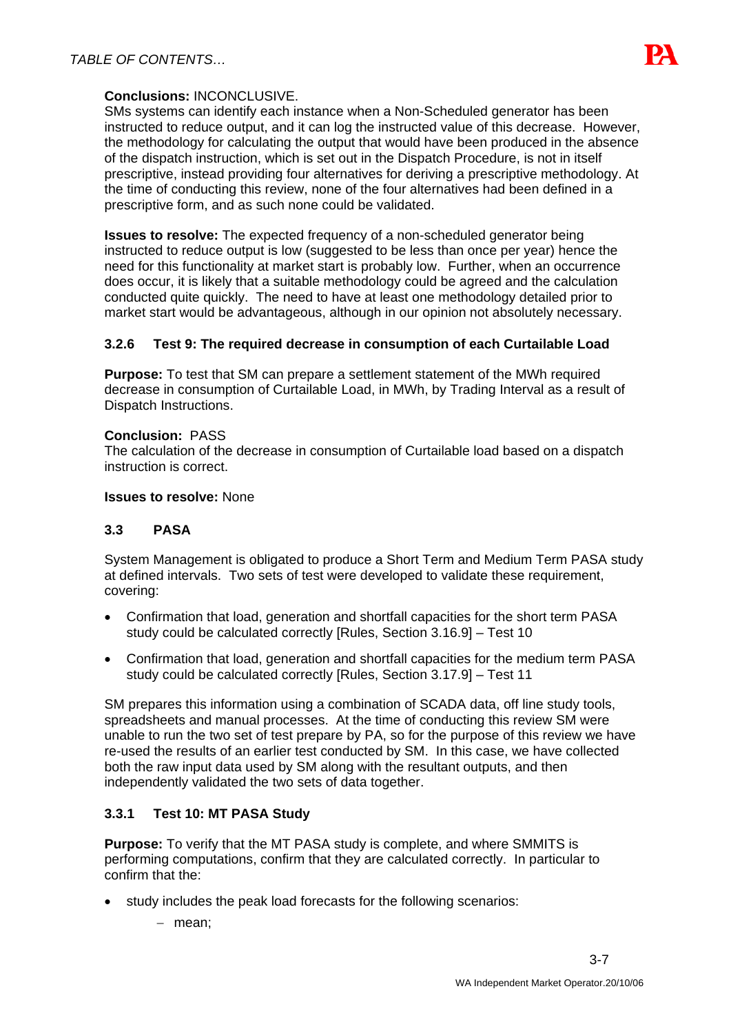**Conclusions:** INCONCLUSIVE.
SMs systems can identify each instance when a Non-Scheduled generator has been instructed to reduce output, and it can log the instructed value of this decrease. However, the methodology for calculating the output that would have been produced in the absence of the dispatch instruction, which is set out in the Dispatch Procedure, is not in itself prescriptive, instead providing four alternatives for deriving a prescriptive methodology. At the time of conducting this review, none of the four alternatives had been defined in a prescriptive form, and as such none could be validated.

**Issues to resolve:** The expected frequency of a non-scheduled generator being instructed to reduce output is low (suggested to be less than once per year) hence the need for this functionality at market start is probably low. Further, when an occurrence does occur, it is likely that a suitable methodology could be agreed and the calculation conducted quite quickly. The need to have at least one methodology detailed prior to market start would be advantageous, although in our opinion not absolutely necessary.

#### 3.2.6 Test 9: The required decrease in consumption of each Curtailable Load

**Purpose:** To test that SM can prepare a settlement statement of the MWh required decrease in consumption of Curtailable Load, in MWh, by Trading Interval as a result of Dispatch Instructions.

**Conclusion:** PASS
The calculation of the decrease in consumption of Curtailable load based on a dispatch instruction is correct.

**Issues to resolve:** None

### 3.3 PASA

System Management is obligated to produce a Short Term and Medium Term PASA study at defined intervals. Two sets of test were developed to validate these requirement, covering:

- Confirmation that load, generation and shortfall capacities for the short term PASA study could be calculated correctly [Rules, Section 3.16.9] – Test 10
- Confirmation that load, generation and shortfall capacities for the medium term PASA study could be calculated correctly [Rules, Section 3.17.9] – Test 11

SM prepares this information using a combination of SCADA data, off line study tools, spreadsheets and manual processes. At the time of conducting this review SM were unable to run the two set of test prepare by PA, so for the purpose of this review we have re-used the results of an earlier test conducted by SM. In this case, we have collected both the raw input data used by SM along with the resultant outputs, and then independently validated the two sets of data together.

#### 3.3.1 Test 10: MT PASA Study

**Purpose:** To verify that the MT PASA study is complete, and where SMMITS is performing computations, confirm that they are calculated correctly. In particular to confirm that the:

- study includes the peak load forecasts for the following scenarios:
  - mean;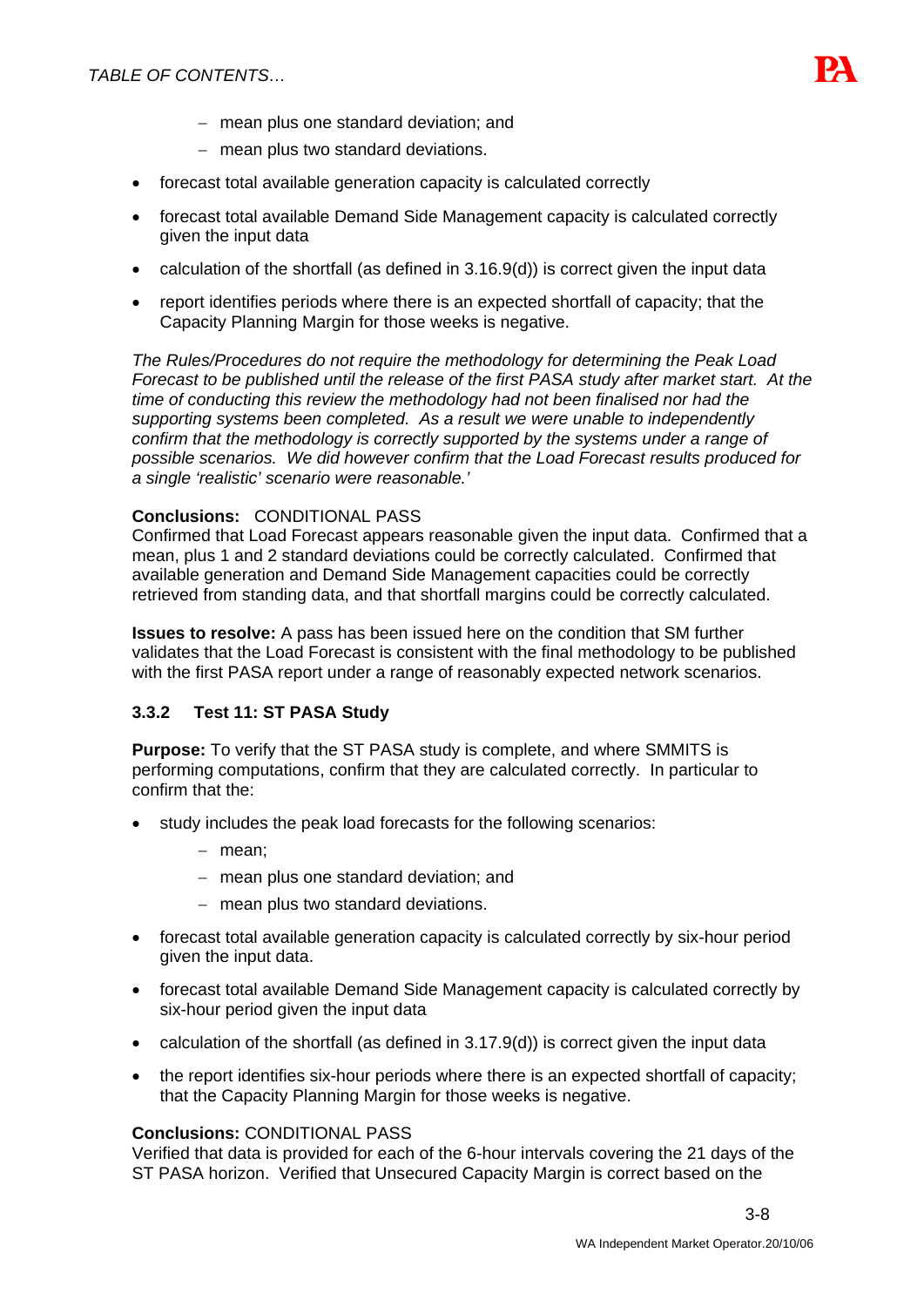- mean plus one standard deviation; and
  - mean plus two standard deviations.
- forecast total available generation capacity is calculated correctly
- forecast total available Demand Side Management capacity is calculated correctly given the input data
- calculation of the shortfall (as defined in 3.16.9(d)) is correct given the input data
- report identifies periods where there is an expected shortfall of capacity; that the Capacity Planning Margin for those weeks is negative.

*The Rules/Procedures do not require the methodology for determining the Peak Load Forecast to be published until the release of the first PASA study after market start. At the time of conducting this review the methodology had not been finalised nor had the supporting systems been completed. As a result we were unable to independently confirm that the methodology is correctly supported by the systems under a range of possible scenarios. We did however confirm that the Load Forecast results produced for a single 'realistic' scenario were reasonable.'*

**Conclusions:** CONDITIONAL PASS
Confirmed that Load Forecast appears reasonable given the input data. Confirmed that a mean, plus 1 and 2 standard deviations could be correctly calculated. Confirmed that available generation and Demand Side Management capacities could be correctly retrieved from standing data, and that shortfall margins could be correctly calculated.

**Issues to resolve:** A pass has been issued here on the condition that SM further validates that the Load Forecast is consistent with the final methodology to be published with the first PASA report under a range of reasonably expected network scenarios.

### 3.3.2 Test 11: ST PASA Study

**Purpose:** To verify that the ST PASA study is complete, and where SMMITS is performing computations, confirm that they are calculated correctly. In particular to confirm that the:

- study includes the peak load forecasts for the following scenarios:
  - mean;
  - mean plus one standard deviation; and
  - mean plus two standard deviations.
- forecast total available generation capacity is calculated correctly by six-hour period given the input data.
- forecast total available Demand Side Management capacity is calculated correctly by six-hour period given the input data
- calculation of the shortfall (as defined in 3.17.9(d)) is correct given the input data
- the report identifies six-hour periods where there is an expected shortfall of capacity; that the Capacity Planning Margin for those weeks is negative.

**Conclusions:** CONDITIONAL PASS
Verified that data is provided for each of the 6-hour intervals covering the 21 days of the ST PASA horizon. Verified that Unsecured Capacity Margin is correct based on the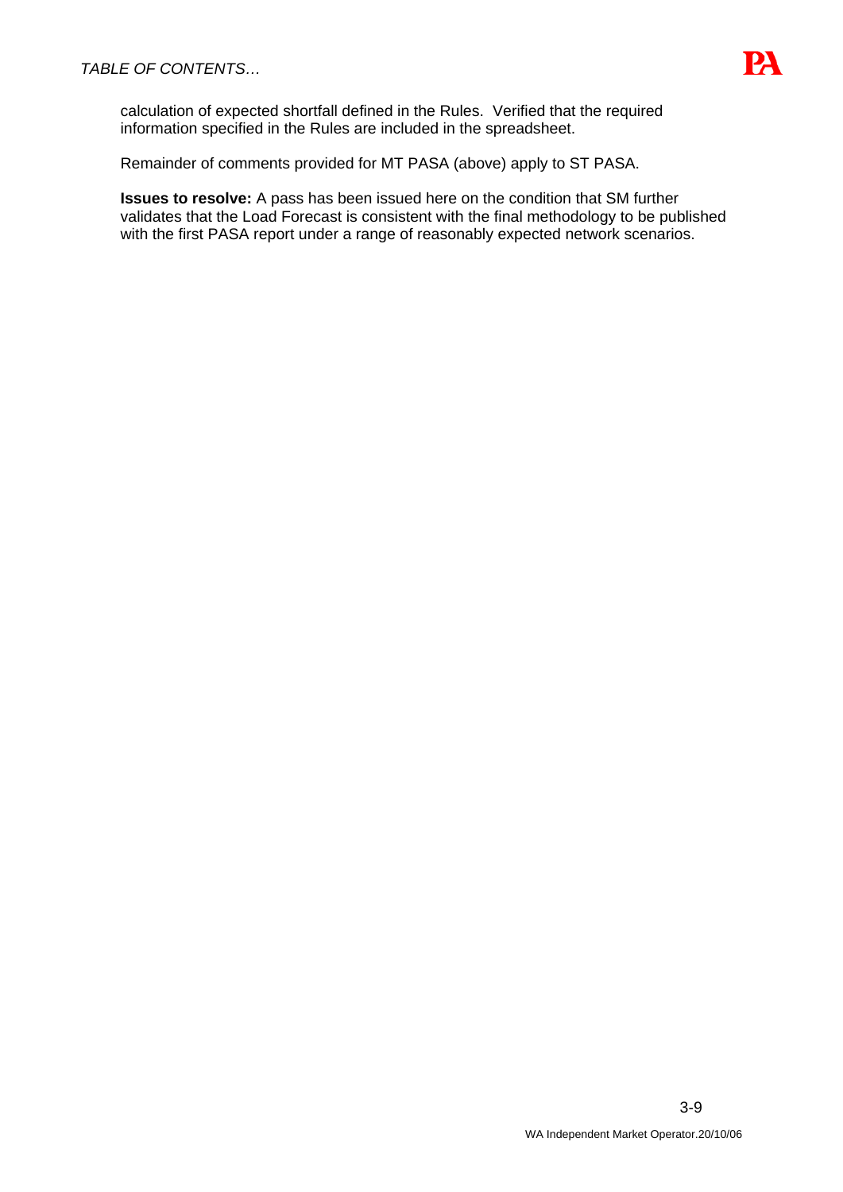calculation of expected shortfall defined in the Rules. Verified that the required information specified in the Rules are included in the spreadsheet.

Remainder of comments provided for MT PASA (above) apply to ST PASA.

**Issues to resolve:** A pass has been issued here on the condition that SM further validates that the Load Forecast is consistent with the final methodology to be published with the first PASA report under a range of reasonably expected network scenarios.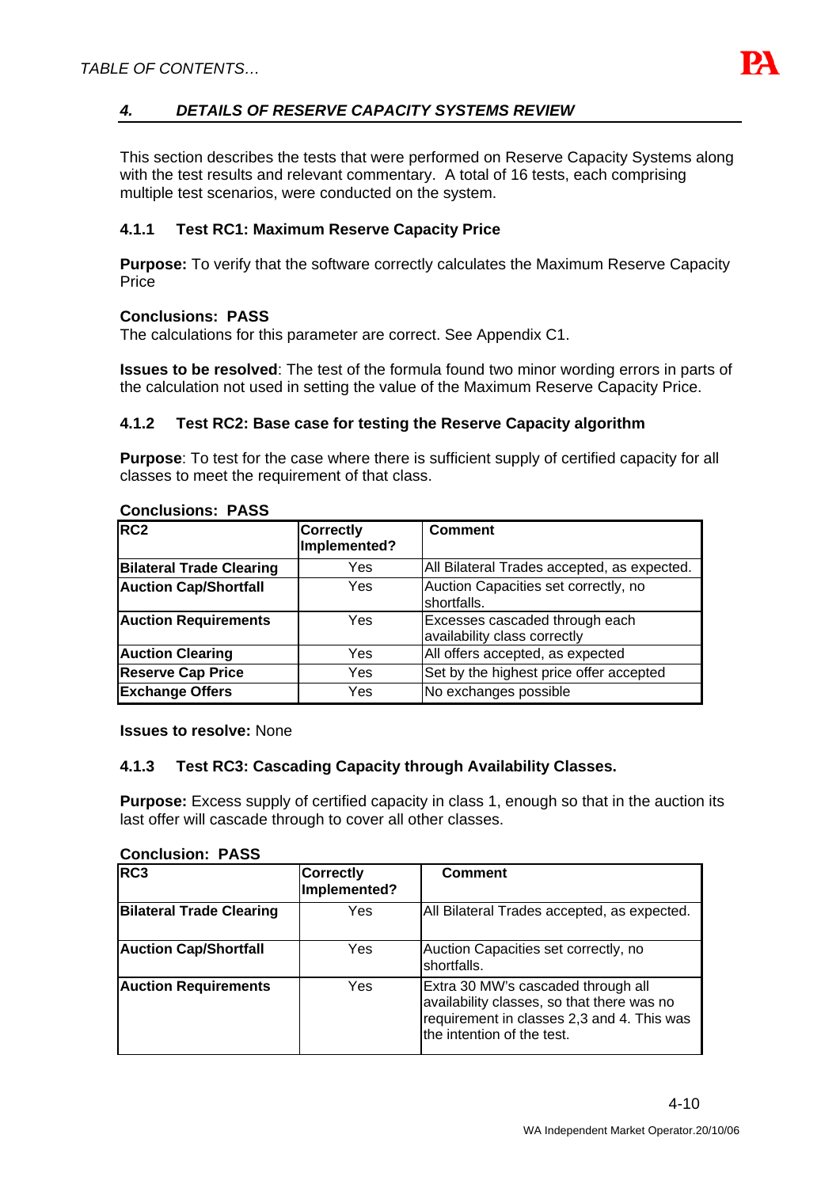## 4. DETAILS OF RESERVE CAPACITY SYSTEMS REVIEW

This section describes the tests that were performed on Reserve Capacity Systems along with the test results and relevant commentary. A total of 16 tests, each comprising multiple test scenarios, were conducted on the system.

### 4.1.1 Test RC1: Maximum Reserve Capacity Price

**Purpose:** To verify that the software correctly calculates the Maximum Reserve Capacity Price

**Conclusions: PASS**
The calculations for this parameter are correct. See Appendix C1.

**Issues to be resolved**: The test of the formula found two minor wording errors in parts of the calculation not used in setting the value of the Maximum Reserve Capacity Price.

### 4.1.2 Test RC2: Base case for testing the Reserve Capacity algorithm

**Purpose**: To test for the case where there is sufficient supply of certified capacity for all classes to meet the requirement of that class.

**Conclusions: PASS**

| RC2 | Correctly Implemented? | Comment |
|---|---|---|
| **Bilateral Trade Clearing** | Yes | All Bilateral Trades accepted, as expected. |
| **Auction Cap/Shortfall** | Yes | Auction Capacities set correctly, no shortfalls. |
| **Auction Requirements** | Yes | Excesses cascaded through each availability class correctly |
| **Auction Clearing** | Yes | All offers accepted, as expected |
| **Reserve Cap Price** | Yes | Set by the highest price offer accepted |
| **Exchange Offers** | Yes | No exchanges possible |

**Issues to resolve:** None

### 4.1.3 Test RC3: Cascading Capacity through Availability Classes.

**Purpose:** Excess supply of certified capacity in class 1, enough so that in the auction its last offer will cascade through to cover all other classes.

**Conclusion: PASS**

| RC3 | Correctly Implemented? | Comment |
|---|---|---|
| **Bilateral Trade Clearing** | Yes | All Bilateral Trades accepted, as expected. |
| **Auction Cap/Shortfall** | Yes | Auction Capacities set correctly, no shortfalls. |
| **Auction Requirements** | Yes | Extra 30 MW's cascaded through all availability classes, so that there was no requirement in classes 2,3 and 4. This was the intention of the test. |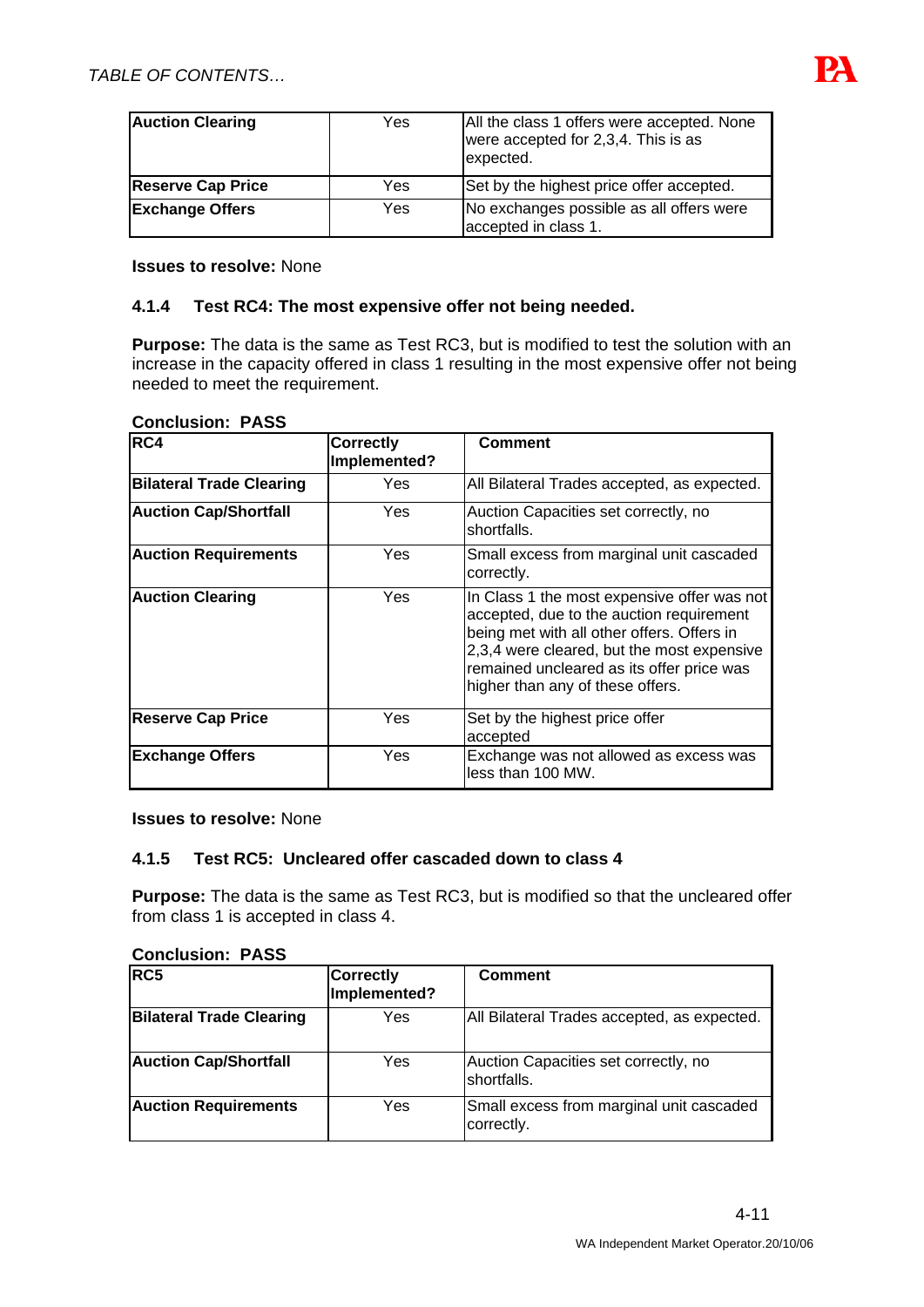| Auction Clearing | Yes | All the class 1 offers were accepted. None were accepted for 2,3,4. This is as expected. |
|---|---|---|
| **Reserve Cap Price** | Yes | Set by the highest price offer accepted. |
| **Exchange Offers** | Yes | No exchanges possible as all offers were accepted in class 1. |

**Issues to resolve:** None

### 4.1.4 Test RC4: The most expensive offer not being needed.

**Purpose:** The data is the same as Test RC3, but is modified to test the solution with an increase in the capacity offered in class 1 resulting in the most expensive offer not being needed to meet the requirement.

**Conclusion: PASS**

| RC4 | Correctly Implemented? | Comment |
|---|---|---|
| **Bilateral Trade Clearing** | Yes | All Bilateral Trades accepted, as expected. |
| **Auction Cap/Shortfall** | Yes | Auction Capacities set correctly, no shortfalls. |
| **Auction Requirements** | Yes | Small excess from marginal unit cascaded correctly. |
| **Auction Clearing** | Yes | In Class 1 the most expensive offer was not accepted, due to the auction requirement being met with all other offers. Offers in 2,3,4 were cleared, but the most expensive remained uncleared as its offer price was higher than any of these offers. |
| **Reserve Cap Price** | Yes | Set by the highest price offer accepted |
| **Exchange Offers** | Yes | Exchange was not allowed as excess was less than 100 MW. |

**Issues to resolve:** None

### 4.1.5 Test RC5: Uncleared offer cascaded down to class 4

**Purpose:** The data is the same as Test RC3, but is modified so that the uncleared offer from class 1 is accepted in class 4.

**Conclusion: PASS**

| RC5 | Correctly Implemented? | Comment |
|---|---|---|
| **Bilateral Trade Clearing** | Yes | All Bilateral Trades accepted, as expected. |
| **Auction Cap/Shortfall** | Yes | Auction Capacities set correctly, no shortfalls. |
| **Auction Requirements** | Yes | Small excess from marginal unit cascaded correctly. |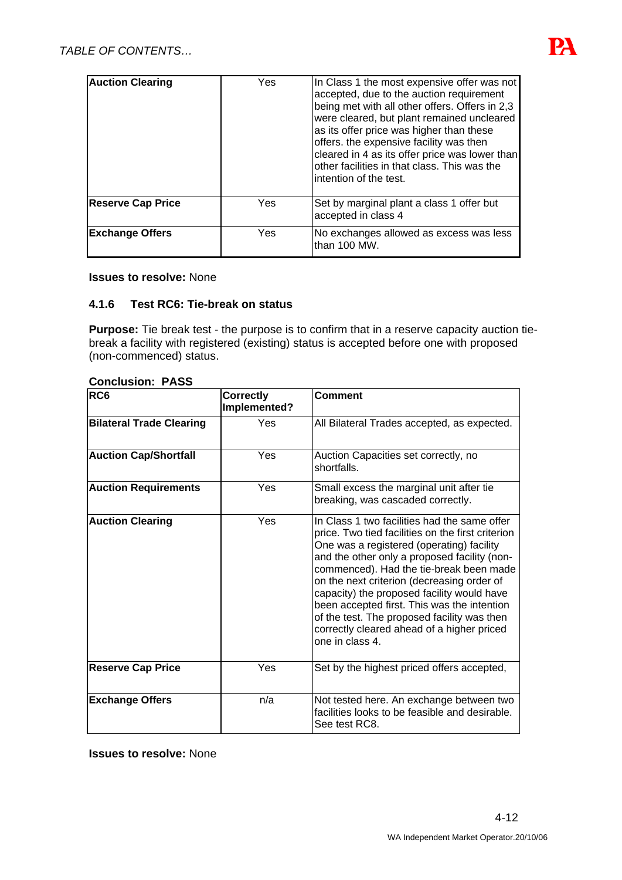| | | |
|---|---|---|
| **Auction Clearing** | Yes | In Class 1 the most expensive offer was not accepted, due to the auction requirement being met with all other offers. Offers in 2,3 were cleared, but plant remained uncleared as its offer price was higher than these offers. the expensive facility was then cleared in 4 as its offer price was lower than other facilities in that class. This was the intention of the test. |
| **Reserve Cap Price** | Yes | Set by marginal plant a class 1 offer but accepted in class 4 |
| **Exchange Offers** | Yes | No exchanges allowed as excess was less than 100 MW. |

**Issues to resolve:** None

### 4.1.6 Test RC6: Tie-break on status

**Purpose:** Tie break test - the purpose is to confirm that in a reserve capacity auction tie-break a facility with registered (existing) status is accepted before one with proposed (non-commenced) status.

**Conclusion: PASS**

| RC6 | Correctly Implemented? | Comment |
|---|---|---|
| **Bilateral Trade Clearing** | Yes | All Bilateral Trades accepted, as expected. |
| **Auction Cap/Shortfall** | Yes | Auction Capacities set correctly, no shortfalls. |
| **Auction Requirements** | Yes | Small excess the marginal unit after tie breaking, was cascaded correctly. |
| **Auction Clearing** | Yes | In Class 1 two facilities had the same offer price. Two tied facilities on the first criterion One was a registered (operating) facility and the other only a proposed facility (non-commenced). Had the tie-break been made on the next criterion (decreasing order of capacity) the proposed facility would have been accepted first. This was the intention of the test. The proposed facility was then correctly cleared ahead of a higher priced one in class 4. |
| **Reserve Cap Price** | Yes | Set by the highest priced offers accepted, |
| **Exchange Offers** | n/a | Not tested here. An exchange between two facilities looks to be feasible and desirable. See test RC8. |

**Issues to resolve:** None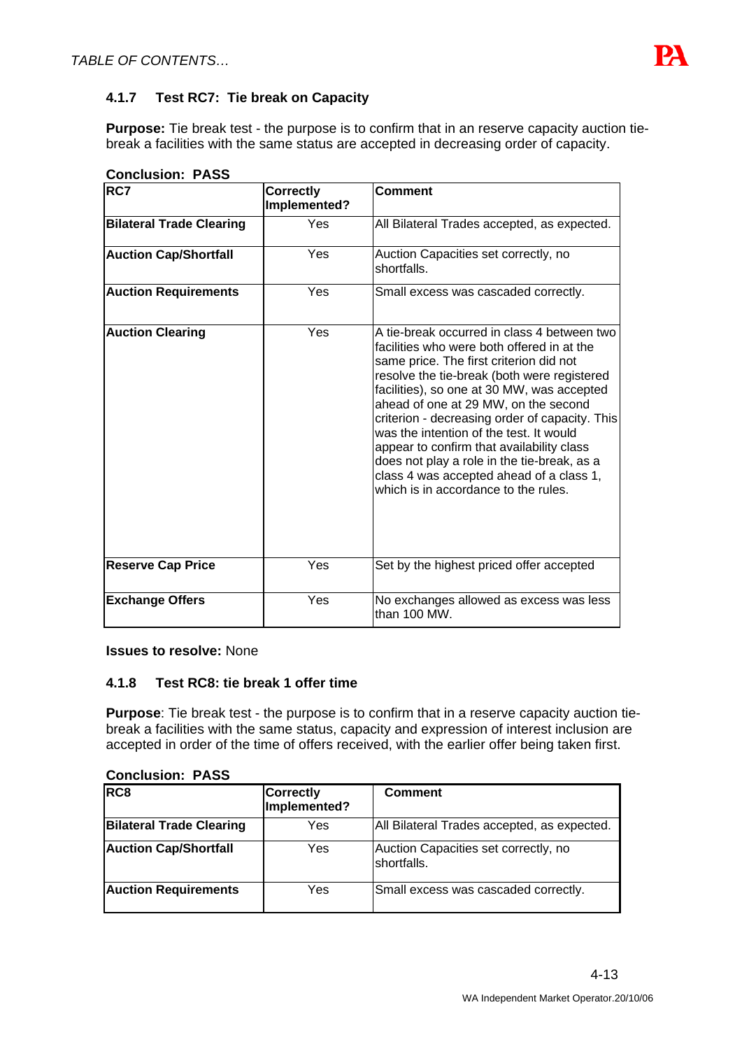### 4.1.7 Test RC7: Tie break on Capacity

**Purpose:** Tie break test - the purpose is to confirm that in an reserve capacity auction tie-break a facilities with the same status are accepted in decreasing order of capacity.

**Conclusion: PASS**

| RC7 | Correctly Implemented? | Comment |
|---|---|---|
| **Bilateral Trade Clearing** | Yes | All Bilateral Trades accepted, as expected. |
| **Auction Cap/Shortfall** | Yes | Auction Capacities set correctly, no shortfalls. |
| **Auction Requirements** | Yes | Small excess was cascaded correctly. |
| **Auction Clearing** | Yes | A tie-break occurred in class 4 between two facilities who were both offered in at the same price. The first criterion did not resolve the tie-break (both were registered facilities), so one at 30 MW, was accepted ahead of one at 29 MW, on the second criterion - decreasing order of capacity. This was the intention of the test. It would appear to confirm that availability class does not play a role in the tie-break, as a class 4 was accepted ahead of a class 1, which is in accordance to the rules. |
| **Reserve Cap Price** | Yes | Set by the highest priced offer accepted |
| **Exchange Offers** | Yes | No exchanges allowed as excess was less than 100 MW. |

**Issues to resolve:** None

### 4.1.8 Test RC8: tie break 1 offer time

**Purpose**: Tie break test - the purpose is to confirm that in a reserve capacity auction tie-break a facilities with the same status, capacity and expression of interest inclusion are accepted in order of the time of offers received, with the earlier offer being taken first.

**Conclusion: PASS**

| RC8 | Correctly Implemented? | Comment |
|---|---|---|
| **Bilateral Trade Clearing** | Yes | All Bilateral Trades accepted, as expected. |
| **Auction Cap/Shortfall** | Yes | Auction Capacities set correctly, no shortfalls. |
| **Auction Requirements** | Yes | Small excess was cascaded correctly. |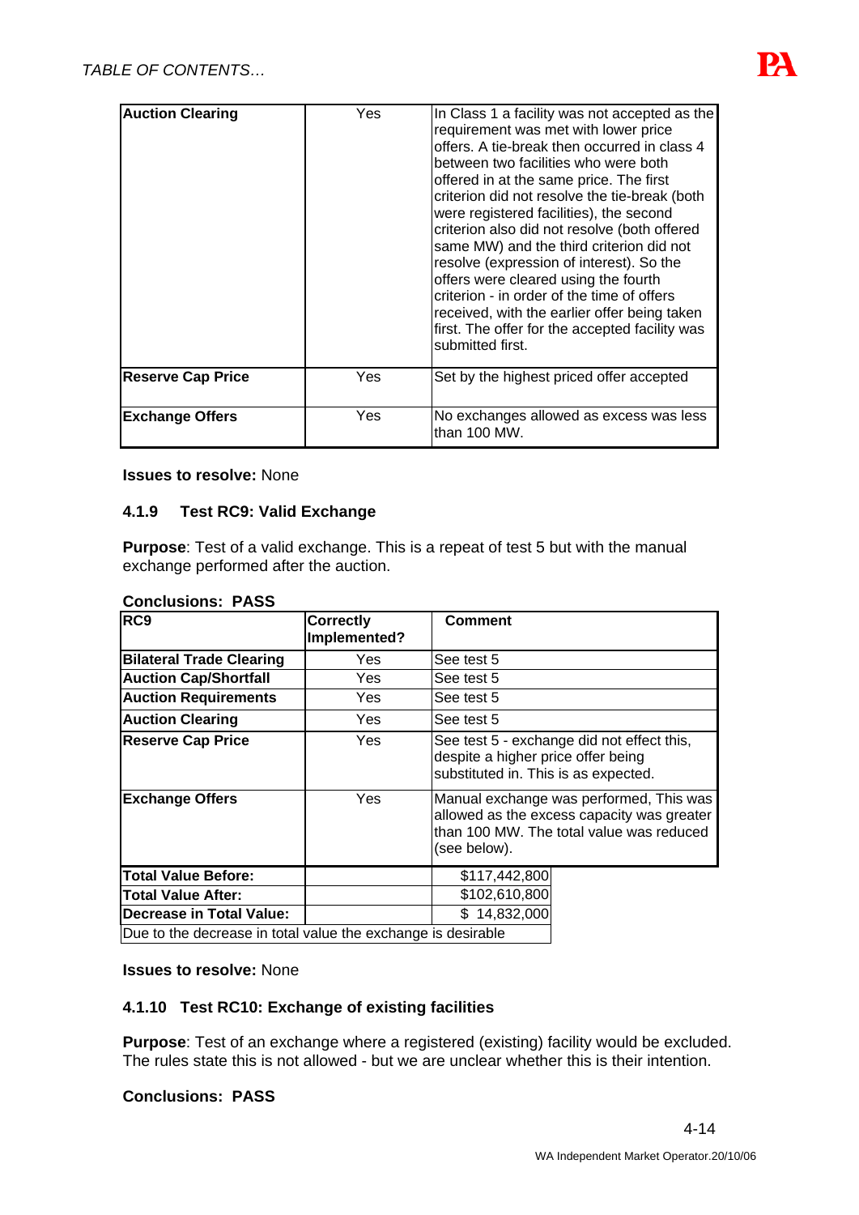| | | |
|---|---|---|
| **Auction Clearing** | Yes | In Class 1 a facility was not accepted as the requirement was met with lower price offers. A tie-break then occurred in class 4 between two facilities who were both offered in at the same price. The first criterion did not resolve the tie-break (both were registered facilities), the second criterion also did not resolve (both offered same MW) and the third criterion did not resolve (expression of interest). So the offers were cleared using the fourth criterion - in order of the time of offers received, with the earlier offer being taken first. The offer for the accepted facility was submitted first. |
| **Reserve Cap Price** | Yes | Set by the highest priced offer accepted |
| **Exchange Offers** | Yes | No exchanges allowed as excess was less than 100 MW. |

**Issues to resolve:** None

### 4.1.9 Test RC9: Valid Exchange

**Purpose**: Test of a valid exchange. This is a repeat of test 5 but with the manual exchange performed after the auction.

**Conclusions: PASS**

| RC9 | Correctly Implemented? | Comment |
|---|---|---|
| **Bilateral Trade Clearing** | Yes | See test 5 |
| **Auction Cap/Shortfall** | Yes | See test 5 |
| **Auction Requirements** | Yes | See test 5 |
| **Auction Clearing** | Yes | See test 5 |
| **Reserve Cap Price** | Yes | See test 5 - exchange did not effect this, despite a higher price offer being substituted in. This is as expected. |
| **Exchange Offers** | Yes | Manual exchange was performed, This was allowed as the excess capacity was greater than 100 MW. The total value was reduced (see below). |
| **Total Value Before:** | | $117,442,800 |
| **Total Value After:** | | $102,610,800 |
| **Decrease in Total Value:** | | $ 14,832,000 |
| Due to the decrease in total value the exchange is desirable | | |

**Issues to resolve:** None

### 4.1.10 Test RC10: Exchange of existing facilities

**Purpose**: Test of an exchange where a registered (existing) facility would be excluded. The rules state this is not allowed - but we are unclear whether this is their intention.

**Conclusions: PASS**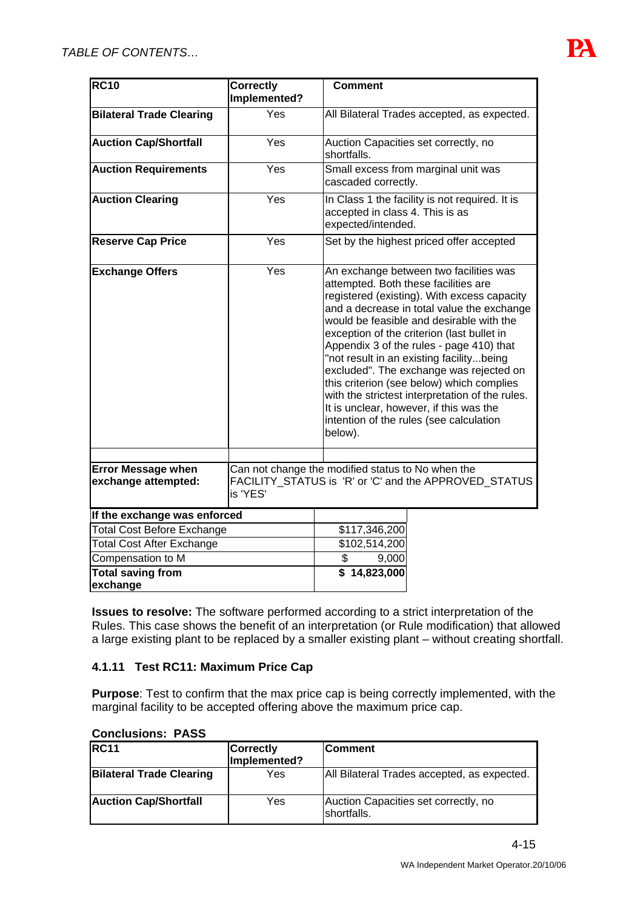| RC10 | Correctly Implemented? | Comment |
|---|---|---|
| **Bilateral Trade Clearing** | Yes | All Bilateral Trades accepted, as expected. |
| **Auction Cap/Shortfall** | Yes | Auction Capacities set correctly, no shortfalls. |
| **Auction Requirements** | Yes | Small excess from marginal unit was cascaded correctly. |
| **Auction Clearing** | Yes | In Class 1 the facility is not required. It is accepted in class 4. This is as expected/intended. |
| **Reserve Cap Price** | Yes | Set by the highest priced offer accepted |
| **Exchange Offers** | Yes | An exchange between two facilities was attempted. Both these facilities are registered (existing). With excess capacity and a decrease in total value the exchange would be feasible and desirable with the exception of the criterion (last bullet in Appendix 3 of the rules - page 410) that "not result in an existing facility...being excluded". The exchange was rejected on this criterion (see below) which complies with the strictest interpretation of the rules. It is unclear, however, if this was the intention of the rules (see calculation below). |
| | | |
| **Error Message when exchange attempted:** | Can not change the modified status to No when the FACILITY_STATUS is 'R' or 'C' and the APPROVED_STATUS is 'YES' | |

| If the exchange was enforced | |
|---|---|
| Total Cost Before Exchange | $117,346,200 |
| Total Cost After Exchange | $102,514,200 |
| Compensation to M | $ 9,000 |
| **Total saving from exchange** | **$ 14,823,000** |

**Issues to resolve:** The software performed according to a strict interpretation of the Rules. This case shows the benefit of an interpretation (or Rule modification) that allowed a large existing plant to be replaced by a smaller existing plant – without creating shortfall.

### 4.1.11 Test RC11: Maximum Price Cap

**Purpose**: Test to confirm that the max price cap is being correctly implemented, with the marginal facility to be accepted offering above the maximum price cap.

**Conclusions: PASS**

| RC11 | Correctly Implemented? | Comment |
|---|---|---|
| **Bilateral Trade Clearing** | Yes | All Bilateral Trades accepted, as expected. |
| **Auction Cap/Shortfall** | Yes | Auction Capacities set correctly, no shortfalls. |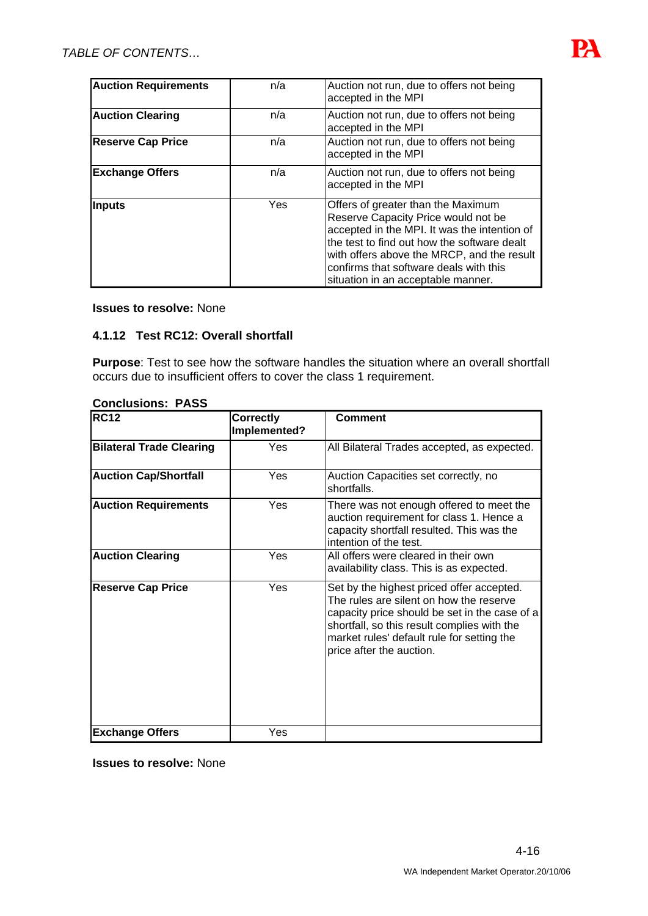| | | |
|---|---|---|
| **Auction Requirements** | n/a | Auction not run, due to offers not being accepted in the MPI |
| **Auction Clearing** | n/a | Auction not run, due to offers not being accepted in the MPI |
| **Reserve Cap Price** | n/a | Auction not run, due to offers not being accepted in the MPI |
| **Exchange Offers** | n/a | Auction not run, due to offers not being accepted in the MPI |
| **Inputs** | Yes | Offers of greater than the Maximum Reserve Capacity Price would not be accepted in the MPI. It was the intention of the test to find out how the software dealt with offers above the MRCP, and the result confirms that software deals with this situation in an acceptable manner. |

**Issues to resolve:** None

### 4.1.12 Test RC12: Overall shortfall

**Purpose**: Test to see how the software handles the situation where an overall shortfall occurs due to insufficient offers to cover the class 1 requirement.

**Conclusions: PASS**

| RC12 | Correctly Implemented? | Comment |
|---|---|---|
| **Bilateral Trade Clearing** | Yes | All Bilateral Trades accepted, as expected. |
| **Auction Cap/Shortfall** | Yes | Auction Capacities set correctly, no shortfalls. |
| **Auction Requirements** | Yes | There was not enough offered to meet the auction requirement for class 1. Hence a capacity shortfall resulted. This was the intention of the test. |
| **Auction Clearing** | Yes | All offers were cleared in their own availability class. This is as expected. |
| **Reserve Cap Price** | Yes | Set by the highest priced offer accepted. The rules are silent on how the reserve capacity price should be set in the case of a shortfall, so this result complies with the market rules' default rule for setting the price after the auction. |
| **Exchange Offers** | Yes | |

**Issues to resolve:** None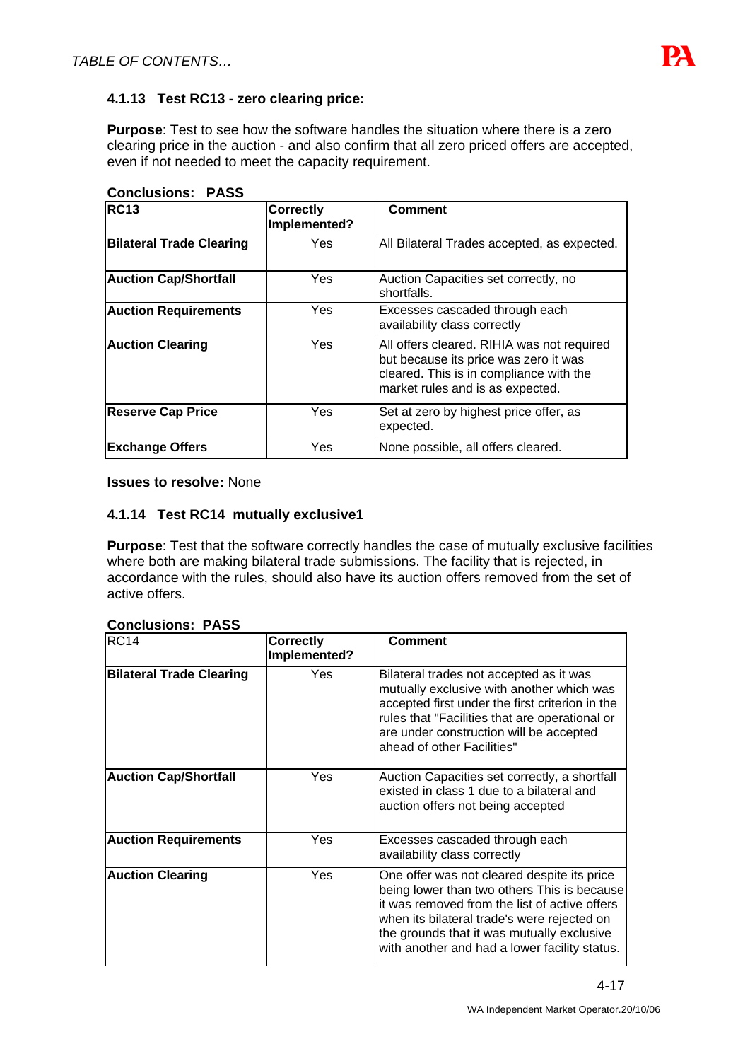### 4.1.13 Test RC13 - zero clearing price:

**Purpose**: Test to see how the software handles the situation where there is a zero clearing price in the auction - and also confirm that all zero priced offers are accepted, even if not needed to meet the capacity requirement.

**Conclusions: PASS**

| RC13 | Correctly Implemented? | Comment |
|---|---|---|
| **Bilateral Trade Clearing** | Yes | All Bilateral Trades accepted, as expected. |
| **Auction Cap/Shortfall** | Yes | Auction Capacities set correctly, no shortfalls. |
| **Auction Requirements** | Yes | Excesses cascaded through each availability class correctly |
| **Auction Clearing** | Yes | All offers cleared. RIHIA was not required but because its price was zero it was cleared. This is in compliance with the market rules and is as expected. |
| **Reserve Cap Price** | Yes | Set at zero by highest price offer, as expected. |
| **Exchange Offers** | Yes | None possible, all offers cleared. |

**Issues to resolve:** None

### 4.1.14 Test RC14 mutually exclusive1

**Purpose**: Test that the software correctly handles the case of mutually exclusive facilities where both are making bilateral trade submissions. The facility that is rejected, in accordance with the rules, should also have its auction offers removed from the set of active offers.

**Conclusions: PASS**

| RC14 | Correctly Implemented? | Comment |
|---|---|---|
| **Bilateral Trade Clearing** | Yes | Bilateral trades not accepted as it was mutually exclusive with another which was accepted first under the first criterion in the rules that "Facilities that are operational or are under construction will be accepted ahead of other Facilities" |
| **Auction Cap/Shortfall** | Yes | Auction Capacities set correctly, a shortfall existed in class 1 due to a bilateral and auction offers not being accepted |
| **Auction Requirements** | Yes | Excesses cascaded through each availability class correctly |
| **Auction Clearing** | Yes | One offer was not cleared despite its price being lower than two others This is because it was removed from the list of active offers when its bilateral trade's were rejected on the grounds that it was mutually exclusive with another and had a lower facility status. |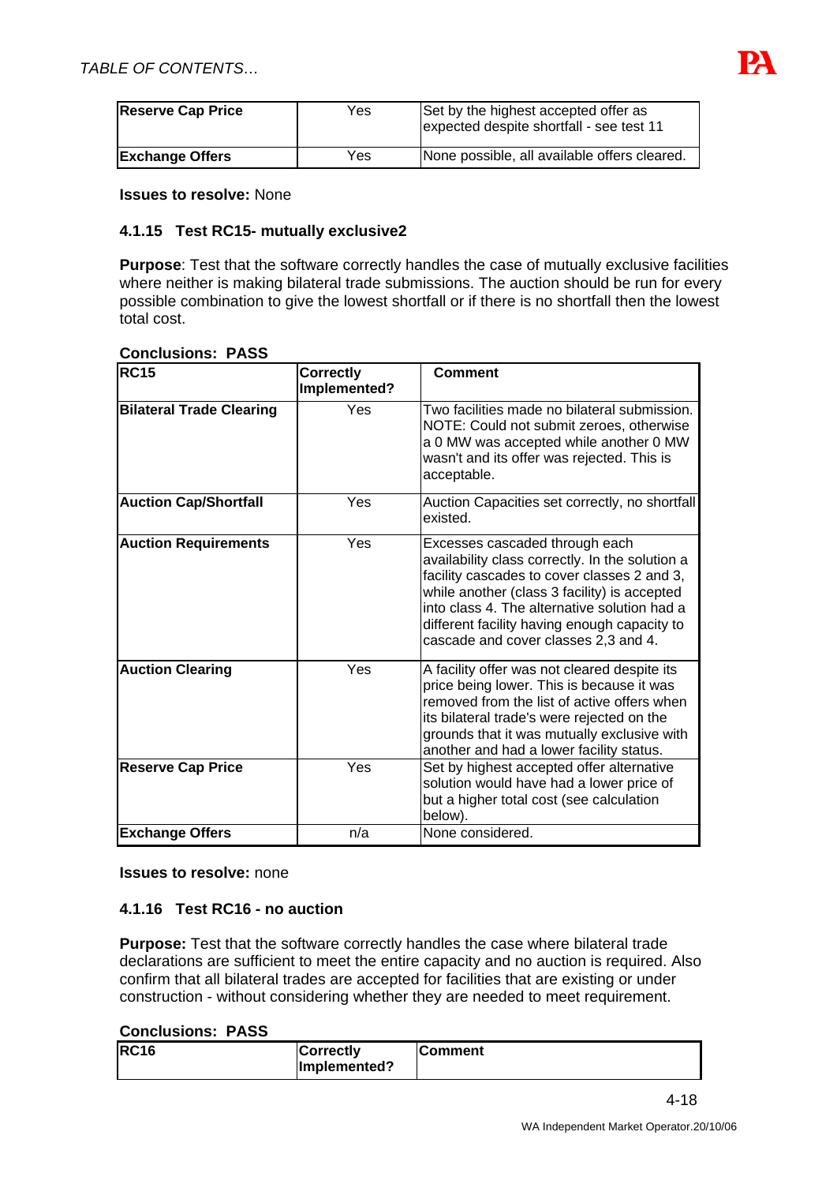| Reserve Cap Price | Yes | Set by the highest accepted offer as expected despite shortfall - see test 11 |
|---|---|---|
| **Exchange Offers** | Yes | None possible, all available offers cleared. |

**Issues to resolve:** None

### 4.1.15 Test RC15- mutually exclusive2

**Purpose**: Test that the software correctly handles the case of mutually exclusive facilities where neither is making bilateral trade submissions. The auction should be run for every possible combination to give the lowest shortfall or if there is no shortfall then the lowest total cost.

**Conclusions: PASS**

| RC15 | Correctly Implemented? | Comment |
|---|---|---|
| **Bilateral Trade Clearing** | Yes | Two facilities made no bilateral submission. NOTE: Could not submit zeroes, otherwise a 0 MW was accepted while another 0 MW wasn't and its offer was rejected. This is acceptable. |
| **Auction Cap/Shortfall** | Yes | Auction Capacities set correctly, no shortfall existed. |
| **Auction Requirements** | Yes | Excesses cascaded through each availability class correctly. In the solution a facility cascades to cover classes 2 and 3, while another (class 3 facility) is accepted into class 4. The alternative solution had a different facility having enough capacity to cascade and cover classes 2,3 and 4. |
| **Auction Clearing** | Yes | A facility offer was not cleared despite its price being lower. This is because it was removed from the list of active offers when its bilateral trade's were rejected on the grounds that it was mutually exclusive with another and had a lower facility status. |
| **Reserve Cap Price** | Yes | Set by highest accepted offer alternative solution would have had a lower price of but a higher total cost (see calculation below). |
| **Exchange Offers** | n/a | None considered. |

**Issues to resolve:** none

### 4.1.16 Test RC16 - no auction

**Purpose:** Test that the software correctly handles the case where bilateral trade declarations are sufficient to meet the entire capacity and no auction is required. Also confirm that all bilateral trades are accepted for facilities that are existing or under construction - without considering whether they are needed to meet requirement.

**Conclusions: PASS**

| RC16 | Correctly Implemented? | Comment |
|---|---|---|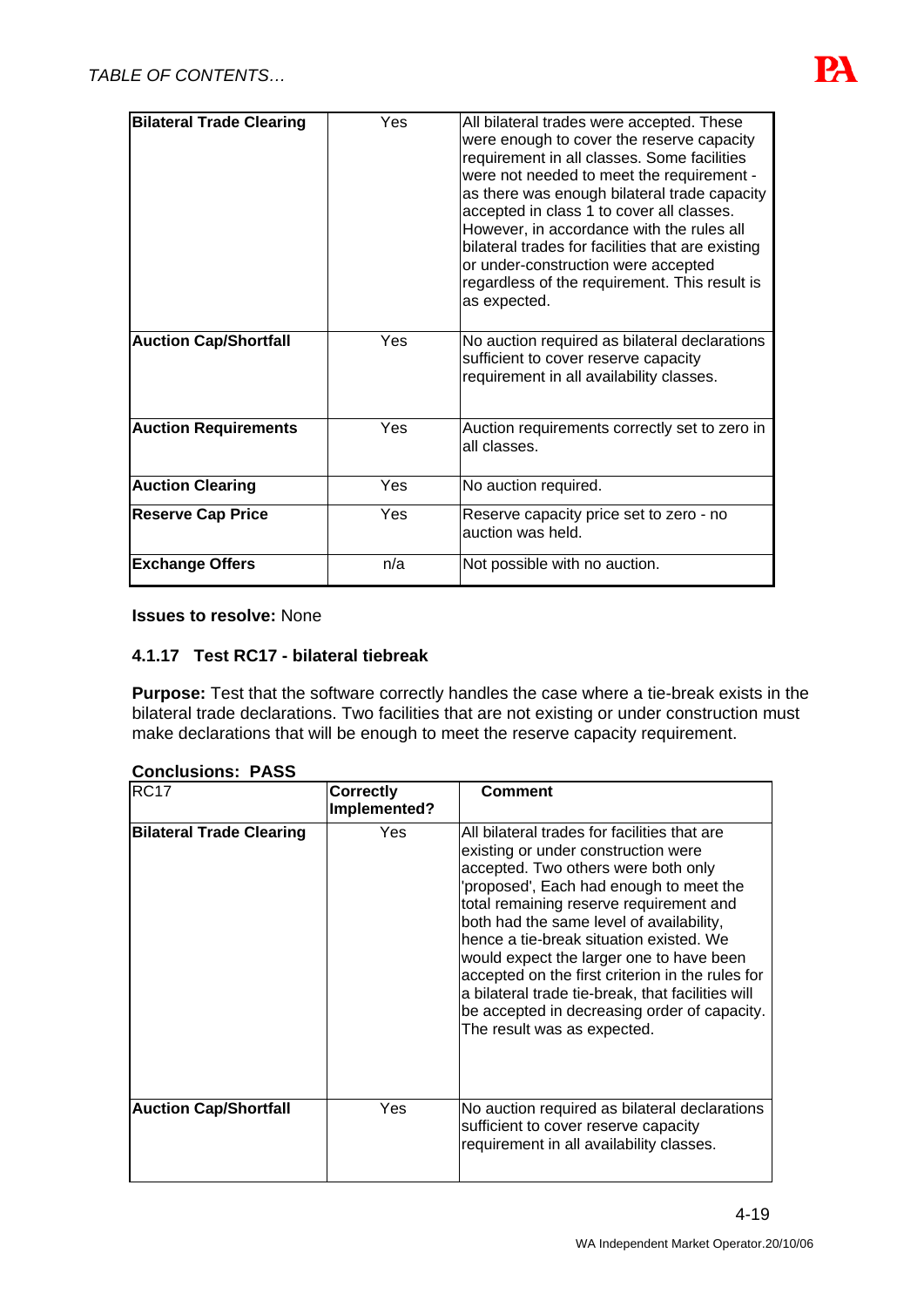| | | |
|---|---|---|
| **Bilateral Trade Clearing** | Yes | All bilateral trades were accepted. These were enough to cover the reserve capacity requirement in all classes. Some facilities were not needed to meet the requirement - as there was enough bilateral trade capacity accepted in class 1 to cover all classes. However, in accordance with the rules all bilateral trades for facilities that are existing or under-construction were accepted regardless of the requirement. This result is as expected. |
| **Auction Cap/Shortfall** | Yes | No auction required as bilateral declarations sufficient to cover reserve capacity requirement in all availability classes. |
| **Auction Requirements** | Yes | Auction requirements correctly set to zero in all classes. |
| **Auction Clearing** | Yes | No auction required. |
| **Reserve Cap Price** | Yes | Reserve capacity price set to zero - no auction was held. |
| **Exchange Offers** | n/a | Not possible with no auction. |

**Issues to resolve:** None

### 4.1.17 Test RC17 - bilateral tiebreak

**Purpose:** Test that the software correctly handles the case where a tie-break exists in the bilateral trade declarations. Two facilities that are not existing or under construction must make declarations that will be enough to meet the reserve capacity requirement.

**Conclusions: PASS**

| RC17 | Correctly Implemented? | Comment |
|---|---|---|
| **Bilateral Trade Clearing** | Yes | All bilateral trades for facilities that are existing or under construction were accepted. Two others were both only 'proposed', Each had enough to meet the total remaining reserve requirement and both had the same level of availability, hence a tie-break situation existed. We would expect the larger one to have been accepted on the first criterion in the rules for a bilateral trade tie-break, that facilities will be accepted in decreasing order of capacity. The result was as expected. |
| **Auction Cap/Shortfall** | Yes | No auction required as bilateral declarations sufficient to cover reserve capacity requirement in all availability classes. |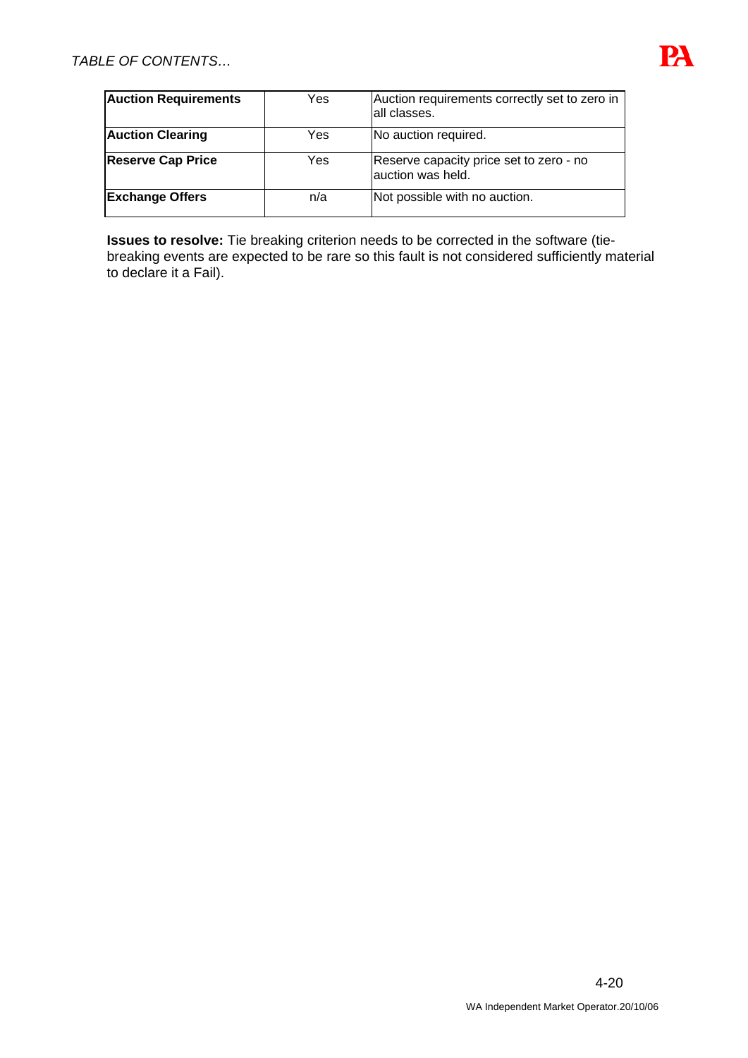| **Auction Requirements** | Yes | Auction requirements correctly set to zero in all classes. |
|---|---|---|
| **Auction Clearing** | Yes | No auction required. |
| **Reserve Cap Price** | Yes | Reserve capacity price set to zero - no auction was held. |
| **Exchange Offers** | n/a | Not possible with no auction. |

**Issues to resolve:** Tie breaking criterion needs to be corrected in the software (tie-breaking events are expected to be rare so this fault is not considered sufficiently material to declare it a Fail).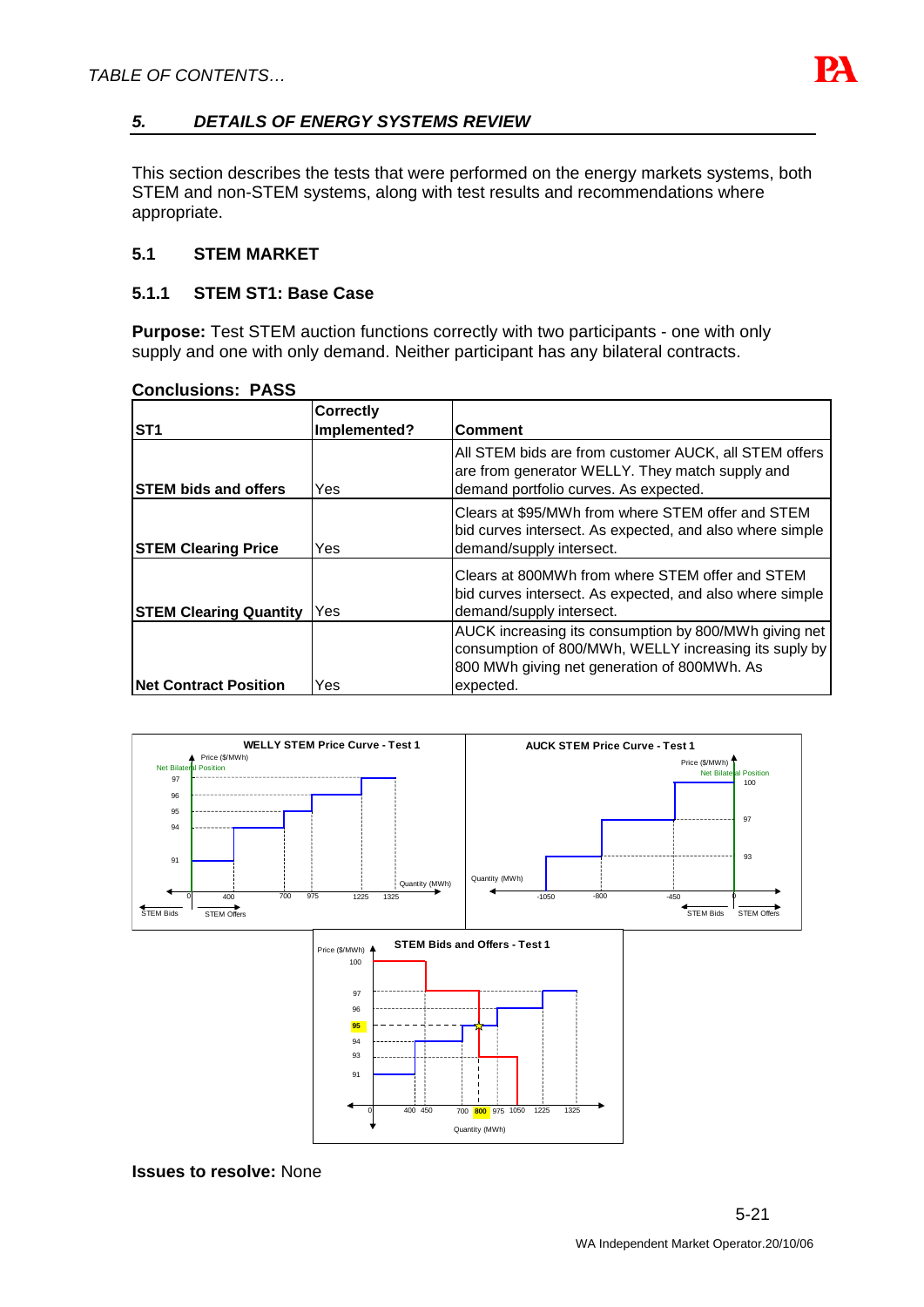## 5. DETAILS OF ENERGY SYSTEMS REVIEW

This section describes the tests that were performed on the energy markets systems, both STEM and non-STEM systems, along with test results and recommendations where appropriate.

### 5.1 STEM MARKET

#### 5.1.1 STEM ST1: Base Case

**Purpose:** Test STEM auction functions correctly with two participants - one with only supply and one with only demand. Neither participant has any bilateral contracts.

**Conclusions: PASS**

| ST1 | Correctly Implemented? | Comment |
|---|---|---|
| **STEM bids and offers** | Yes | All STEM bids are from customer AUCK, all STEM offers are from generator WELLY. They match supply and demand portfolio curves. As expected. |
| **STEM Clearing Price** | Yes | Clears at $95/MWh from where STEM offer and STEM bid curves intersect. As expected, and also where simple demand/supply intersect. |
| **STEM Clearing Quantity** | Yes | Clears at 800MWh from where STEM offer and STEM bid curves intersect. As expected, and also where simple demand/supply intersect. |
| **Net Contract Position** | Yes | AUCK increasing its consumption by 800/MWh giving net consumption of 800/MWh, WELLY increasing its suply by 800 MWh giving net generation of 800MWh. As expected. |

**Issues to resolve:** None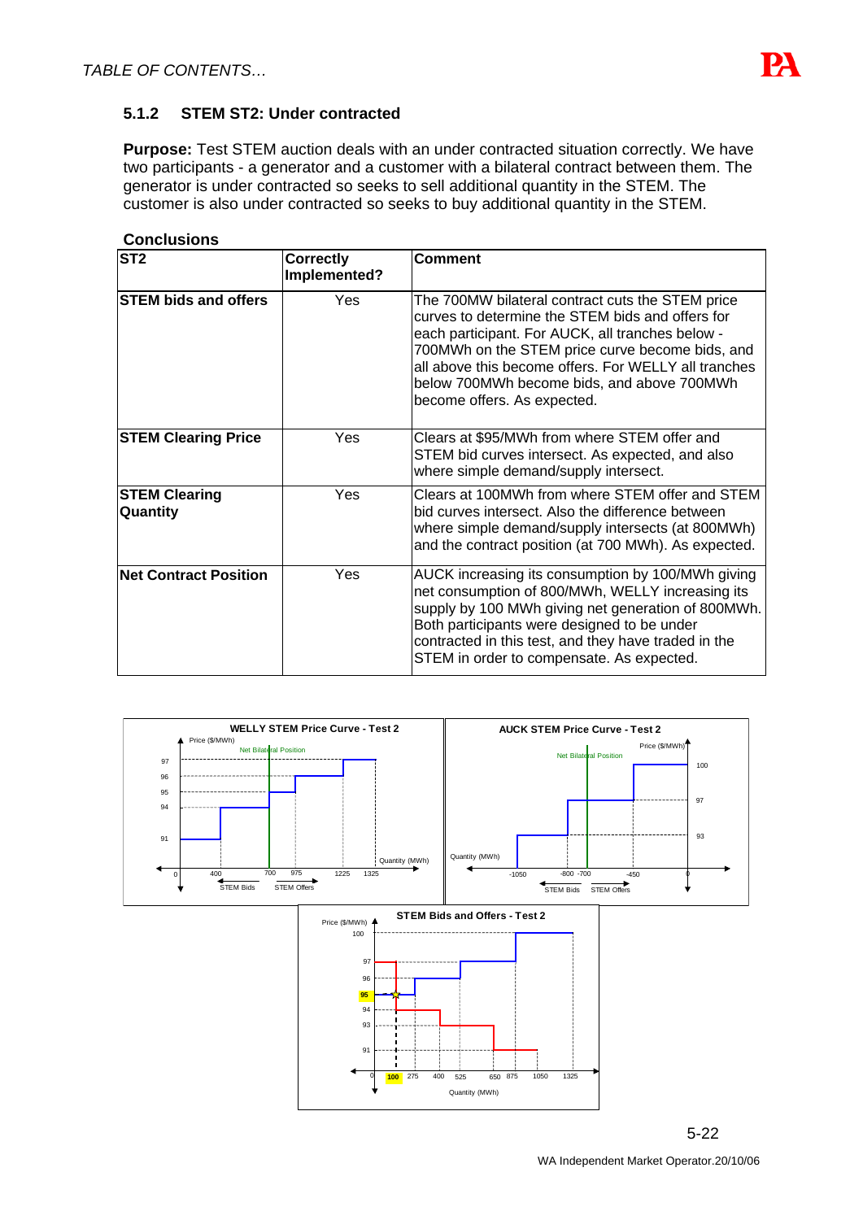### 5.1.2 STEM ST2: Under contracted

**Purpose:** Test STEM auction deals with an under contracted situation correctly. We have two participants - a generator and a customer with a bilateral contract between them. The generator is under contracted so seeks to sell additional quantity in the STEM. The customer is also under contracted so seeks to buy additional quantity in the STEM.

**Conclusions**

| ST2 | Correctly Implemented? | Comment |
|---|---|---|
| **STEM bids and offers** | Yes | The 700MW bilateral contract cuts the STEM price curves to determine the STEM bids and offers for each participant. For AUCK, all tranches below -700MWh on the STEM price curve become bids, and all above this become offers. For WELLY all tranches below 700MWh become bids, and above 700MWh become offers. As expected. |
| **STEM Clearing Price** | Yes | Clears at $95/MWh from where STEM offer and STEM bid curves intersect. As expected, and also where simple demand/supply intersect. |
| **STEM Clearing Quantity** | Yes | Clears at 100MWh from where STEM offer and STEM bid curves intersect. Also the difference between where simple demand/supply intersects (at 800MWh) and the contract position (at 700 MWh). As expected. |
| **Net Contract Position** | Yes | AUCK increasing its consumption by 100/MWh giving net consumption of 800/MWh, WELLY increasing its supply by 100 MWh giving net generation of 800MWh. Both participants were designed to be under contracted in this test, and they have traded in the STEM in order to compensate. As expected. |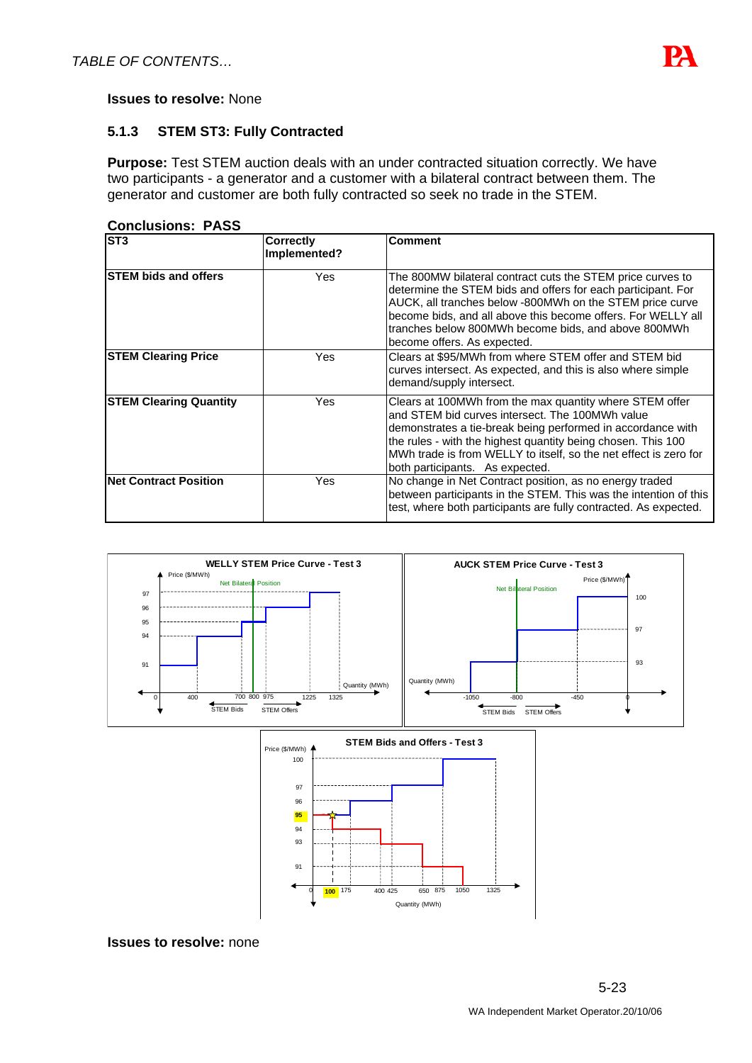**Issues to resolve:** None

### 5.1.3 STEM ST3: Fully Contracted

**Purpose:** Test STEM auction deals with an under contracted situation correctly. We have two participants - a generator and a customer with a bilateral contract between them. The generator and customer are both fully contracted so seek no trade in the STEM.

**Conclusions: PASS**

| ST3 | Correctly Implemented? | Comment |
|---|---|---|
| **STEM bids and offers** | Yes | The 800MW bilateral contract cuts the STEM price curves to determine the STEM bids and offers for each participant. For AUCK, all tranches below -800MWh on the STEM price curve become bids, and all above this become offers. For WELLY all tranches below 800MWh become bids, and above 800MWh become offers. As expected. |
| **STEM Clearing Price** | Yes | Clears at $95/MWh from where STEM offer and STEM bid curves intersect. As expected, and this is also where simple demand/supply intersect. |
| **STEM Clearing Quantity** | Yes | Clears at 100MWh from the max quantity where STEM offer and STEM bid curves intersect. The 100MWh value demonstrates a tie-break being performed in accordance with the rules - with the highest quantity being chosen. This 100 MWh trade is from WELLY to itself, so the net effect is zero for both participants. As expected. |
| **Net Contract Position** | Yes | No change in Net Contract position, as no energy traded between participants in the STEM. This was the intention of this test, where both participants are fully contracted. As expected. |

**Issues to resolve:** none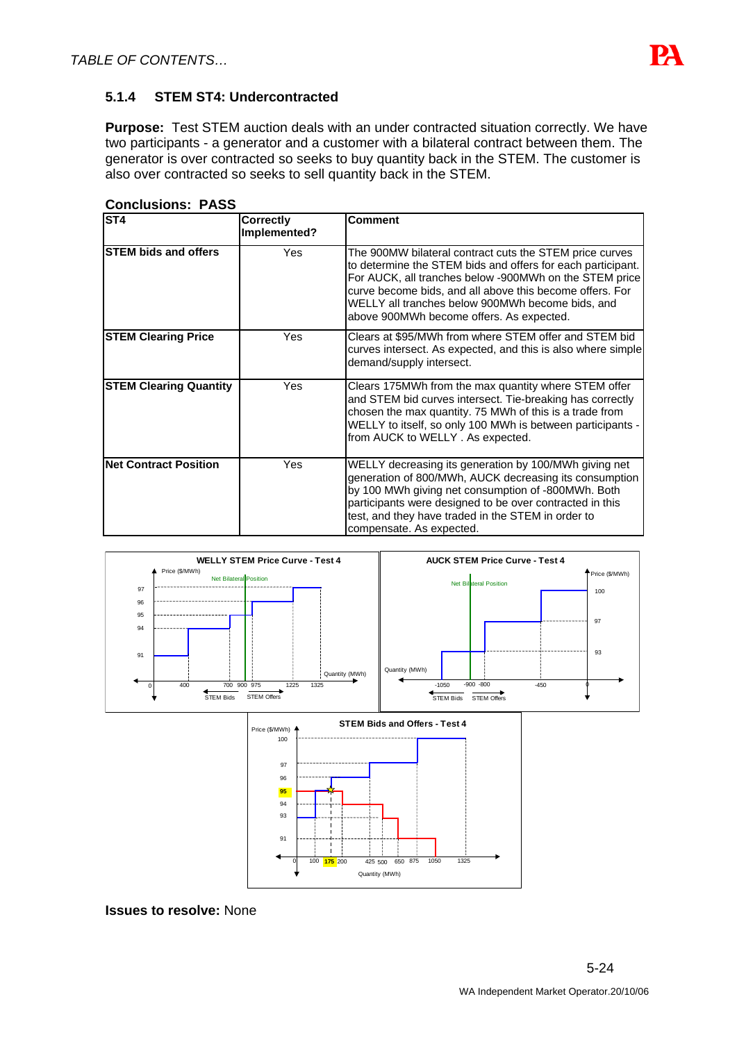### 5.1.4 STEM ST4: Undercontracted

**Purpose:** Test STEM auction deals with an under contracted situation correctly. We have two participants - a generator and a customer with a bilateral contract between them. The generator is over contracted so seeks to buy quantity back in the STEM. The customer is also over contracted so seeks to sell quantity back in the STEM.

**Conclusions: PASS**

| ST4 | Correctly Implemented? | Comment |
|---|---|---|
| **STEM bids and offers** | Yes | The 900MW bilateral contract cuts the STEM price curves to determine the STEM bids and offers for each participant. For AUCK, all tranches below -900MWh on the STEM price curve become bids, and all above this become offers. For WELLY all tranches below 900MWh become bids, and above 900MWh become offers. As expected. |
| **STEM Clearing Price** | Yes | Clears at $95/MWh from where STEM offer and STEM bid curves intersect. As expected, and this is also where simple demand/supply intersect. |
| **STEM Clearing Quantity** | Yes | Clears 175MWh from the max quantity where STEM offer and STEM bid curves intersect. Tie-breaking has correctly chosen the max quantity. 75 MWh of this is a trade from WELLY to itself, so only 100 MWh is between participants - from AUCK to WELLY . As expected. |
| **Net Contract Position** | Yes | WELLY decreasing its generation by 100/MWh giving net generation of 800/MWh, AUCK decreasing its consumption by 100 MWh giving net consumption of -800MWh. Both participants were designed to be over contracted in this test, and they have traded in the STEM in order to compensate. As expected. |

**Issues to resolve:** None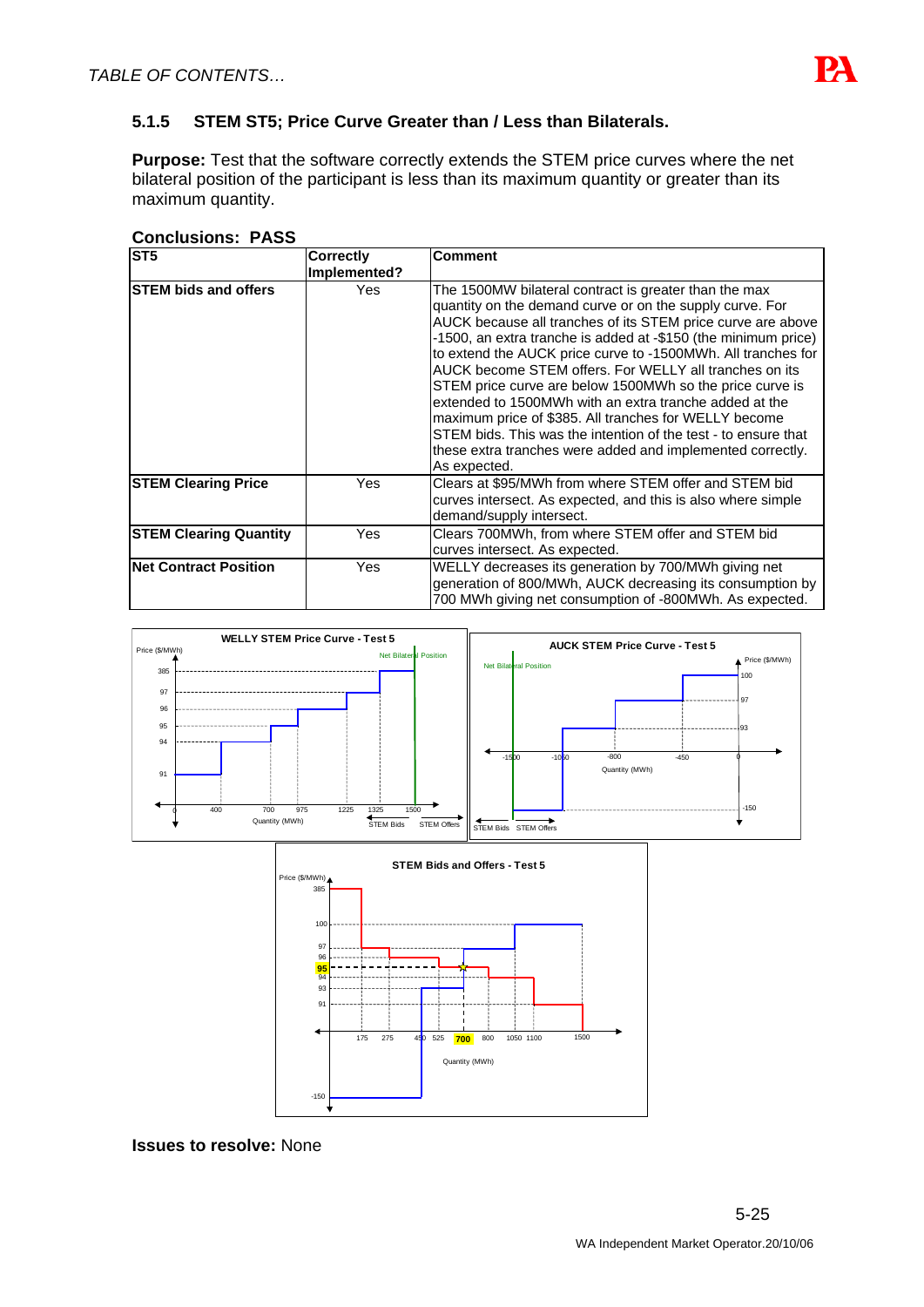### 5.1.5 STEM ST5; Price Curve Greater than / Less than Bilaterals.

**Purpose:** Test that the software correctly extends the STEM price curves where the net bilateral position of the participant is less than its maximum quantity or greater than its maximum quantity.

**Conclusions: PASS**

| ST5 | Correctly Implemented? | Comment |
|---|---|---|
| **STEM bids and offers** | Yes | The 1500MW bilateral contract is greater than the max quantity on the demand curve or on the supply curve. For AUCK because all tranches of its STEM price curve are above -1500, an extra tranche is added at -$150 (the minimum price) to extend the AUCK price curve to -1500MWh. All tranches for AUCK become STEM offers. For WELLY all tranches on its STEM price curve are below 1500MWh so the price curve is extended to 1500MWh with an extra tranche added at the maximum price of $385. All tranches for WELLY become STEM bids. This was the intention of the test - to ensure that these extra tranches were added and implemented correctly. As expected. |
| **STEM Clearing Price** | Yes | Clears at $95/MWh from where STEM offer and STEM bid curves intersect. As expected, and this is also where simple demand/supply intersect. |
| **STEM Clearing Quantity** | Yes | Clears 700MWh, from where STEM offer and STEM bid curves intersect. As expected. |
| **Net Contract Position** | Yes | WELLY decreases its generation by 700/MWh giving net generation of 800/MWh, AUCK decreasing its consumption by 700 MWh giving net consumption of -800MWh. As expected. |

**Issues to resolve:** None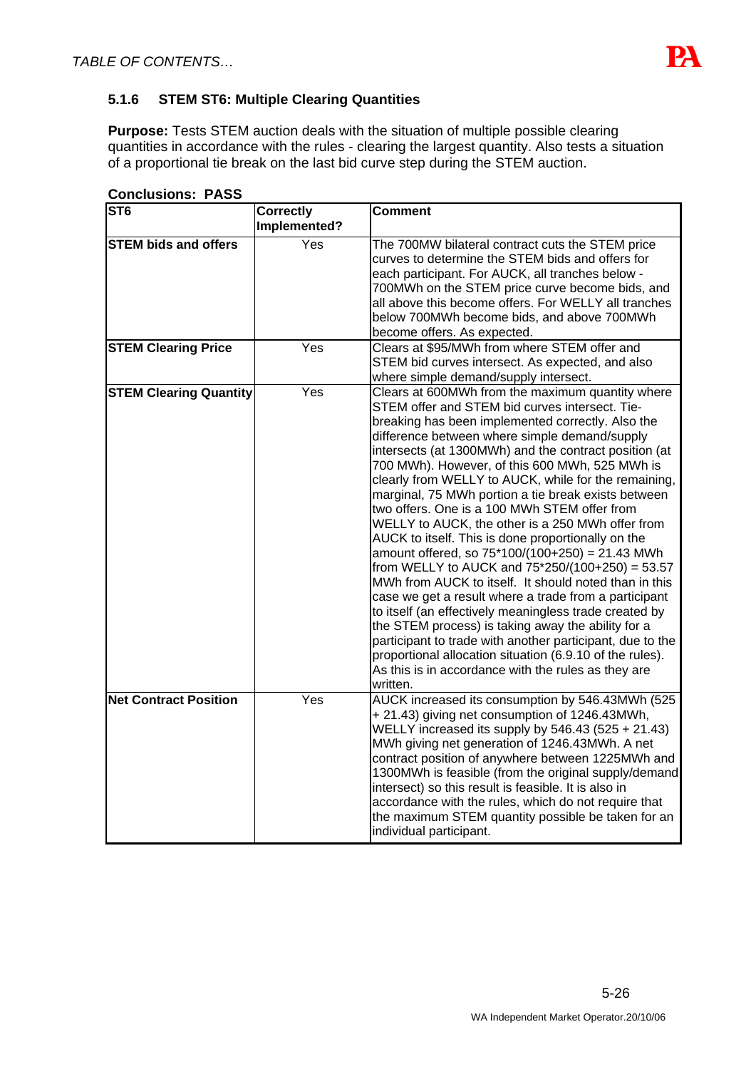### 5.1.6 STEM ST6: Multiple Clearing Quantities

**Purpose:** Tests STEM auction deals with the situation of multiple possible clearing quantities in accordance with the rules - clearing the largest quantity. Also tests a situation of a proportional tie break on the last bid curve step during the STEM auction.

**Conclusions: PASS**

| ST6 | Correctly Implemented? | Comment |
|---|---|---|
| **STEM bids and offers** | Yes | The 700MW bilateral contract cuts the STEM price curves to determine the STEM bids and offers for each participant. For AUCK, all tranches below -700MWh on the STEM price curve become bids, and all above this become offers. For WELLY all tranches below 700MWh become bids, and above 700MWh become offers. As expected. |
| **STEM Clearing Price** | Yes | Clears at $95/MWh from where STEM offer and STEM bid curves intersect. As expected, and also where simple demand/supply intersect. |
| **STEM Clearing Quantity** | Yes | Clears at 600MWh from the maximum quantity where STEM offer and STEM bid curves intersect. Tie-breaking has been implemented correctly. Also the difference between where simple demand/supply intersects (at 1300MWh) and the contract position (at 700 MWh). However, of this 600 MWh, 525 MWh is clearly from WELLY to AUCK, while for the remaining, marginal, 75 MWh portion a tie break exists between two offers. One is a 100 MWh STEM offer from WELLY to AUCK, the other is a 250 MWh offer from AUCK to itself. This is done proportionally on the amount offered, so 75*100/(100+250) = 21.43 MWh from WELLY to AUCK and 75*250/(100+250) = 53.57 MWh from AUCK to itself. It should noted than in this case we get a result where a trade from a participant to itself (an effectively meaningless trade created by the STEM process) is taking away the ability for a participant to trade with another participant, due to the proportional allocation situation (6.9.10 of the rules). As this is in accordance with the rules as they are written. |
| **Net Contract Position** | Yes | AUCK increased its consumption by 546.43MWh (525 + 21.43) giving net consumption of 1246.43MWh, WELLY increased its supply by 546.43 (525 + 21.43) MWh giving net generation of 1246.43MWh. A net contract position of anywhere between 1225MWh and 1300MWh is feasible (from the original supply/demand intersect) so this result is feasible. It is also in accordance with the rules, which do not require that the maximum STEM quantity possible be taken for an individual participant. |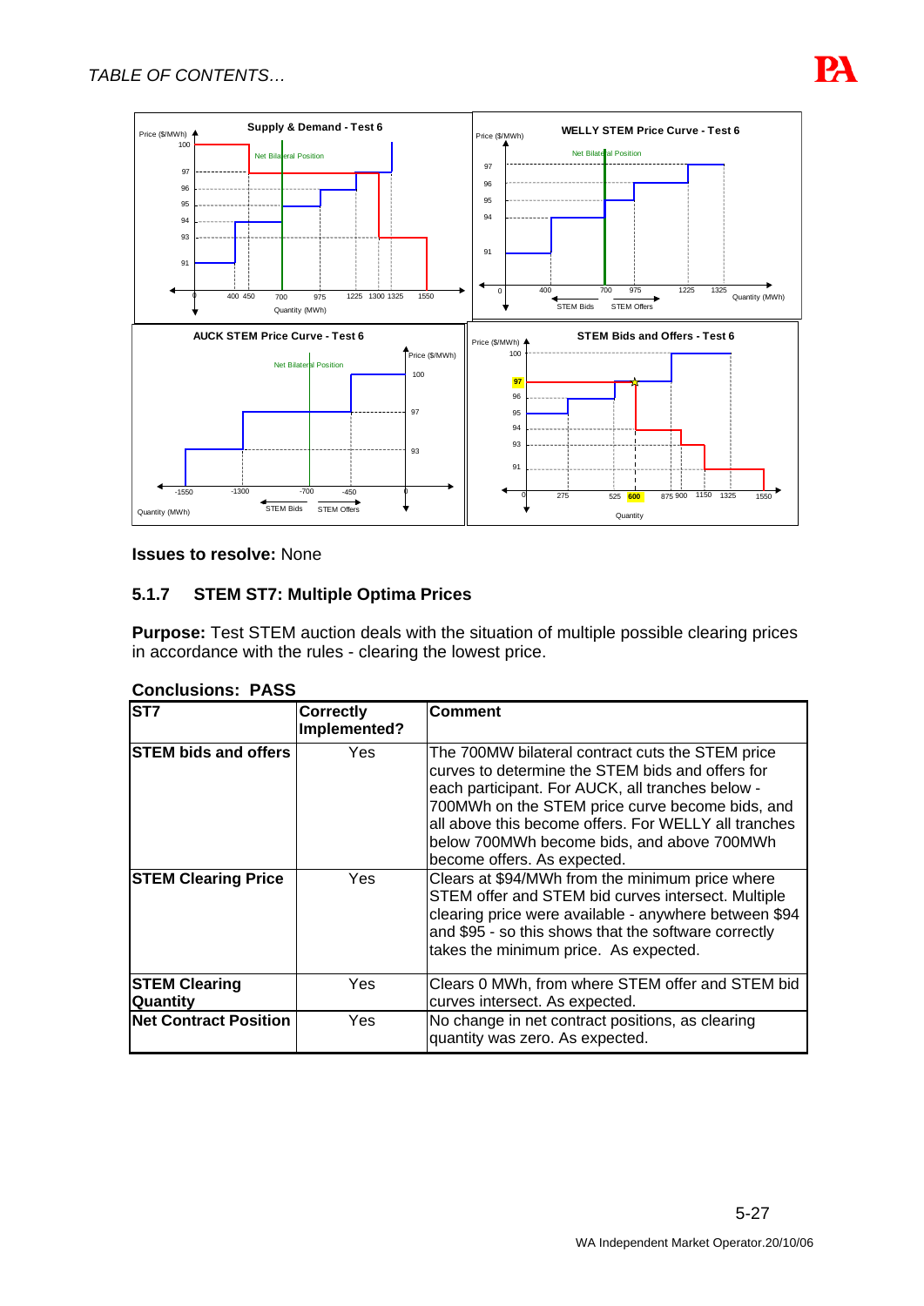**Issues to resolve:** None

### 5.1.7 STEM ST7: Multiple Optima Prices

**Purpose:** Test STEM auction deals with the situation of multiple possible clearing prices in accordance with the rules - clearing the lowest price.

**Conclusions: PASS**

| ST7 | Correctly Implemented? | Comment |
|---|---|---|
| **STEM bids and offers** | Yes | The 700MW bilateral contract cuts the STEM price curves to determine the STEM bids and offers for each participant. For AUCK, all tranches below -700MWh on the STEM price curve become bids, and all above this become offers. For WELLY all tranches below 700MWh become bids, and above 700MWh become offers. As expected. |
| **STEM Clearing Price** | Yes | Clears at $94/MWh from the minimum price where STEM offer and STEM bid curves intersect. Multiple clearing price were available - anywhere between $94 and $95 - so this shows that the software correctly takes the minimum price. As expected. |
| **STEM Clearing Quantity** | Yes | Clears 0 MWh, from where STEM offer and STEM bid curves intersect. As expected. |
| **Net Contract Position** | Yes | No change in net contract positions, as clearing quantity was zero. As expected. |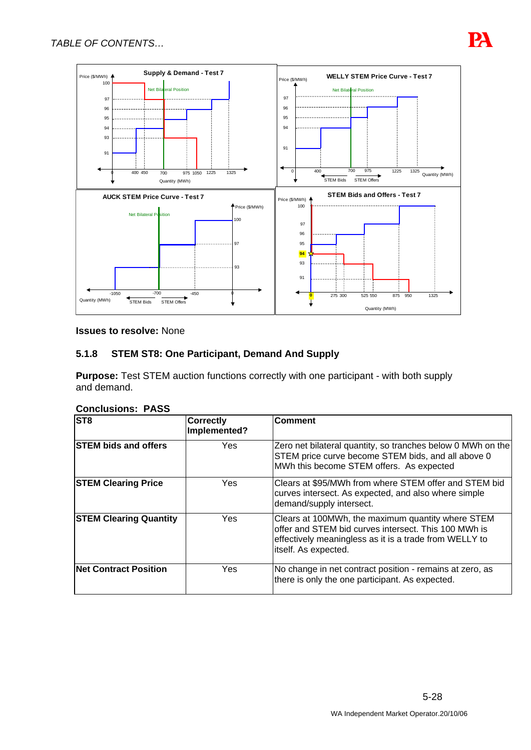**Issues to resolve:** None

### 5.1.8 STEM ST8: One Participant, Demand And Supply

**Purpose:** Test STEM auction functions correctly with one participant - with both supply and demand.

**Conclusions: PASS**

| ST8 | Correctly Implemented? | Comment |
|---|---|---|
| **STEM bids and offers** | Yes | Zero net bilateral quantity, so tranches below 0 MWh on the STEM price curve become STEM bids, and all above 0 MWh this become STEM offers. As expected |
| **STEM Clearing Price** | Yes | Clears at $95/MWh from where STEM offer and STEM bid curves intersect. As expected, and also where simple demand/supply intersect. |
| **STEM Clearing Quantity** | Yes | Clears at 100MWh, the maximum quantity where STEM offer and STEM bid curves intersect. This 100 MWh is effectively meaningless as it is a trade from WELLY to itself. As expected. |
| **Net Contract Position** | Yes | No change in net contract position - remains at zero, as there is only the one participant. As expected. |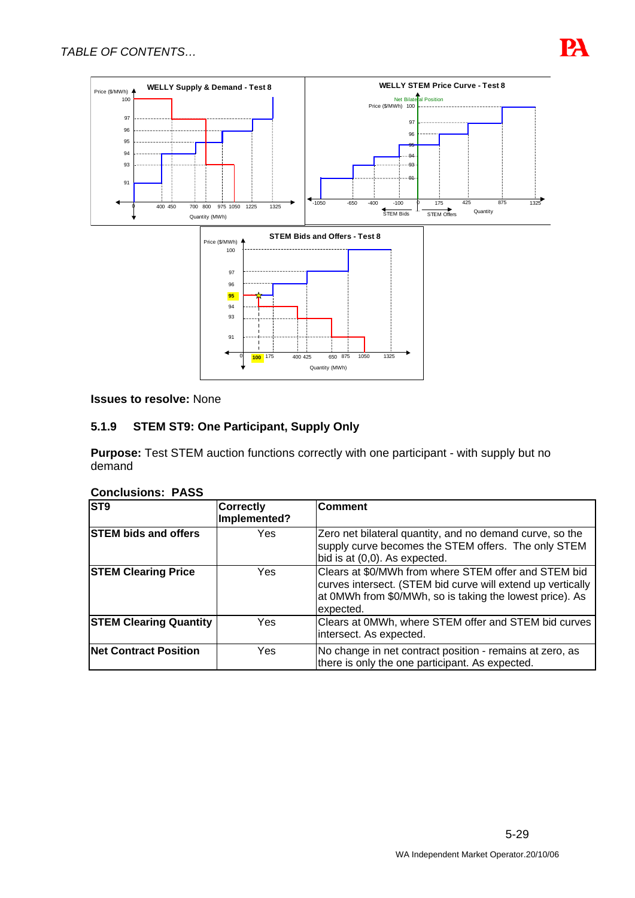**Issues to resolve:** None

### 5.1.9 STEM ST9: One Participant, Supply Only

**Purpose:** Test STEM auction functions correctly with one participant - with supply but no demand

**Conclusions: PASS**

| ST9 | Correctly Implemented? | Comment |
|---|---|---|
| **STEM bids and offers** | Yes | Zero net bilateral quantity, and no demand curve, so the supply curve becomes the STEM offers. The only STEM bid is at (0,0). As expected. |
| **STEM Clearing Price** | Yes | Clears at $0/MWh from where STEM offer and STEM bid curves intersect. (STEM bid curve will extend up vertically at 0MWh from $0/MWh, so is taking the lowest price). As expected. |
| **STEM Clearing Quantity** | Yes | Clears at 0MWh, where STEM offer and STEM bid curves intersect. As expected. |
| **Net Contract Position** | Yes | No change in net contract position - remains at zero, as there is only the one participant. As expected. |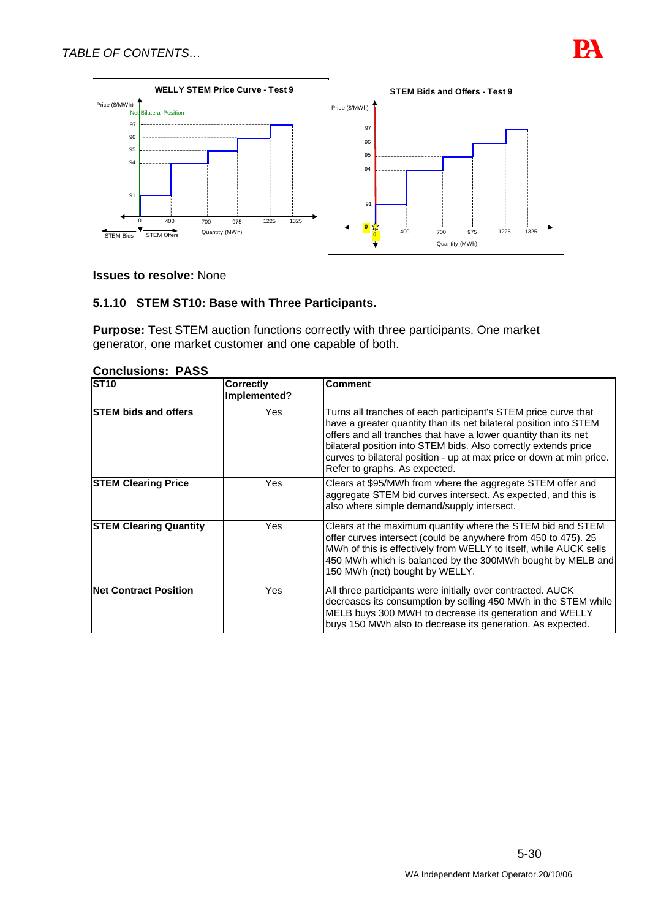**WELLY STEM Price Curve - Test 9**

**STEM Bids and Offers - Test 9**

**Issues to resolve:** None

### 5.1.10 STEM ST10: Base with Three Participants.

**Purpose:** Test STEM auction functions correctly with three participants. One market generator, one market customer and one capable of both.

**Conclusions: PASS**

| ST10 | Correctly Implemented? | Comment |
|---|---|---|
| **STEM bids and offers** | Yes | Turns all tranches of each participant's STEM price curve that have a greater quantity than its net bilateral position into STEM offers and all tranches that have a lower quantity than its net bilateral position into STEM bids. Also correctly extends price curves to bilateral position - up at max price or down at min price. Refer to graphs. As expected. |
| **STEM Clearing Price** | Yes | Clears at $95/MWh from where the aggregate STEM offer and aggregate STEM bid curves intersect. As expected, and this is also where simple demand/supply intersect. |
| **STEM Clearing Quantity** | Yes | Clears at the maximum quantity where the STEM bid and STEM offer curves intersect (could be anywhere from 450 to 475). 25 MWh of this is effectively from WELLY to itself, while AUCK sells 450 MWh which is balanced by the 300MWh bought by MELB and 150 MWh (net) bought by WELLY. |
| **Net Contract Position** | Yes | All three participants were initially over contracted. AUCK decreases its consumption by selling 450 MWh in the STEM while MELB buys 300 MWH to decrease its generation and WELLY buys 150 MWh also to decrease its generation. As expected. |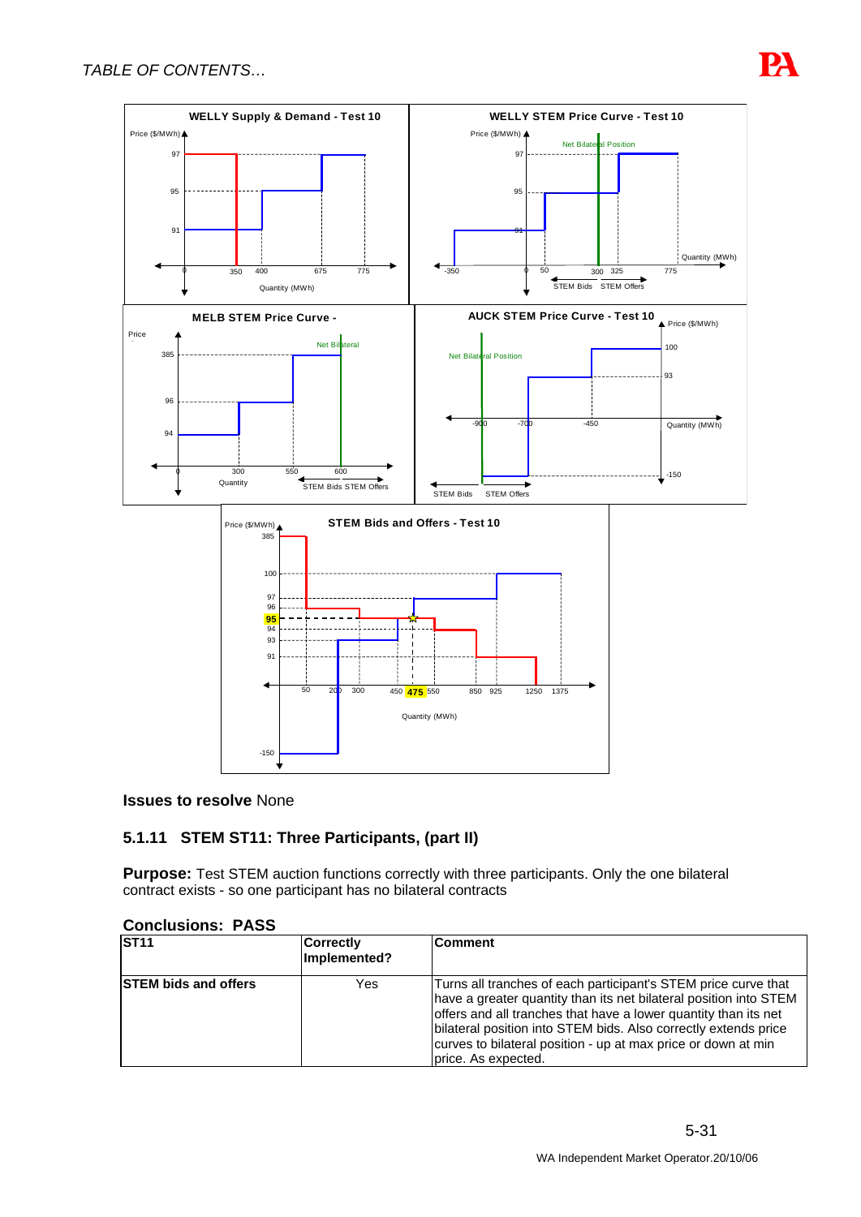TABLE OF CONTENTS…

**Issues to resolve** None

### 5.1.11 STEM ST11: Three Participants, (part II)

**Purpose:** Test STEM auction functions correctly with three participants. Only the one bilateral contract exists - so one participant has no bilateral contracts

**Conclusions: PASS**

| ST11 | Correctly Implemented? | Comment |
|---|---|---|
| **STEM bids and offers** | Yes | Turns all tranches of each participant's STEM price curve that have a greater quantity than its net bilateral position into STEM offers and all tranches that have a lower quantity than its net bilateral position into STEM bids. Also correctly extends price curves to bilateral position - up at max price or down at min price. As expected. |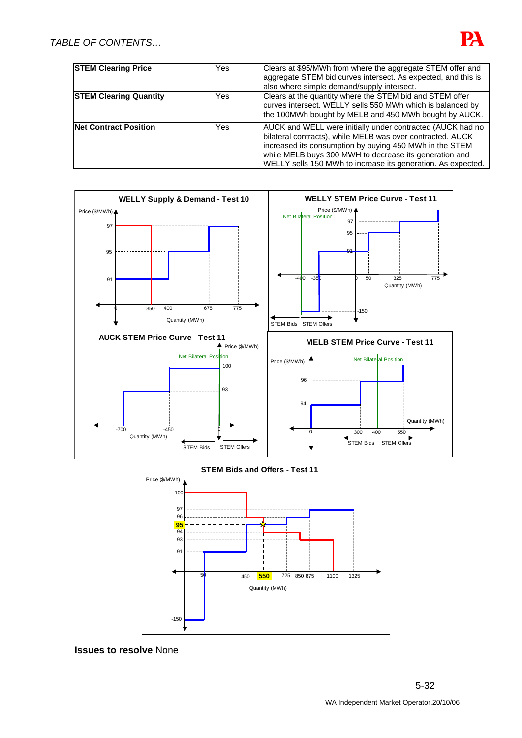| | | |
|---|---|---|
| **STEM Clearing Price** | Yes | Clears at $95/MWh from where the aggregate STEM offer and aggregate STEM bid curves intersect. As expected, and this is also where simple demand/supply intersect. |
| **STEM Clearing Quantity** | Yes | Clears at the quantity where the STEM bid and STEM offer curves intersect. WELLY sells 550 MWh which is balanced by the 100MWh bought by MELB and 450 MWh bought by AUCK. |
| **Net Contract Position** | Yes | AUCK and WELL were initially under contracted (AUCK had no bilateral contracts), while MELB was over contracted. AUCK increased its consumption by buying 450 MWh in the STEM while MELB buys 300 MWH to decrease its generation and WELLY sells 150 MWh to increase its generation. As expected. |

**Issues to resolve** None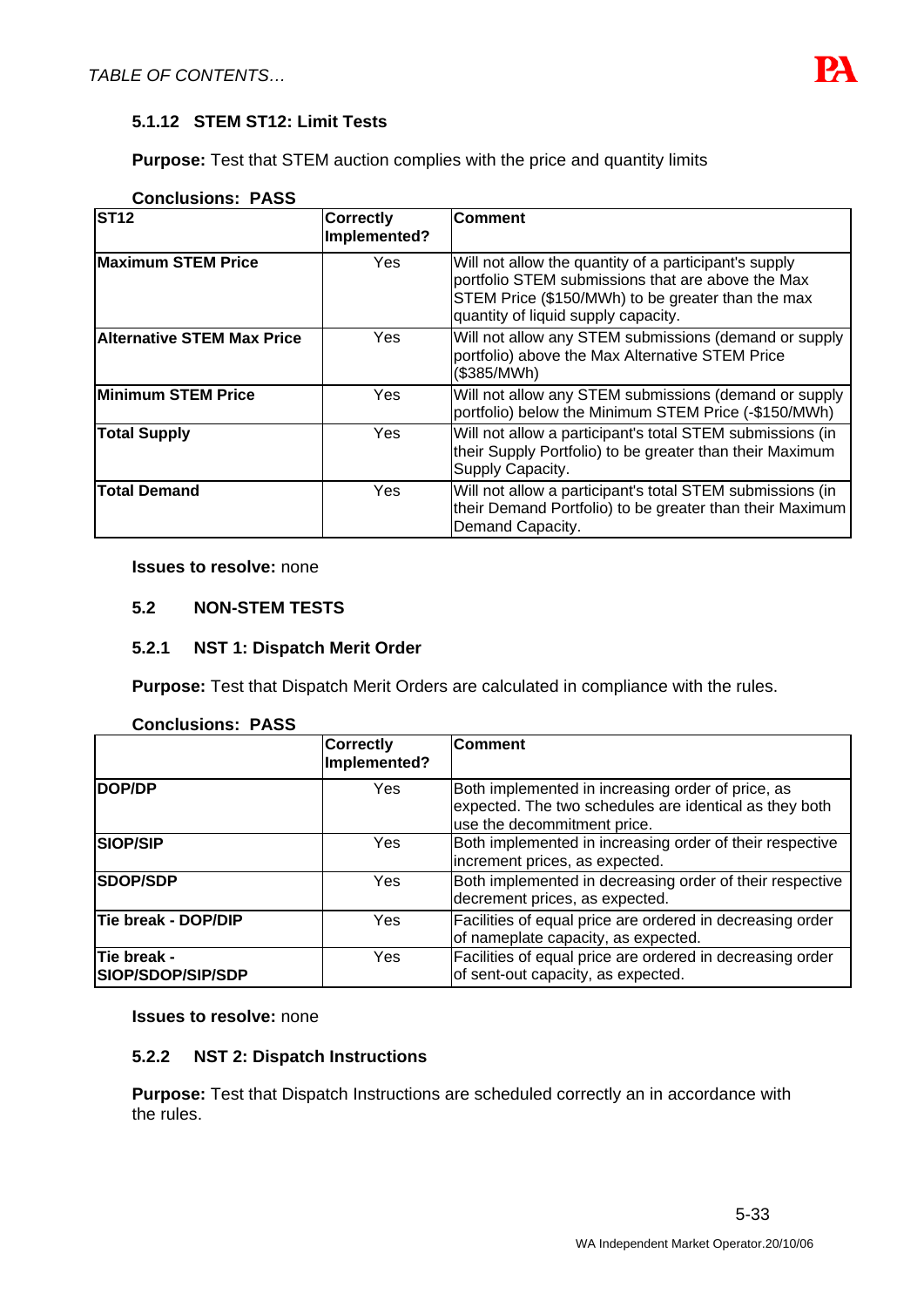#### 5.1.12 STEM ST12: Limit Tests

**Purpose:** Test that STEM auction complies with the price and quantity limits

**Conclusions: PASS**

| ST12 | Correctly Implemented? | Comment |
|---|---|---|
| **Maximum STEM Price** | Yes | Will not allow the quantity of a participant's supply portfolio STEM submissions that are above the Max STEM Price ($150/MWh) to be greater than the max quantity of liquid supply capacity. |
| **Alternative STEM Max Price** | Yes | Will not allow any STEM submissions (demand or supply portfolio) above the Max Alternative STEM Price ($385/MWh) |
| **Minimum STEM Price** | Yes | Will not allow any STEM submissions (demand or supply portfolio) below the Minimum STEM Price (-$150/MWh) |
| **Total Supply** | Yes | Will not allow a participant's total STEM submissions (in their Supply Portfolio) to be greater than their Maximum Supply Capacity. |
| **Total Demand** | Yes | Will not allow a participant's total STEM submissions (in their Demand Portfolio) to be greater than their Maximum Demand Capacity. |

**Issues to resolve:** none

### 5.2 NON-STEM TESTS

#### 5.2.1 NST 1: Dispatch Merit Order

**Purpose:** Test that Dispatch Merit Orders are calculated in compliance with the rules.

**Conclusions: PASS**

| | Correctly Implemented? | Comment |
|---|---|---|
| **DOP/DP** | Yes | Both implemented in increasing order of price, as expected. The two schedules are identical as they both use the decommitment price. |
| **SIOP/SIP** | Yes | Both implemented in increasing order of their respective increment prices, as expected. |
| **SDOP/SDP** | Yes | Both implemented in decreasing order of their respective decrement prices, as expected. |
| **Tie break - DOP/DIP** | Yes | Facilities of equal price are ordered in decreasing order of nameplate capacity, as expected. |
| **Tie break - SIOP/SDOP/SIP/SDP** | Yes | Facilities of equal price are ordered in decreasing order of sent-out capacity, as expected. |

**Issues to resolve:** none

#### 5.2.2 NST 2: Dispatch Instructions

**Purpose:** Test that Dispatch Instructions are scheduled correctly an in accordance with the rules.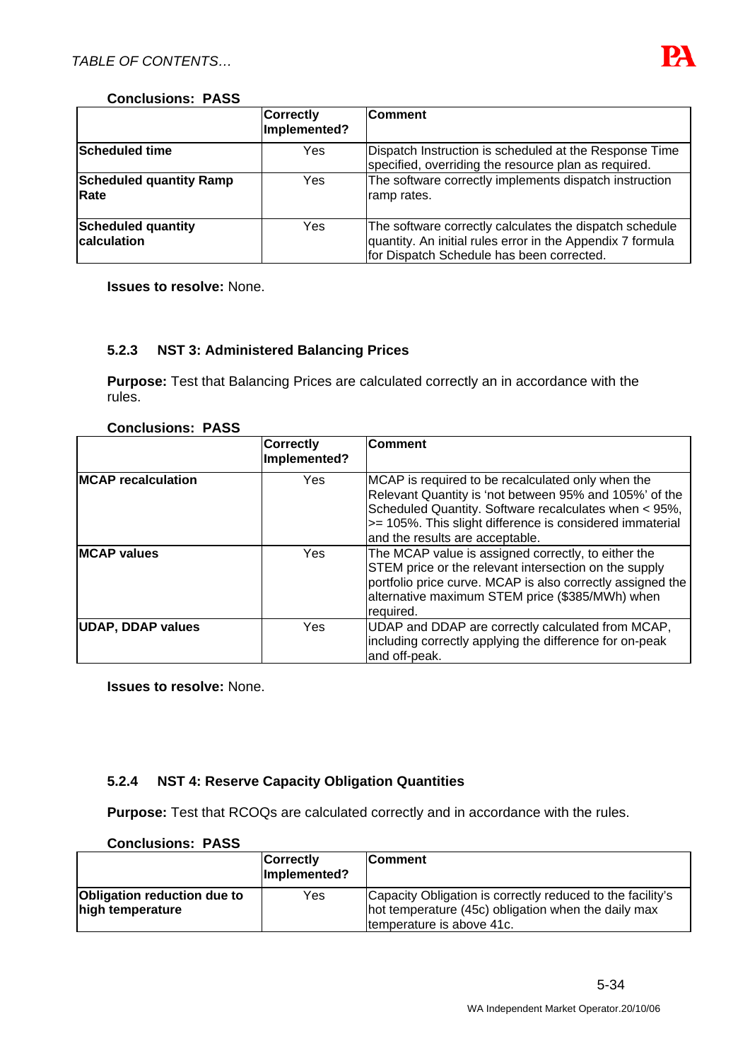**Conclusions: PASS**

| | Correctly Implemented? | Comment |
|---|---|---|
| **Scheduled time** | Yes | Dispatch Instruction is scheduled at the Response Time specified, overriding the resource plan as required. |
| **Scheduled quantity Ramp Rate** | Yes | The software correctly implements dispatch instruction ramp rates. |
| **Scheduled quantity calculation** | Yes | The software correctly calculates the dispatch schedule quantity. An initial rules error in the Appendix 7 formula for Dispatch Schedule has been corrected. |

**Issues to resolve:** None.

### 5.2.3 NST 3: Administered Balancing Prices

**Purpose:** Test that Balancing Prices are calculated correctly an in accordance with the rules.

**Conclusions: PASS**

| | Correctly Implemented? | Comment |
|---|---|---|
| **MCAP recalculation** | Yes | MCAP is required to be recalculated only when the Relevant Quantity is 'not between 95% and 105%' of the Scheduled Quantity. Software recalculates when < 95%, >= 105%. This slight difference is considered immaterial and the results are acceptable. |
| **MCAP values** | Yes | The MCAP value is assigned correctly, to either the STEM price or the relevant intersection on the supply portfolio price curve. MCAP is also correctly assigned the alternative maximum STEM price ($385/MWh) when required. |
| **UDAP, DDAP values** | Yes | UDAP and DDAP are correctly calculated from MCAP, including correctly applying the difference for on-peak and off-peak. |

**Issues to resolve:** None.

### 5.2.4 NST 4: Reserve Capacity Obligation Quantities

**Purpose:** Test that RCOQs are calculated correctly and in accordance with the rules.

**Conclusions: PASS**

| | Correctly Implemented? | Comment |
|---|---|---|
| **Obligation reduction due to high temperature** | Yes | Capacity Obligation is correctly reduced to the facility's hot temperature (45c) obligation when the daily max temperature is above 41c. |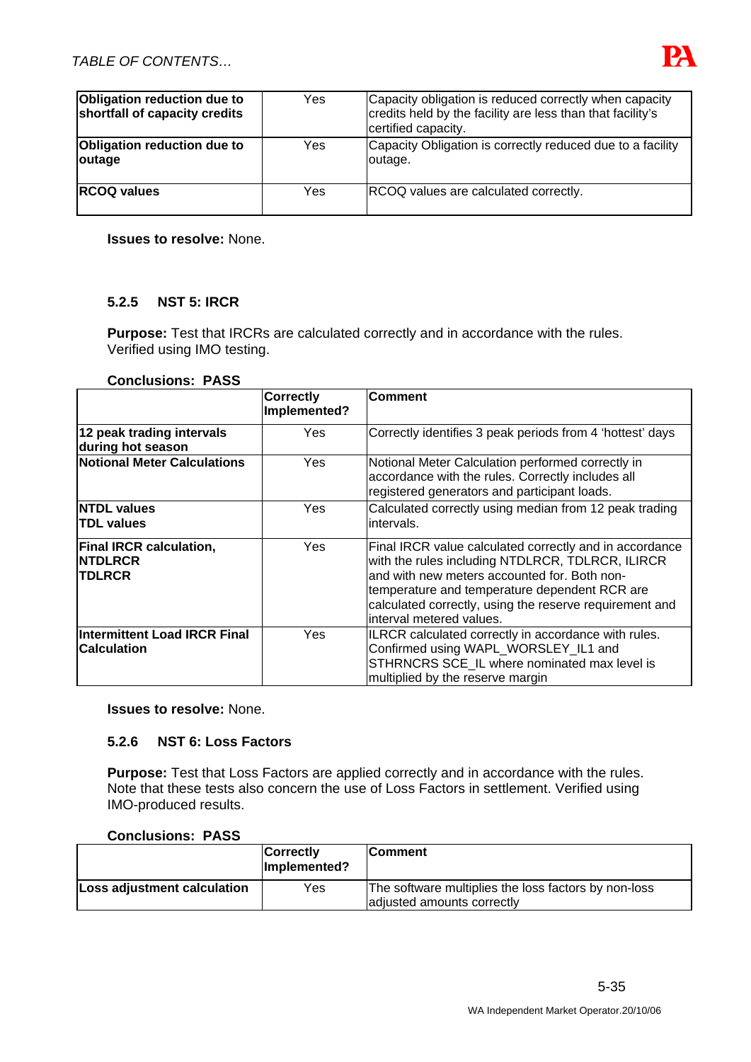| | | |
|---|---|---|
| **Obligation reduction due to shortfall of capacity credits** | Yes | Capacity obligation is reduced correctly when capacity credits held by the facility are less than that facility's certified capacity. |
| **Obligation reduction due to outage** | Yes | Capacity Obligation is correctly reduced due to a facility outage. |
| **RCOQ values** | Yes | RCOQ values are calculated correctly. |

**Issues to resolve:** None.

### 5.2.5 NST 5: IRCR

**Purpose:** Test that IRCRs are calculated correctly and in accordance with the rules. Verified using IMO testing.

**Conclusions: PASS**

| | **Correctly Implemented?** | **Comment** |
|---|---|---|
| **12 peak trading intervals during hot season** | Yes | Correctly identifies 3 peak periods from 4 'hottest' days |
| **Notional Meter Calculations** | Yes | Notional Meter Calculation performed correctly in accordance with the rules. Correctly includes all registered generators and participant loads. |
| **NTDL values TDL values** | Yes | Calculated correctly using median from 12 peak trading intervals. |
| **Final IRCR calculation, NTDLRCR TDLRCR** | Yes | Final IRCR value calculated correctly and in accordance with the rules including NTDLRCR, TDLRCR, ILIRCR and with new meters accounted for. Both non-temperature and temperature dependent RCR are calculated correctly, using the reserve requirement and interval metered values. |
| **Intermittent Load IRCR Final Calculation** | Yes | ILRCR calculated correctly in accordance with rules. Confirmed using WAPL_WORSLEY_IL1 and STHRNCRS SCE_IL where nominated max level is multiplied by the reserve margin |

**Issues to resolve:** None.

### 5.2.6 NST 6: Loss Factors

**Purpose:** Test that Loss Factors are applied correctly and in accordance with the rules. Note that these tests also concern the use of Loss Factors in settlement. Verified using IMO-produced results.

**Conclusions: PASS**

| | **Correctly Implemented?** | **Comment** |
|---|---|---|
| **Loss adjustment calculation** | Yes | The software multiplies the loss factors by non-loss adjusted amounts correctly |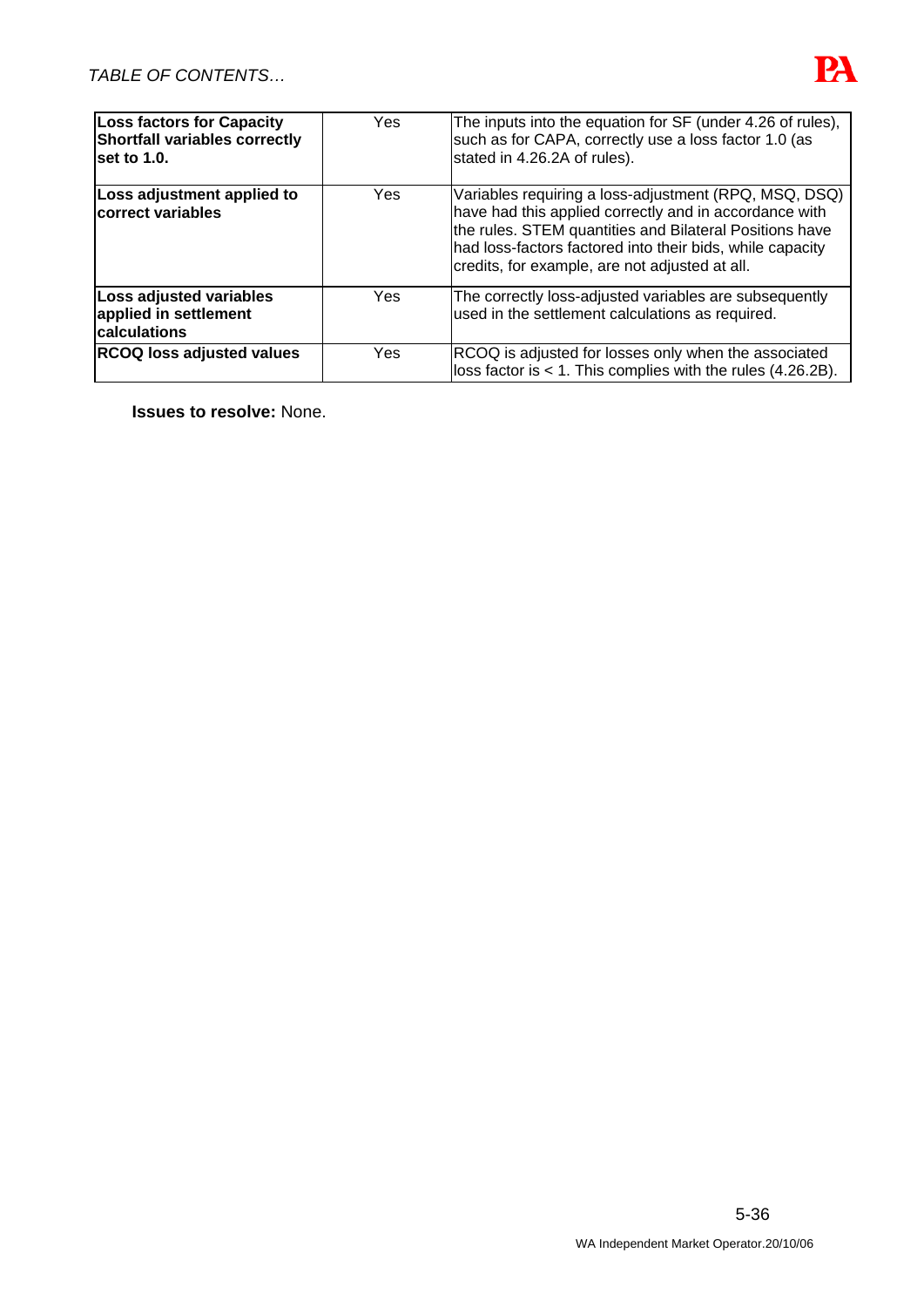| | | |
|---|---|---|
| **Loss factors for Capacity Shortfall variables correctly set to 1.0.** | Yes | The inputs into the equation for SF (under 4.26 of rules), such as for CAPA, correctly use a loss factor 1.0 (as stated in 4.26.2A of rules). |
| **Loss adjustment applied to correct variables** | Yes | Variables requiring a loss-adjustment (RPQ, MSQ, DSQ) have had this applied correctly and in accordance with the rules. STEM quantities and Bilateral Positions have had loss-factors factored into their bids, while capacity credits, for example, are not adjusted at all. |
| **Loss adjusted variables applied in settlement calculations** | Yes | The correctly loss-adjusted variables are subsequently used in the settlement calculations as required. |
| **RCOQ loss adjusted values** | Yes | RCOQ is adjusted for losses only when the associated loss factor is < 1. This complies with the rules (4.26.2B). |

**Issues to resolve:** None.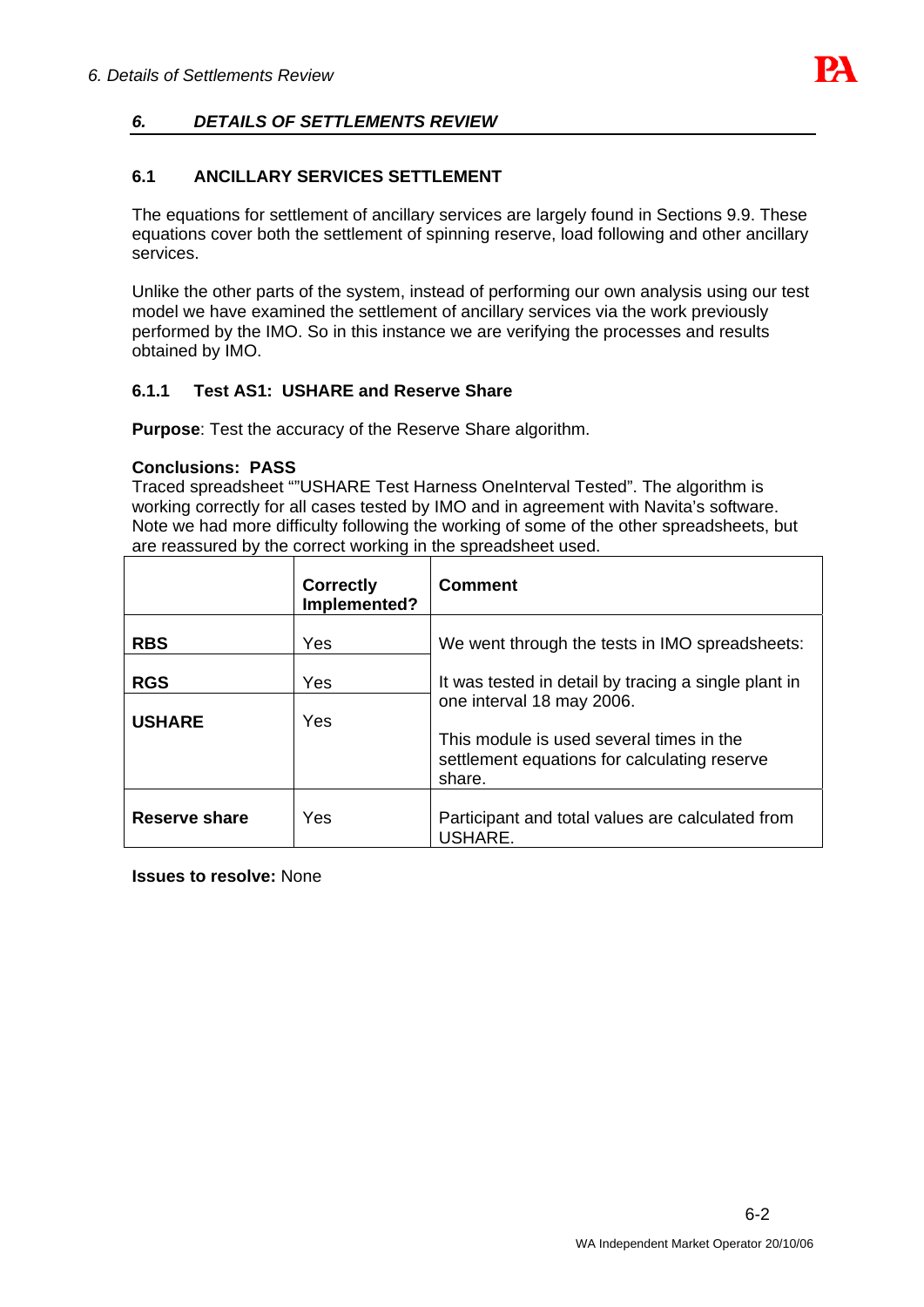## 6. DETAILS OF SETTLEMENTS REVIEW

### 6.1 ANCILLARY SERVICES SETTLEMENT

The equations for settlement of ancillary services are largely found in Sections 9.9. These equations cover both the settlement of spinning reserve, load following and other ancillary services.

Unlike the other parts of the system, instead of performing our own analysis using our test model we have examined the settlement of ancillary services via the work previously performed by the IMO. So in this instance we are verifying the processes and results obtained by IMO.

#### 6.1.1 Test AS1: USHARE and Reserve Share

**Purpose**: Test the accuracy of the Reserve Share algorithm.

**Conclusions: PASS**
Traced spreadsheet ""USHARE Test Harness OneInterval Tested". The algorithm is working correctly for all cases tested by IMO and in agreement with Navita's software. Note we had more difficulty following the working of some of the other spreadsheets, but are reassured by the correct working in the spreadsheet used.

| | Correctly Implemented? | Comment |
|---|---|---|
| **RBS** | Yes | We went through the tests in IMO spreadsheets: |
| **RGS** | Yes | It was tested in detail by tracing a single plant in one interval 18 may 2006. |
| **USHARE** | Yes | This module is used several times in the settlement equations for calculating reserve share. |
| **Reserve share** | Yes | Participant and total values are calculated from USHARE. |

**Issues to resolve:** None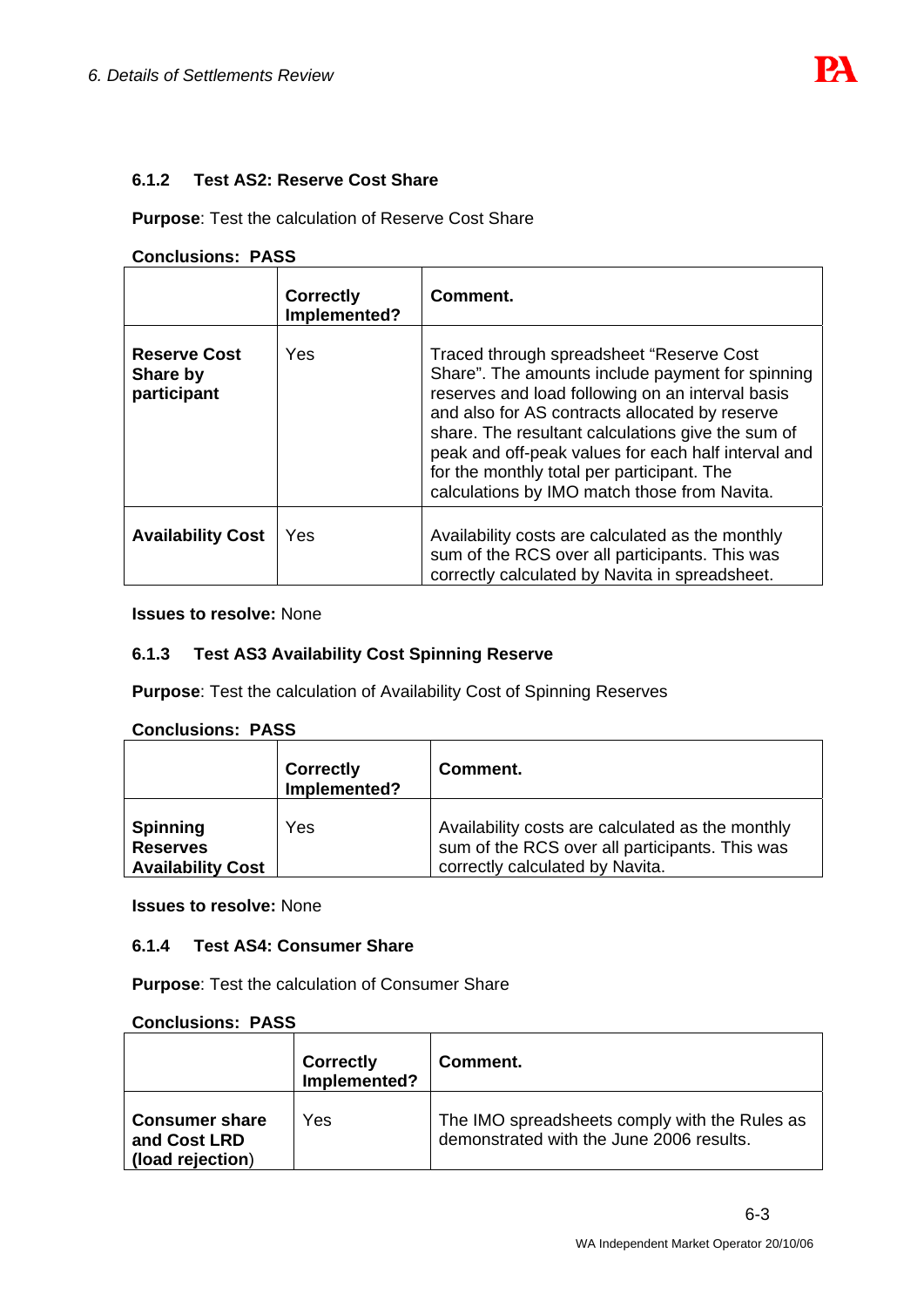### 6.1.2 Test AS2: Reserve Cost Share

**Purpose**: Test the calculation of Reserve Cost Share

**Conclusions: PASS**

| | **Correctly Implemented?** | **Comment.** |
|---|---|---|
| **Reserve Cost Share by participant** | Yes | Traced through spreadsheet "Reserve Cost Share". The amounts include payment for spinning reserves and load following on an interval basis and also for AS contracts allocated by reserve share. The resultant calculations give the sum of peak and off-peak values for each half interval and for the monthly total per participant. The calculations by IMO match those from Navita. |
| **Availability Cost** | Yes | Availability costs are calculated as the monthly sum of the RCS over all participants. This was correctly calculated by Navita in spreadsheet. |

**Issues to resolve:** None

### 6.1.3 Test AS3 Availability Cost Spinning Reserve

**Purpose**: Test the calculation of Availability Cost of Spinning Reserves

**Conclusions: PASS**

| | **Correctly Implemented?** | **Comment.** |
|---|---|---|
| **Spinning Reserves Availability Cost** | Yes | Availability costs are calculated as the monthly sum of the RCS over all participants. This was correctly calculated by Navita. |

**Issues to resolve:** None

### 6.1.4 Test AS4: Consumer Share

**Purpose**: Test the calculation of Consumer Share

**Conclusions: PASS**

| | **Correctly Implemented?** | **Comment.** |
|---|---|---|
| **Consumer share and Cost LRD (load rejection)** | Yes | The IMO spreadsheets comply with the Rules as demonstrated with the June 2006 results. |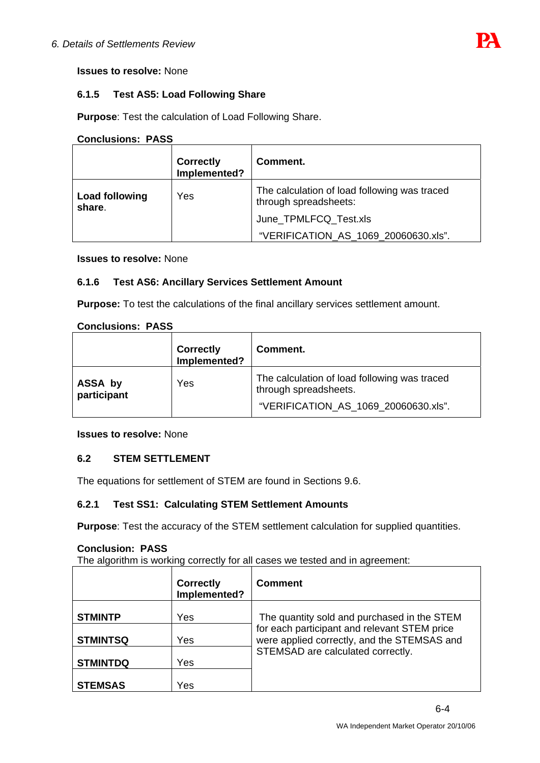**Issues to resolve:** None

### 6.1.5 Test AS5: Load Following Share

**Purpose**: Test the calculation of Load Following Share.

**Conclusions: PASS**

| | Correctly Implemented? | Comment. |
|---|---|---|
| **Load following share**. | Yes | The calculation of load following was traced through spreadsheets: June_TPMLFCQ_Test.xls "VERIFICATION_AS_1069_20060630.xls". |

**Issues to resolve:** None

### 6.1.6 Test AS6: Ancillary Services Settlement Amount

**Purpose:** To test the calculations of the final ancillary services settlement amount.

**Conclusions: PASS**

| | Correctly Implemented? | Comment. |
|---|---|---|
| **ASSA by participant** | Yes | The calculation of load following was traced through spreadsheets. "VERIFICATION_AS_1069_20060630.xls". |

**Issues to resolve:** None

## 6.2 STEM SETTLEMENT

The equations for settlement of STEM are found in Sections 9.6.

### 6.2.1 Test SS1: Calculating STEM Settlement Amounts

**Purpose**: Test the accuracy of the STEM settlement calculation for supplied quantities.

**Conclusion: PASS**
The algorithm is working correctly for all cases we tested and in agreement:

| | Correctly Implemented? | Comment |
|---|---|---|
| **STMINTP** | Yes | The quantity sold and purchased in the STEM for each participant and relevant STEM price were applied correctly, and the STEMSAS and STEMSAD are calculated correctly. |
| **STMINTSQ** | Yes | |
| **STMINTDQ** | Yes | |
| **STEMSAS** | Yes | |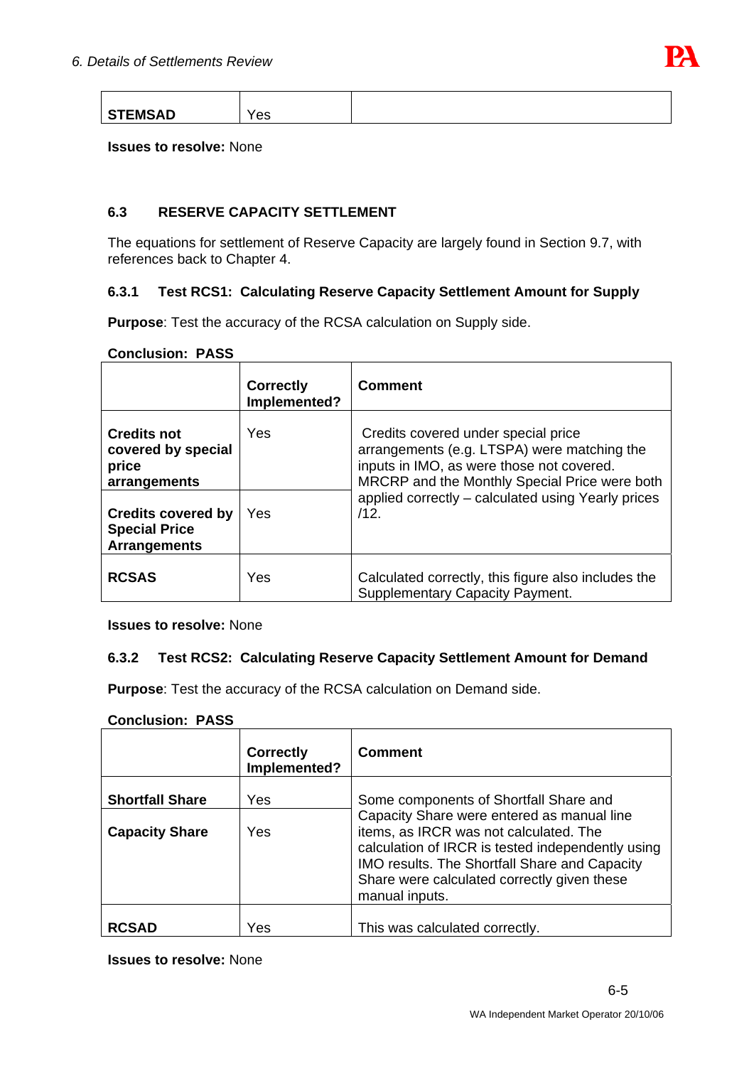| STEMSAD | Yes | |
|---|---|---|

**Issues to resolve:** None

### 6.3 RESERVE CAPACITY SETTLEMENT

The equations for settlement of Reserve Capacity are largely found in Section 9.7, with references back to Chapter 4.

#### 6.3.1 Test RCS1: Calculating Reserve Capacity Settlement Amount for Supply

**Purpose**: Test the accuracy of the RCSA calculation on Supply side.

**Conclusion: PASS**

| | Correctly Implemented? | Comment |
|---|---|---|
| **Credits not covered by special price arrangements** | Yes | Credits covered under special price arrangements (e.g. LTSPA) were matching the inputs in IMO, as were those not covered. MRCRP and the Monthly Special Price were both applied correctly – calculated using Yearly prices /12. |
| **Credits covered by Special Price Arrangements** | Yes | |
| **RCSAS** | Yes | Calculated correctly, this figure also includes the Supplementary Capacity Payment. |

**Issues to resolve:** None

#### 6.3.2 Test RCS2: Calculating Reserve Capacity Settlement Amount for Demand

**Purpose**: Test the accuracy of the RCSA calculation on Demand side.

**Conclusion: PASS**

| | Correctly Implemented? | Comment |
|---|---|---|
| **Shortfall Share** | Yes | Some components of Shortfall Share and Capacity Share were entered as manual line items, as IRCR was not calculated. The calculation of IRCR is tested independently using IMO results. The Shortfall Share and Capacity Share were calculated correctly given these manual inputs. |
| **Capacity Share** | Yes | |
| **RCSAD** | Yes | This was calculated correctly. |

**Issues to resolve:** None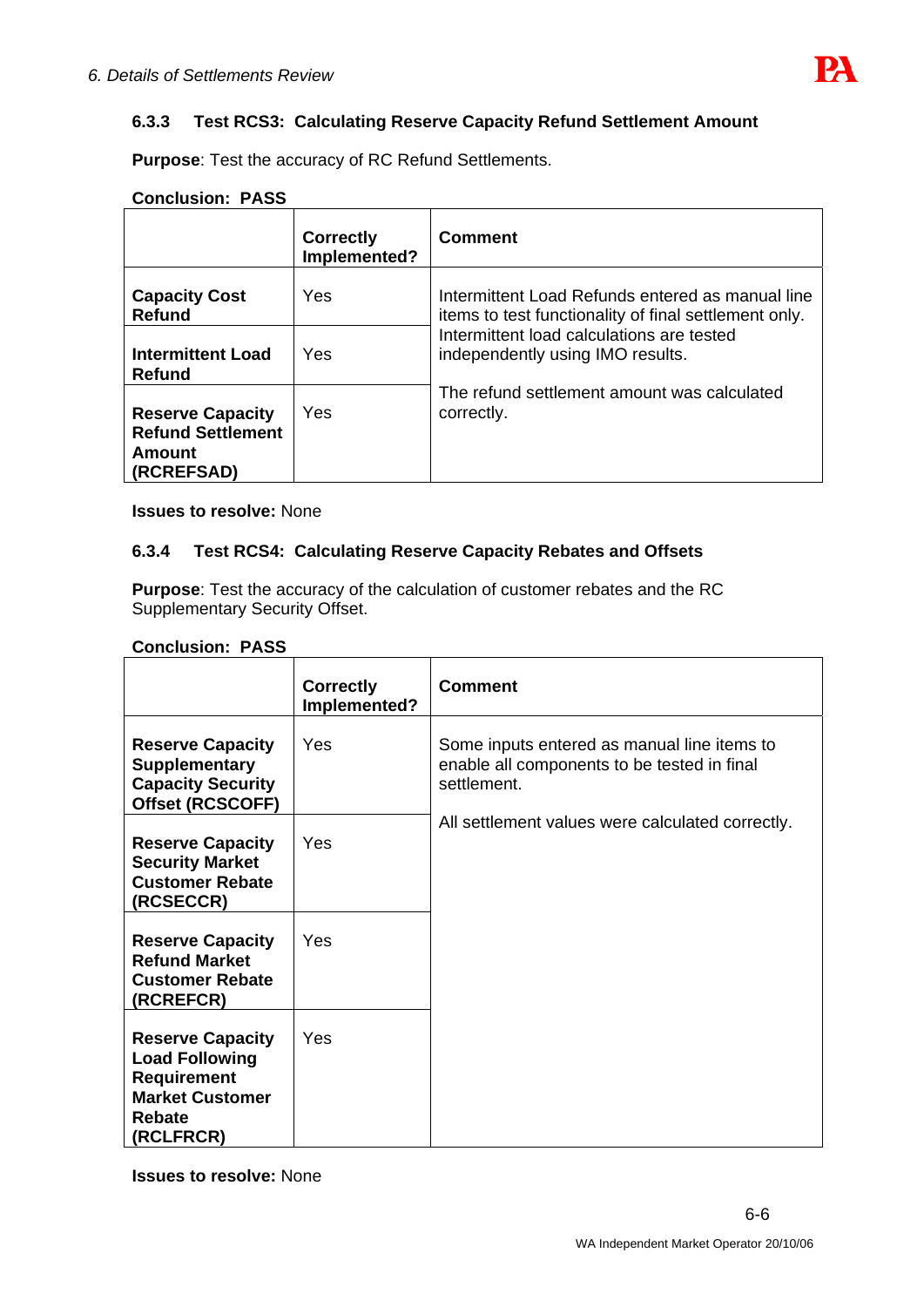### 6.3.3 Test RCS3: Calculating Reserve Capacity Refund Settlement Amount

**Purpose**: Test the accuracy of RC Refund Settlements.

**Conclusion: PASS**

| | Correctly Implemented? | Comment |
|---|---|---|
| **Capacity Cost Refund** | Yes | Intermittent Load Refunds entered as manual line items to test functionality of final settlement only. Intermittent load calculations are tested independently using IMO results. The refund settlement amount was calculated correctly. |
| **Intermittent Load Refund** | Yes | |
| **Reserve Capacity Refund Settlement Amount (RCREFSAD)** | Yes | |

**Issues to resolve:** None

### 6.3.4 Test RCS4: Calculating Reserve Capacity Rebates and Offsets

**Purpose**: Test the accuracy of the calculation of customer rebates and the RC Supplementary Security Offset.

**Conclusion: PASS**

| | Correctly Implemented? | Comment |
|---|---|---|
| **Reserve Capacity Supplementary Capacity Security Offset (RCSCOFF)** | Yes | Some inputs entered as manual line items to enable all components to be tested in final settlement. All settlement values were calculated correctly. |
| **Reserve Capacity Security Market Customer Rebate (RCSECCR)** | Yes | |
| **Reserve Capacity Refund Market Customer Rebate (RCREFCR)** | Yes | |
| **Reserve Capacity Load Following Requirement Market Customer Rebate (RCLFRCR)** | Yes | |

**Issues to resolve:** None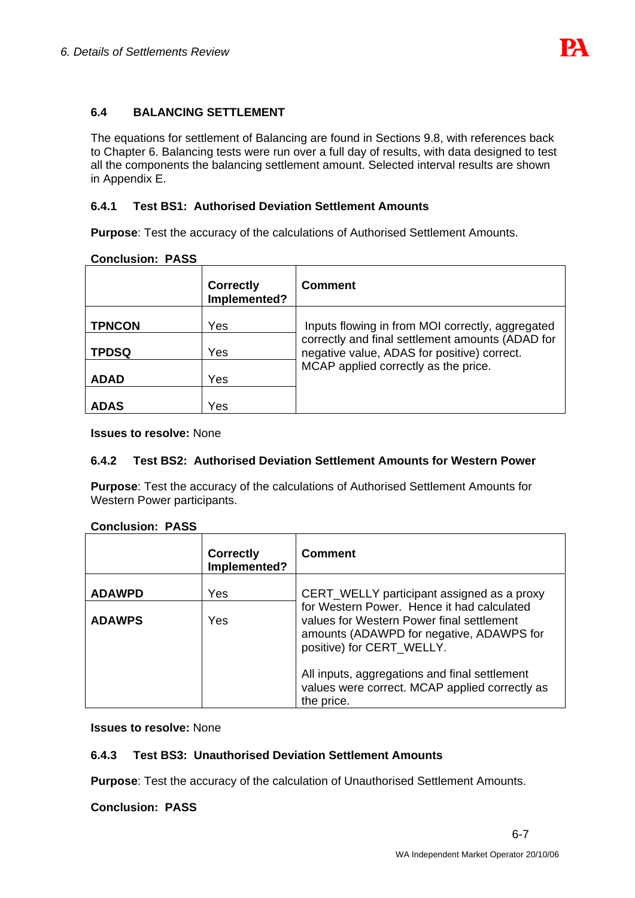## 6.4 BALANCING SETTLEMENT

The equations for settlement of Balancing are found in Sections 9.8, with references back to Chapter 6. Balancing tests were run over a full day of results, with data designed to test all the components the balancing settlement amount. Selected interval results are shown in Appendix E.

### 6.4.1 Test BS1: Authorised Deviation Settlement Amounts

**Purpose**: Test the accuracy of the calculations of Authorised Settlement Amounts.

**Conclusion: PASS**

| | Correctly Implemented? | Comment |
|---|---|---|
| **TPNCON** | Yes | Inputs flowing in from MOI correctly, aggregated correctly and final settlement amounts (ADAD for negative value, ADAS for positive) correct. MCAP applied correctly as the price. |
| **TPDSQ** | Yes | |
| **ADAD** | Yes | |
| **ADAS** | Yes | |

**Issues to resolve:** None

### 6.4.2 Test BS2: Authorised Deviation Settlement Amounts for Western Power

**Purpose**: Test the accuracy of the calculations of Authorised Settlement Amounts for Western Power participants.

**Conclusion: PASS**

| | Correctly Implemented? | Comment |
|---|---|---|
| **ADAWPD** | Yes | CERT_WELLY participant assigned as a proxy for Western Power. Hence it had calculated values for Western Power final settlement amounts (ADAWPD for negative, ADAWPS for positive) for CERT_WELLY.<br><br>All inputs, aggregations and final settlement values were correct. MCAP applied correctly as the price. |
| **ADAWPS** | Yes | |

**Issues to resolve:** None

### 6.4.3 Test BS3: Unauthorised Deviation Settlement Amounts

**Purpose**: Test the accuracy of the calculation of Unauthorised Settlement Amounts.

**Conclusion: PASS**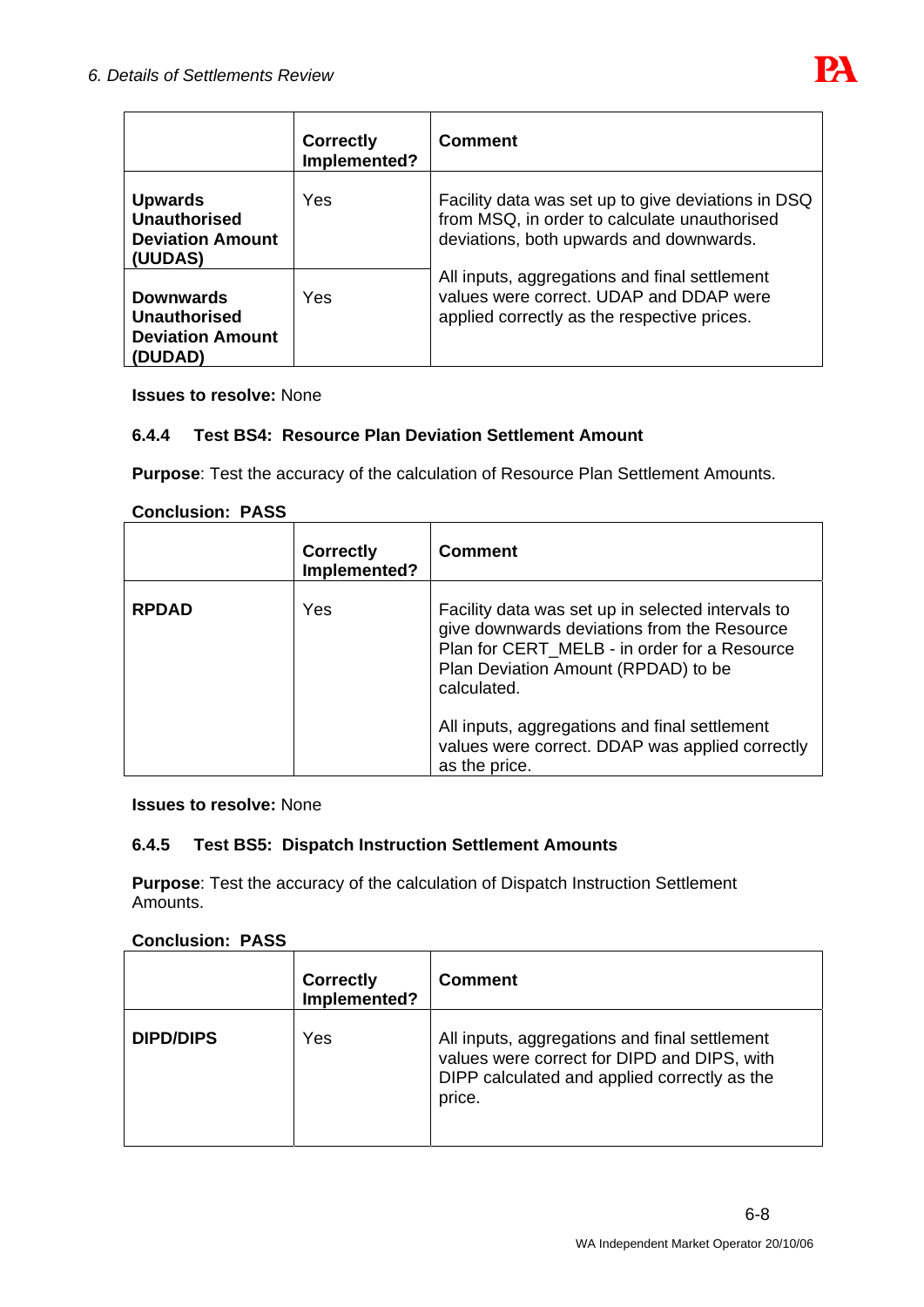| | Correctly Implemented? | Comment |
|---|---|---|
| **Upwards Unauthorised Deviation Amount (UUDAS)** | Yes | Facility data was set up to give deviations in DSQ from MSQ, in order to calculate unauthorised deviations, both upwards and downwards. All inputs, aggregations and final settlement values were correct. UDAP and DDAP were applied correctly as the respective prices. |
| **Downwards Unauthorised Deviation Amount (DUDAD)** | Yes | |

**Issues to resolve:** None

### 6.4.4 Test BS4: Resource Plan Deviation Settlement Amount

**Purpose**: Test the accuracy of the calculation of Resource Plan Settlement Amounts.

**Conclusion: PASS**

| | Correctly Implemented? | Comment |
|---|---|---|
| **RPDAD** | Yes | Facility data was set up in selected intervals to give downwards deviations from the Resource Plan for CERT_MELB - in order for a Resource Plan Deviation Amount (RPDAD) to be calculated. All inputs, aggregations and final settlement values were correct. DDAP was applied correctly as the price. |

**Issues to resolve:** None

### 6.4.5 Test BS5: Dispatch Instruction Settlement Amounts

**Purpose**: Test the accuracy of the calculation of Dispatch Instruction Settlement Amounts.

**Conclusion: PASS**

| | Correctly Implemented? | Comment |
|---|---|---|
| **DIPD/DIPS** | Yes | All inputs, aggregations and final settlement values were correct for DIPD and DIPS, with DIPP calculated and applied correctly as the price. |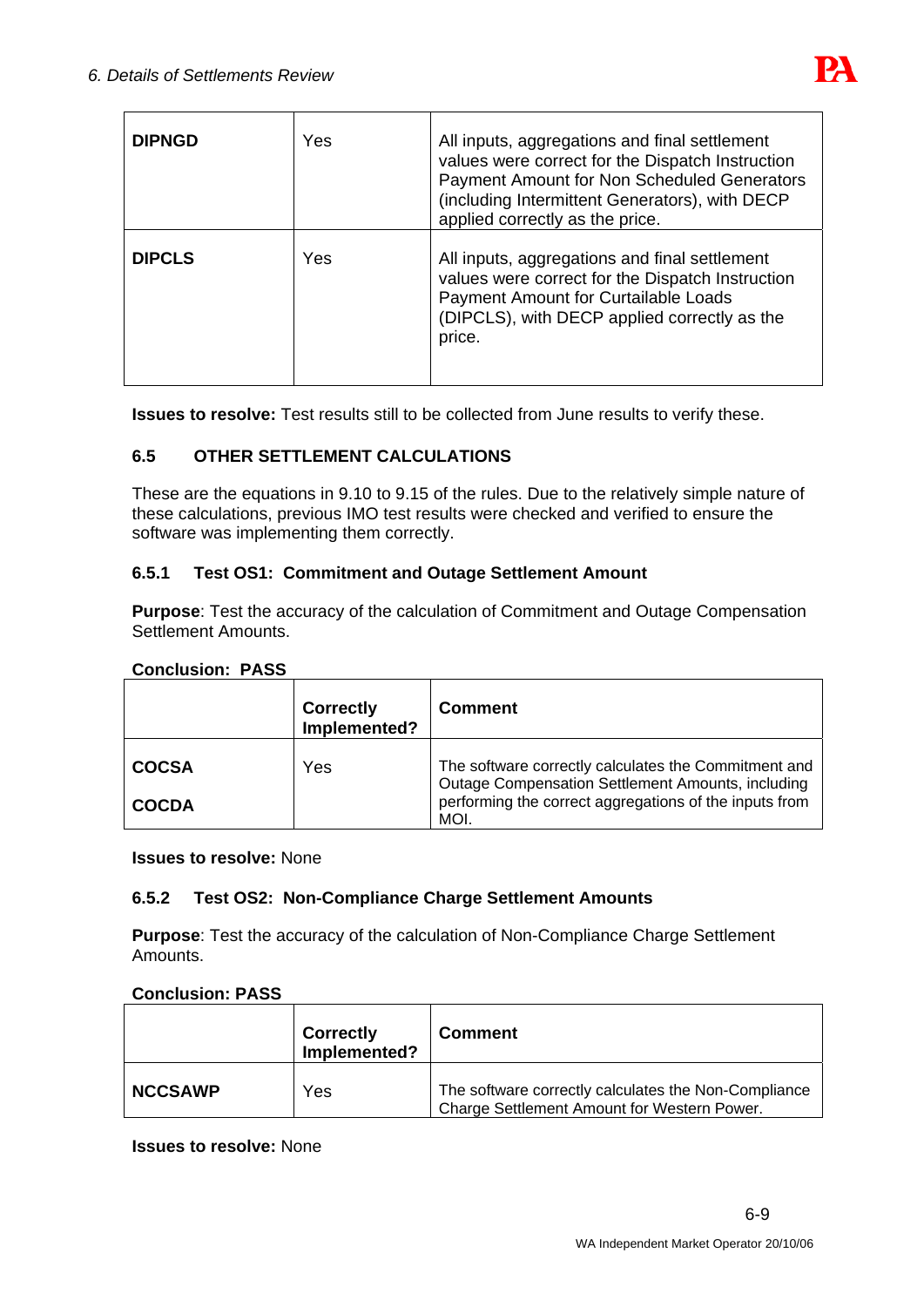| | | |
|---|---|---|
| **DIPNGD** | Yes | All inputs, aggregations and final settlement values were correct for the Dispatch Instruction Payment Amount for Non Scheduled Generators (including Intermittent Generators), with DECP applied correctly as the price. |
| **DIPCLS** | Yes | All inputs, aggregations and final settlement values were correct for the Dispatch Instruction Payment Amount for Curtailable Loads (DIPCLS), with DECP applied correctly as the price. |

**Issues to resolve:** Test results still to be collected from June results to verify these.

### 6.5 OTHER SETTLEMENT CALCULATIONS

These are the equations in 9.10 to 9.15 of the rules. Due to the relatively simple nature of these calculations, previous IMO test results were checked and verified to ensure the software was implementing them correctly.

#### 6.5.1 Test OS1: Commitment and Outage Settlement Amount

**Purpose**: Test the accuracy of the calculation of Commitment and Outage Compensation Settlement Amounts.

**Conclusion: PASS**

| | Correctly Implemented? | Comment |
|---|---|---|
| **COCSA**<br>**COCDA** | Yes | The software correctly calculates the Commitment and Outage Compensation Settlement Amounts, including performing the correct aggregations of the inputs from MOI. |

**Issues to resolve:** None

#### 6.5.2 Test OS2: Non-Compliance Charge Settlement Amounts

**Purpose**: Test the accuracy of the calculation of Non-Compliance Charge Settlement Amounts.

**Conclusion: PASS**

| | Correctly Implemented? | Comment |
|---|---|---|
| **NCCSAWP** | Yes | The software correctly calculates the Non-Compliance Charge Settlement Amount for Western Power. |

**Issues to resolve:** None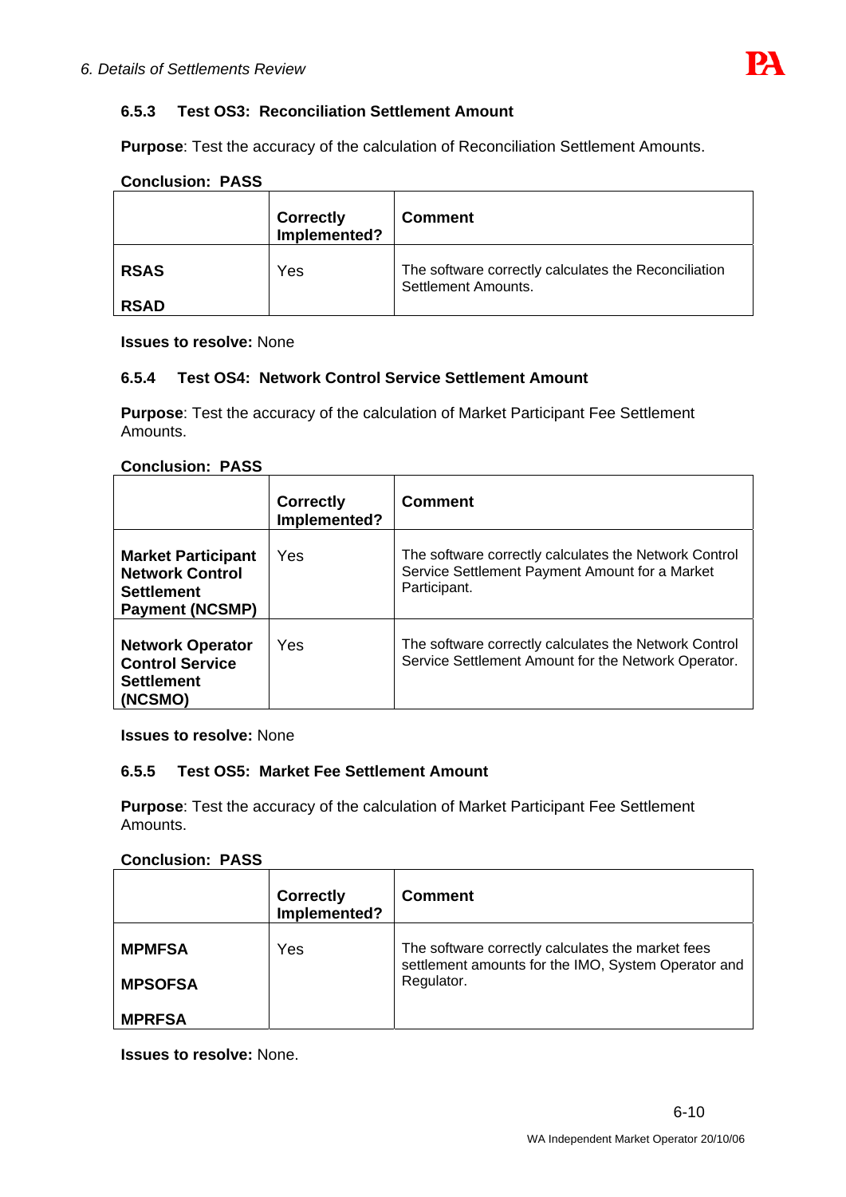### 6.5.3 Test OS3: Reconciliation Settlement Amount

**Purpose**: Test the accuracy of the calculation of Reconciliation Settlement Amounts.

**Conclusion: PASS**

| | Correctly Implemented? | Comment |
|---|---|---|
| **RSAS**<br><br>**RSAD** | Yes | The software correctly calculates the Reconciliation Settlement Amounts. |

**Issues to resolve:** None

### 6.5.4 Test OS4: Network Control Service Settlement Amount

**Purpose**: Test the accuracy of the calculation of Market Participant Fee Settlement Amounts.

**Conclusion: PASS**

| | Correctly Implemented? | Comment |
|---|---|---|
| **Market Participant Network Control Settlement Payment (NCSMP)** | Yes | The software correctly calculates the Network Control Service Settlement Payment Amount for a Market Participant. |
| **Network Operator Control Service Settlement (NCSMO)** | Yes | The software correctly calculates the Network Control Service Settlement Amount for the Network Operator. |

**Issues to resolve:** None

### 6.5.5 Test OS5: Market Fee Settlement Amount

**Purpose**: Test the accuracy of the calculation of Market Participant Fee Settlement Amounts.

**Conclusion: PASS**

| | Correctly Implemented? | Comment |
|---|---|---|
| **MPMFSA**<br><br>**MPSOFSA**<br><br>**MPRFSA** | Yes | The software correctly calculates the market fees settlement amounts for the IMO, System Operator and Regulator. |

**Issues to resolve:** None.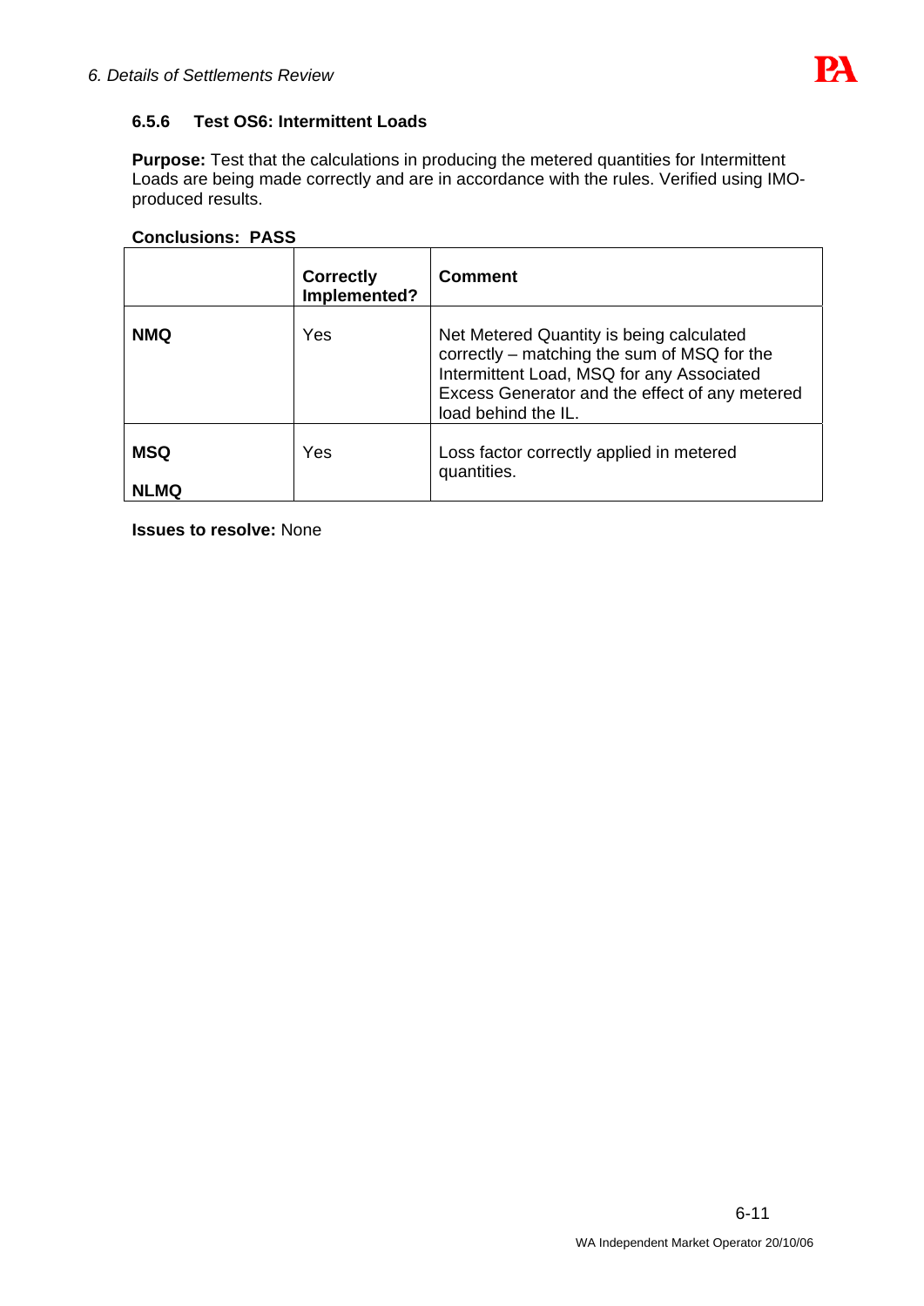### 6.5.6 Test OS6: Intermittent Loads

**Purpose:** Test that the calculations in producing the metered quantities for Intermittent Loads are being made correctly and are in accordance with the rules. Verified using IMO-produced results.

**Conclusions: PASS**

| | Correctly Implemented? | Comment |
|---|---|---|
| **NMQ** | Yes | Net Metered Quantity is being calculated correctly – matching the sum of MSQ for the Intermittent Load, MSQ for any Associated Excess Generator and the effect of any metered load behind the IL. |
| **MSQ**<br>**NLMQ** | Yes | Loss factor correctly applied in metered quantities. |

**Issues to resolve:** None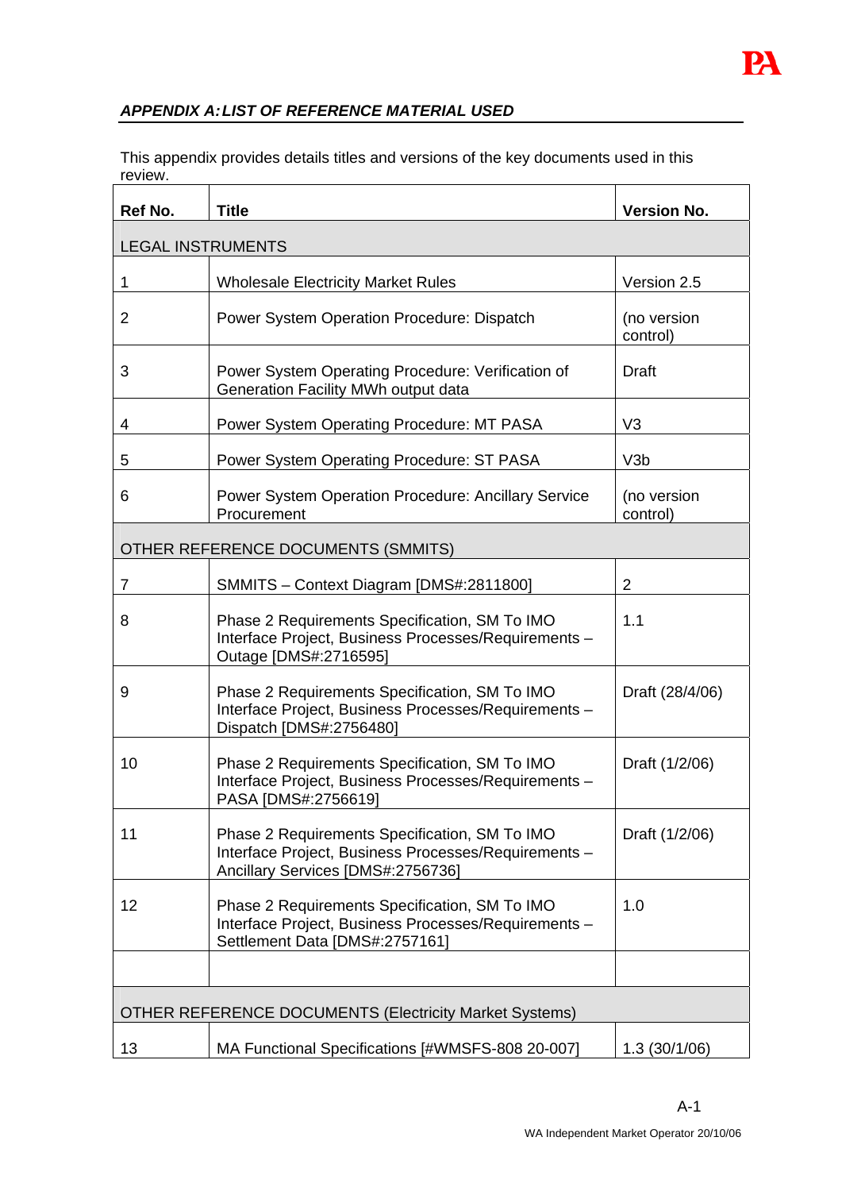## *APPENDIX A: LIST OF REFERENCE MATERIAL USED*

This appendix provides details titles and versions of the key documents used in this review.

| Ref No. | Title | Version No. |
|---|---|---|
| LEGAL INSTRUMENTS | | |
| 1 | Wholesale Electricity Market Rules | Version 2.5 |
| 2 | Power System Operation Procedure: Dispatch | (no version control) |
| 3 | Power System Operating Procedure: Verification of Generation Facility MWh output data | Draft |
| 4 | Power System Operating Procedure: MT PASA | V3 |
| 5 | Power System Operating Procedure: ST PASA | V3b |
| 6 | Power System Operation Procedure: Ancillary Service Procurement | (no version control) |
| OTHER REFERENCE DOCUMENTS (SMMITS) | | |
| 7 | SMMITS – Context Diagram [DMS#:2811800] | 2 |
| 8 | Phase 2 Requirements Specification, SM To IMO Interface Project, Business Processes/Requirements – Outage [DMS#:2716595] | 1.1 |
| 9 | Phase 2 Requirements Specification, SM To IMO Interface Project, Business Processes/Requirements – Dispatch [DMS#:2756480] | Draft (28/4/06) |
| 10 | Phase 2 Requirements Specification, SM To IMO Interface Project, Business Processes/Requirements – PASA [DMS#:2756619] | Draft (1/2/06) |
| 11 | Phase 2 Requirements Specification, SM To IMO Interface Project, Business Processes/Requirements – Ancillary Services [DMS#:2756736] | Draft (1/2/06) |
| 12 | Phase 2 Requirements Specification, SM To IMO Interface Project, Business Processes/Requirements – Settlement Data [DMS#:2757161] | 1.0 |
| | | |
| OTHER REFERENCE DOCUMENTS (Electricity Market Systems) | | |
| 13 | MA Functional Specifications [#WMSFS-808 20-007] | 1.3 (30/1/06) |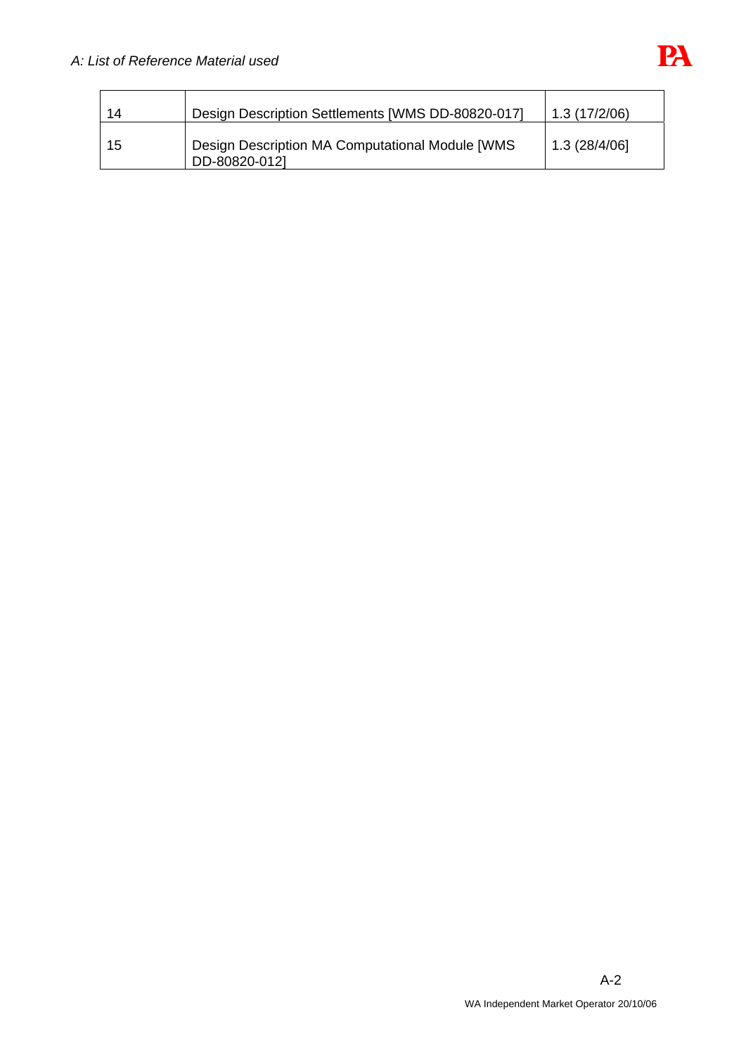| 14 | Design Description Settlements [WMS DD-80820-017] | 1.3 (17/2/06) |
|---|---|---|
| 15 | Design Description MA Computational Module [WMS DD-80820-012] | 1.3 (28/4/06] |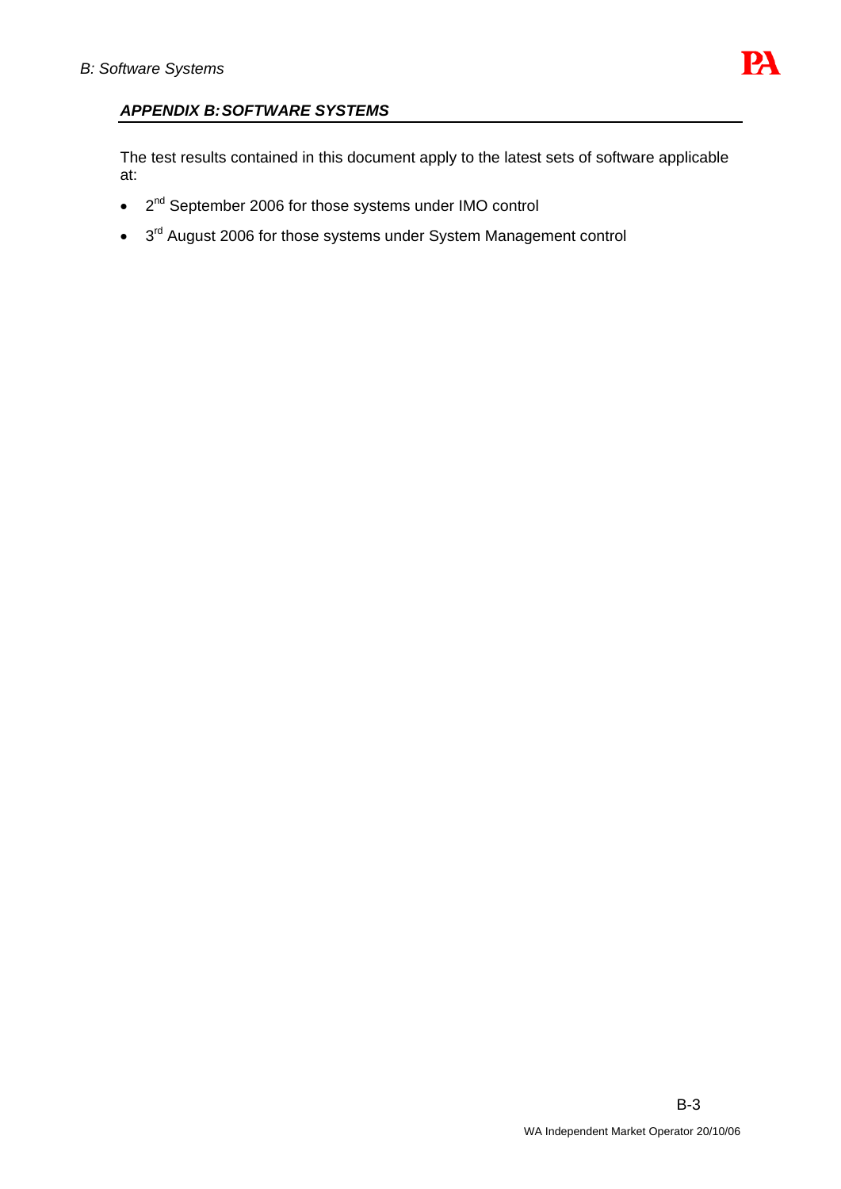## *APPENDIX B: SOFTWARE SYSTEMS*

The test results contained in this document apply to the latest sets of software applicable at:

- 2nd September 2006 for those systems under IMO control
- 3rd August 2006 for those systems under System Management control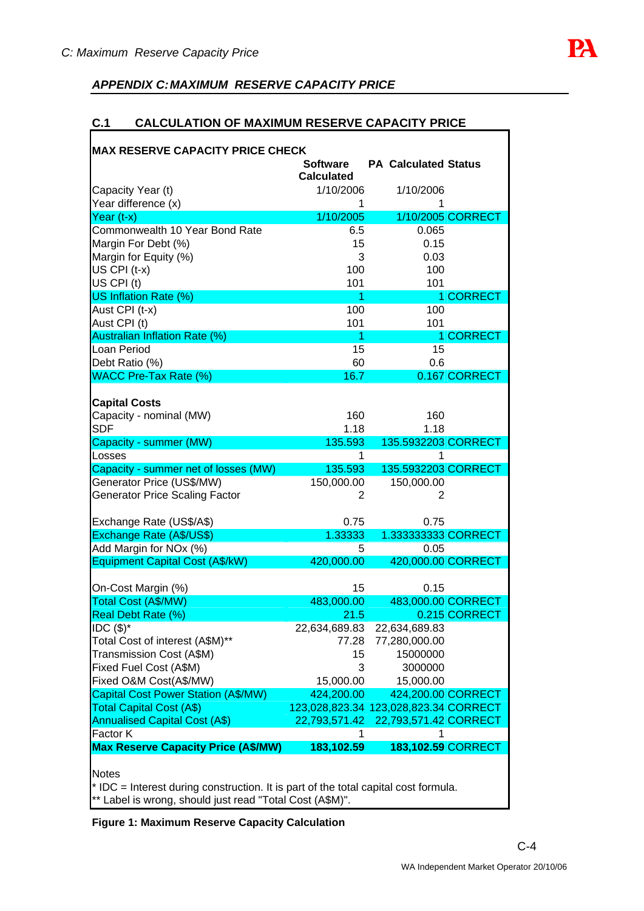## APPENDIX C: MAXIMUM RESERVE CAPACITY PRICE

### C.1 CALCULATION OF MAXIMUM RESERVE CAPACITY PRICE

| MAX RESERVE CAPACITY PRICE CHECK | Software Calculated | PA Calculated | Status |
|---|---|---|---|
| Capacity Year (t) | 1/10/2006 | 1/10/2006 | |
| Year difference (x) | 1 | 1 | |
| Year (t-x) | 1/10/2005 | 1/10/2005 | CORRECT |
| Commonwealth 10 Year Bond Rate | 6.5 | 0.065 | |
| Margin For Debt (%) | 15 | 0.15 | |
| Margin for Equity (%) | 3 | 0.03 | |
| US CPI (t-x) | 100 | 100 | |
| US CPI (t) | 101 | 101 | |
| US Inflation Rate (%) | 1 | 1 | CORRECT |
| Aust CPI (t-x) | 100 | 100 | |
| Aust CPI (t) | 101 | 101 | |
| Australian Inflation Rate (%) | 1 | 1 | CORRECT |
| Loan Period | 15 | 15 | |
| Debt Ratio (%) | 60 | 0.6 | |
| WACC Pre-Tax Rate (%) | 16.7 | 0.167 | CORRECT |
| **Capital Costs** | | | |
| Capacity - nominal (MW) | 160 | 160 | |
| SDF | 1.18 | 1.18 | |
| Capacity - summer (MW) | 135.593 | 135.5932203 | CORRECT |
| Losses | 1 | 1 | |
| Capacity - summer net of losses (MW) | 135.593 | 135.5932203 | CORRECT |
| Generator Price (US$/MW) | 150,000.00 | 150,000.00 | |
| Generator Price Scaling Factor | 2 | 2 | |
| Exchange Rate (US$/A$) | 0.75 | 0.75 | |
| Exchange Rate (A$/US$) | 1.33333 | 1.333333333 | CORRECT |
| Add Margin for NOx (%) | 5 | 0.05 | |
| Equipment Capital Cost (A$/kW) | 420,000.00 | 420,000.00 | CORRECT |
| On-Cost Margin (%) | 15 | 0.15 | |
| Total Cost (A$/MW) | 483,000.00 | 483,000.00 | CORRECT |
| Real Debt Rate (%) | 21.5 | 0.215 | CORRECT |
| IDC ($)* | 22,634,689.83 | 22,634,689.83 | |
| Total Cost of interest (A$M)** | 77.28 | 77,280,000.00 | |
| Transmission Cost (A$M) | 15 | 15000000 | |
| Fixed Fuel Cost (A$M) | 3 | 3000000 | |
| Fixed O&M Cost(A$/MW) | 15,000.00 | 15,000.00 | |
| Capital Cost Power Station (A$/MW) | 424,200.00 | 424,200.00 | CORRECT |
| Total Capital Cost (A$) | 123,028,823.34 | 123,028,823.34 | CORRECT |
| Annualised Capital Cost (A$) | 22,793,571.42 | 22,793,571.42 | CORRECT |
| Factor K | 1 | 1 | |
| **Max Reserve Capacity Price (A$/MW)** | **183,102.59** | **183,102.59** | CORRECT |

Notes

* IDC = Interest during construction. It is part of the total capital cost formula.

** Label is wrong, should just read "Total Cost (A$M)".

**Figure 1: Maximum Reserve Capacity Calculation**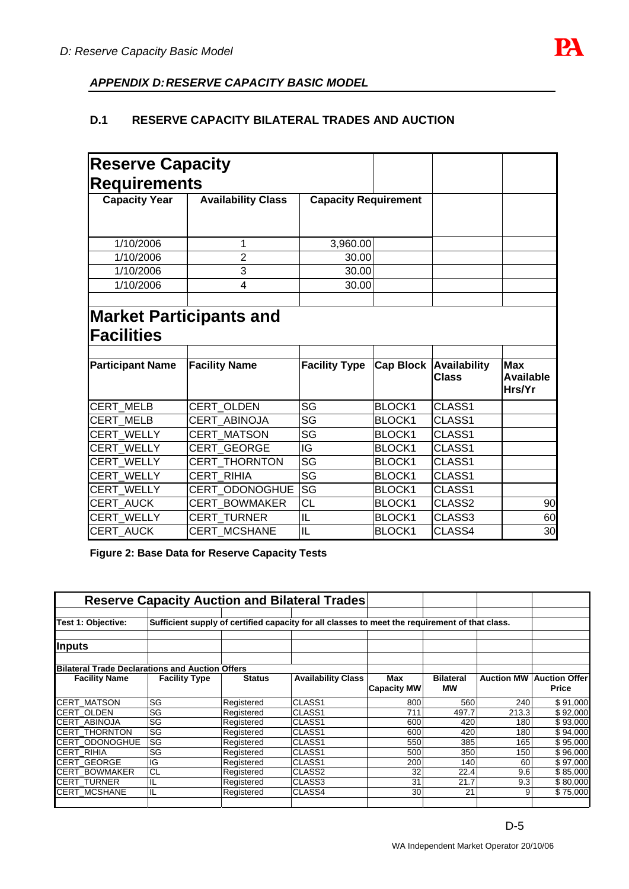## APPENDIX D: RESERVE CAPACITY BASIC MODEL

### D.1 RESERVE CAPACITY BILATERAL TRADES AND AUCTION

**Reserve Capacity Requirements**

| Capacity Year | Availability Class | Capacity Requirement |
|---|---|---|
| 1/10/2006 | 1 | 3,960.00 |
| 1/10/2006 | 2 | 30.00 |
| 1/10/2006 | 3 | 30.00 |
| 1/10/2006 | 4 | 30.00 |

**Market Participants and Facilities**

| Participant Name | Facility Name | Facility Type | Cap Block | Availability Class | Max Available Hrs/Yr |
|---|---|---|---|---|---|
| CERT_MELB | CERT_OLDEN | SG | BLOCK1 | CLASS1 | |
| CERT_MELB | CERT_ABINOJA | SG | BLOCK1 | CLASS1 | |
| CERT_WELLY | CERT_MATSON | SG | BLOCK1 | CLASS1 | |
| CERT_WELLY | CERT_GEORGE | IG | BLOCK1 | CLASS1 | |
| CERT_WELLY | CERT_THORNTON | SG | BLOCK1 | CLASS1 | |
| CERT_WELLY | CERT_RIHIA | SG | BLOCK1 | CLASS1 | |
| CERT_WELLY | CERT_ODONOGHUE | SG | BLOCK1 | CLASS1 | |
| CERT_AUCK | CERT_BOWMAKER | CL | BLOCK1 | CLASS2 | 90 |
| CERT_WELLY | CERT_TURNER | IL | BLOCK1 | CLASS3 | 60 |
| CERT_AUCK | CERT_MCSHANE | IL | BLOCK1 | CLASS4 | 30 |

**Figure 2: Base Data for Reserve Capacity Tests**

**Reserve Capacity Auction and Bilateral Trades**

**Test 1: Objective:** Sufficient supply of certified capacity for all classes to meet the requirement of that class.

**Inputs**

**Bilateral Trade Declarations and Auction Offers**

| Facility Name | Facility Type | Status | Availability Class | Max Capacity MW | Bilateral MW | Auction MW | Auction Offer Price |
|---|---|---|---|---|---|---|---|
| CERT_MATSON | SG | Registered | CLASS1 | 800 | 560 | 240 | $ 91,000 |
| CERT_OLDEN | SG | Registered | CLASS1 | 711 | 497.7 | 213.3 | $ 92,000 |
| CERT_ABINOJA | SG | Registered | CLASS1 | 600 | 420 | 180 | $ 93,000 |
| CERT_THORNTON | SG | Registered | CLASS1 | 600 | 420 | 180 | $ 94,000 |
| CERT_ODONOGHUE | SG | Registered | CLASS1 | 550 | 385 | 165 | $ 95,000 |
| CERT_RIHIA | SG | Registered | CLASS1 | 500 | 350 | 150 | $ 96,000 |
| CERT_GEORGE | IG | Registered | CLASS1 | 200 | 140 | 60 | $ 97,000 |
| CERT_BOWMAKER | CL | Registered | CLASS2 | 32 | 22.4 | 9.6 | $ 85,000 |
| CERT_TURNER | IL | Registered | CLASS3 | 31 | 21.7 | 9.3 | $ 80,000 |
| CERT_MCSHANE | IL | Registered | CLASS4 | 30 | 21 | 9 | $ 75,000 |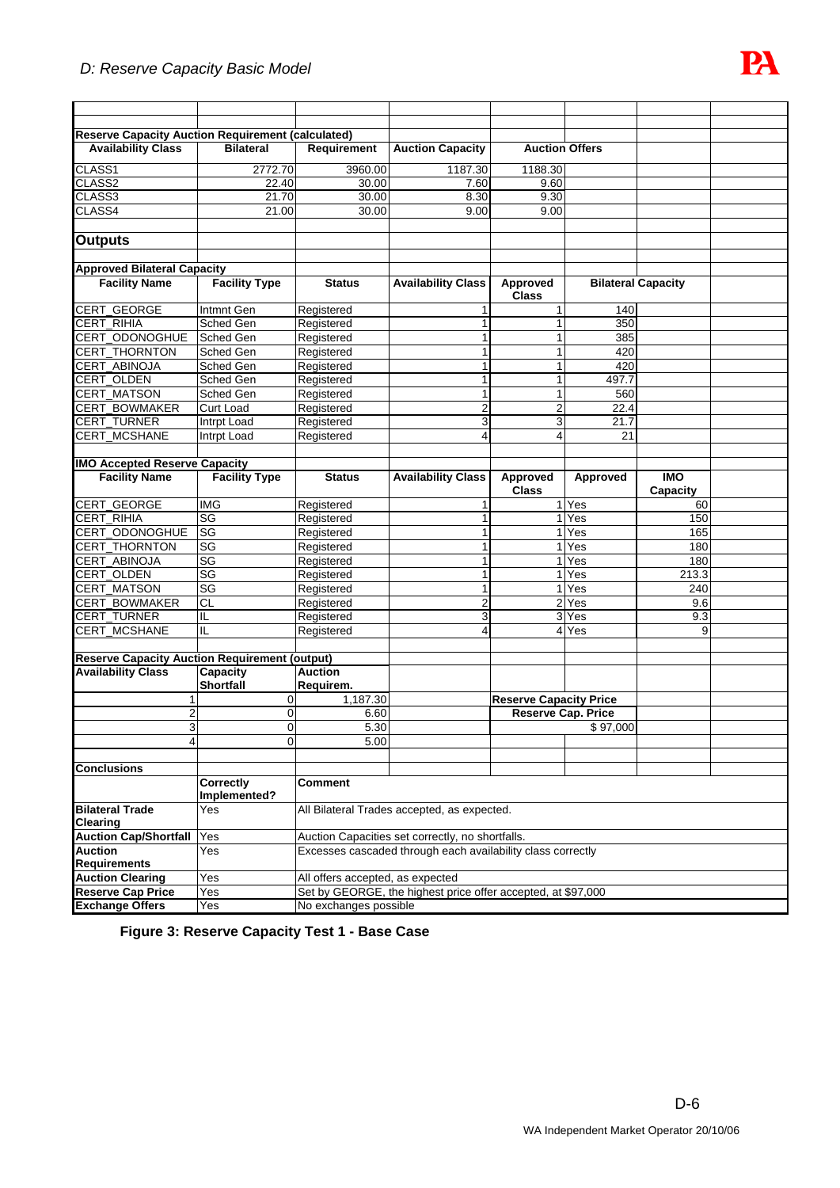## D: Reserve Capacity Basic Model

**Reserve Capacity Auction Requirement (calculated)**

| Availability Class | Bilateral | Requirement | Auction Capacity | Auction Offers |
|---|---|---|---|---|
| CLASS1 | 2772.70 | 3960.00 | 1187.30 | 1188.30 |
| CLASS2 | 22.40 | 30.00 | 7.60 | 9.60 |
| CLASS3 | 21.70 | 30.00 | 8.30 | 9.30 |
| CLASS4 | 21.00 | 30.00 | 9.00 | 9.00 |

### Outputs

**Approved Bilateral Capacity**

| Facility Name | Facility Type | Status | Availability Class | Approved Class | Bilateral Capacity |
|---|---|---|---|---|---|
| CERT_GEORGE | Intmnt Gen | Registered | 1 | 1 | 140 |
| CERT_RIHIA | Sched Gen | Registered | 1 | 1 | 350 |
| CERT_ODONOGHUE | Sched Gen | Registered | 1 | 1 | 385 |
| CERT_THORNTON | Sched Gen | Registered | 1 | 1 | 420 |
| CERT_ABINOJA | Sched Gen | Registered | 1 | 1 | 420 |
| CERT_OLDEN | Sched Gen | Registered | 1 | 1 | 497.7 |
| CERT_MATSON | Sched Gen | Registered | 1 | 1 | 560 |
| CERT_BOWMAKER | Curt Load | Registered | 2 | 2 | 22.4 |
| CERT_TURNER | Intrpt Load | Registered | 3 | 3 | 21.7 |
| CERT_MCSHANE | Intrpt Load | Registered | 4 | 4 | 21 |

**IMO Accepted Reserve Capacity**

| Facility Name | Facility Type | Status | Availability Class | Approved Class | Approved | IMO Capacity |
|---|---|---|---|---|---|---|
| CERT_GEORGE | IMG | Registered | 1 | 1 | Yes | 60 |
| CERT_RIHIA | SG | Registered | 1 | 1 | Yes | 150 |
| CERT_ODONOGHUE | SG | Registered | 1 | 1 | Yes | 165 |
| CERT_THORNTON | SG | Registered | 1 | 1 | Yes | 180 |
| CERT_ABINOJA | SG | Registered | 1 | 1 | Yes | 180 |
| CERT_OLDEN | SG | Registered | 1 | 1 | Yes | 213.3 |
| CERT_MATSON | SG | Registered | 1 | 1 | Yes | 240 |
| CERT_BOWMAKER | CL | Registered | 2 | 2 | Yes | 9.6 |
| CERT_TURNER | IL | Registered | 3 | 3 | Yes | 9.3 |
| CERT_MCSHANE | IL | Registered | 4 | 4 | Yes | 9 |

**Reserve Capacity Auction Requirement (output)**

| Availability Class | Capacity Shortfall | Auction Requirem. |
|---|---|---|
| 1 | 0 | 1,187.30 |
| 2 | 0 | 6.60 |
| 3 | 0 | 5.30 |
| 4 | 0 | 5.00 |

**Reserve Capacity Price**

| Reserve Cap. Price |
|---|
| $ 97,000 |

**Conclusions**

| | Correctly Implemented? | Comment |
|---|---|---|
| **Bilateral Trade Clearing** | Yes | All Bilateral Trades accepted, as expected. |
| **Auction Cap/Shortfall** | Yes | Auction Capacities set correctly, no shortfalls. |
| **Auction Requirements** | Yes | Excesses cascaded through each availability class correctly |
| **Auction Clearing** | Yes | All offers accepted, as expected |
| **Reserve Cap Price** | Yes | Set by GEORGE, the highest price offer accepted, at $97,000 |
| **Exchange Offers** | Yes | No exchanges possible |

**Figure 3: Reserve Capacity Test 1 - Base Case**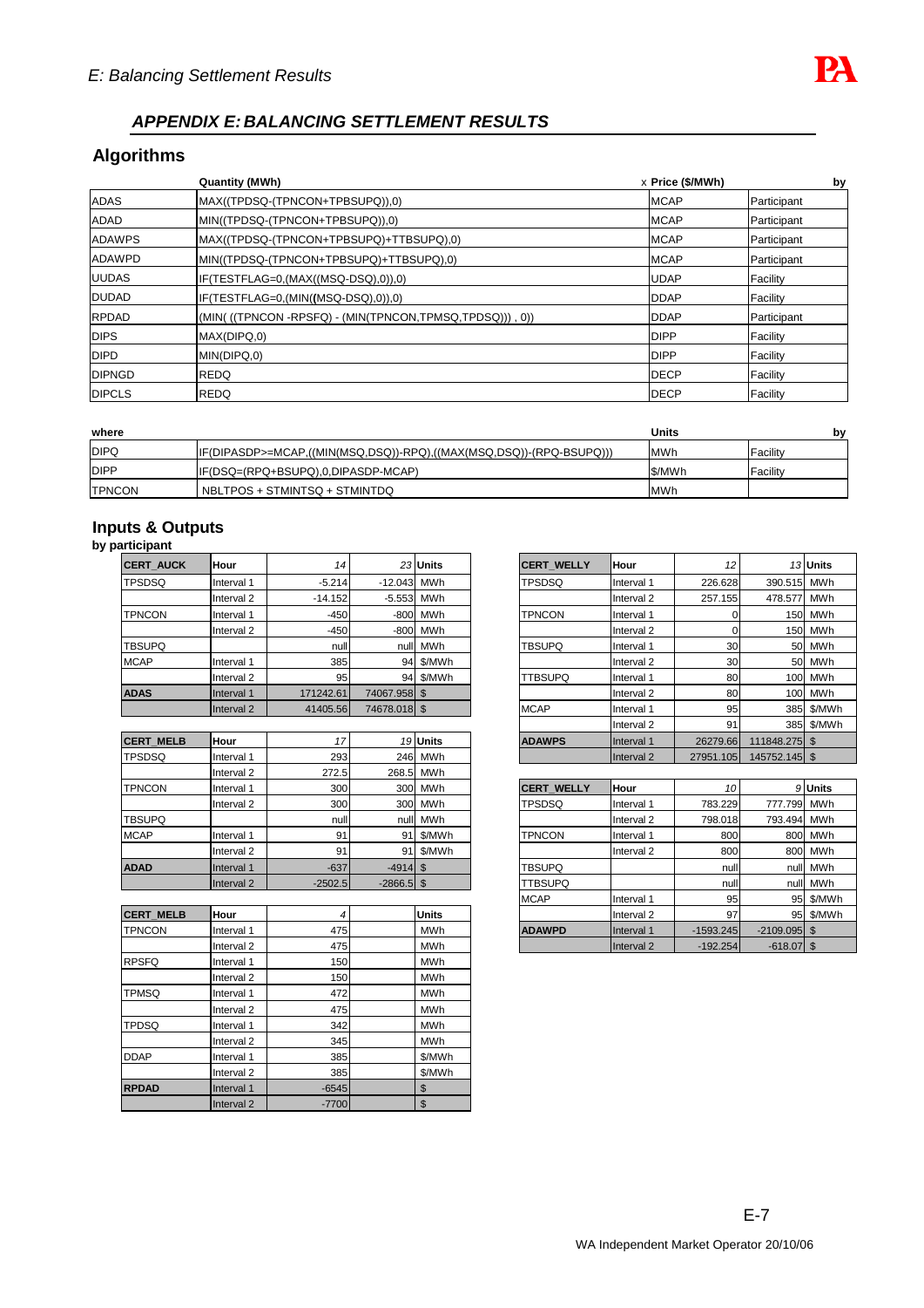## APPENDIX E: BALANCING SETTLEMENT RESULTS

### Algorithms

| | Quantity (MWh) | x Price ($/MWh) | by |
|---|---|---|---|
| ADAS | MAX((TPDSQ-(TPNCON+TPBSUPQ)),0) | MCAP | Participant |
| ADAD | MIN((TPDSQ-(TPNCON+TPBSUPQ)),0) | MCAP | Participant |
| ADAWPS | MAX((TPDSQ-(TPNCON+TPBSUPQ)+TTBSUPQ),0) | MCAP | Participant |
| ADAWPD | MIN((TPDSQ-(TPNCON+TPBSUPQ)+TTBSUPQ),0) | MCAP | Participant |
| UUDAS | IF(TESTFLAG=0,(MAX((MSQ-DSQ),0)),0) | UDAP | Facility |
| DUDAD | IF(TESTFLAG=0,(MIN((MSQ-DSQ),0)),0) | DDAP | Facility |
| RPDAD | (MIN( ((TPNCON -RPSFQ) - (MIN(TPNCON,TPMSQ,TPDSQ))) , 0)) | DDAP | Participant |
| DIPS | MAX(DIPQ,0) | DIPP | Facility |
| DIPD | MIN(DIPQ,0) | DIPP | Facility |
| DIPNGD | REDQ | DECP | Facility |
| DIPCLS | REDQ | DECP | Facility |

| where | | Units | by |
|---|---|---|---|
| DIPQ | IF(DIPASDP>=MCAP,((MIN(MSQ,DSQ))-RPQ),((MAX(MSQ,DSQ))-(RPQ-BSUPQ))) | MWh | Facility |
| DIPP | IF(DSQ=(RPQ+BSUPQ),0,DIPASDP-MCAP) | $/MWh | Facility |
| TPNCON | NBLTPOS + STMINTSQ + STMINTDQ | MWh | |

### Inputs & Outputs

**by participant**

| CERT_AUCK | Hour | 14 | 23 | Units |
|---|---|---|---|---|
| TPSDSQ | Interval 1 | -5.214 | -12.043 | MWh |
| | Interval 2 | -14.152 | -5.553 | MWh |
| TPNCON | Interval 1 | -450 | -800 | MWh |
| | Interval 2 | -450 | -800 | MWh |
| TBSUPQ | | null | null | MWh |
| MCAP | Interval 1 | 385 | 94 | $/MWh |
| | Interval 2 | 95 | 94 | $/MWh |
| **ADAS** | Interval 1 | 171242.61 | 74067.958 | $ |
| | Interval 2 | 41405.56 | 74678.018 | $ |

| CERT_MELB | Hour | 17 | 19 | Units |
|---|---|---|---|---|
| TPSDSQ | Interval 1 | 293 | 246 | MWh |
| | Interval 2 | 272.5 | 268.5 | MWh |
| TPNCON | Interval 1 | 300 | 300 | MWh |
| | Interval 2 | 300 | 300 | MWh |
| TBSUPQ | | null | null | MWh |
| MCAP | Interval 1 | 91 | 91 | $/MWh |
| | Interval 2 | 91 | 91 | $/MWh |
| **ADAD** | Interval 1 | -637 | -4914 | $ |
| | Interval 2 | -2502.5 | -2866.5 | $ |

| CERT_MELB | Hour | 4 | | Units |
|---|---|---|---|---|
| TPNCON | Interval 1 | 475 | | MWh |
| | Interval 2 | 475 | | MWh |
| RPSFQ | Interval 1 | 150 | | MWh |
| | Interval 2 | 150 | | MWh |
| TPMSQ | Interval 1 | 472 | | MWh |
| | Interval 2 | 475 | | MWh |
| TPDSQ | Interval 1 | 342 | | MWh |
| | Interval 2 | 345 | | MWh |
| DDAP | Interval 1 | 385 | | $/MWh |
| | Interval 2 | 385 | | $/MWh |
| **RPDAD** | Interval 1 | -6545 | | $ |
| | Interval 2 | -7700 | | $ |

| CERT_WELLY | Hour | 12 | 13 | Units |
|---|---|---|---|---|
| TPSDSQ | Interval 1 | 226.628 | 390.515 | MWh |
| | Interval 2 | 257.155 | 478.577 | MWh |
| TPNCON | Interval 1 | 0 | 150 | MWh |
| | Interval 2 | 0 | 150 | MWh |
| TBSUPQ | Interval 1 | 30 | 50 | MWh |
| | Interval 2 | 30 | 50 | MWh |
| TTBSUPQ | Interval 1 | 80 | 100 | MWh |
| | Interval 2 | 80 | 100 | MWh |
| MCAP | Interval 1 | 95 | 385 | $/MWh |
| | Interval 2 | 91 | 385 | $/MWh |
| **ADAWPS** | Interval 1 | 26279.66 | 111848.275 | $ |
| | Interval 2 | 27951.105 | 145752.145 | $ |

| CERT_WELLY | Hour | 10 | 9 | Units |
|---|---|---|---|---|
| TPSDSQ | Interval 1 | 783.229 | 777.799 | MWh |
| | Interval 2 | 798.018 | 793.494 | MWh |
| TPNCON | Interval 1 | 800 | 800 | MWh |
| | Interval 2 | 800 | 800 | MWh |
| TBSUPQ | | null | null | MWh |
| TTBSUPQ | | null | null | MWh |
| MCAP | Interval 1 | 95 | 95 | $/MWh |
| | Interval 2 | 97 | 95 | $/MWh |
| **ADAWPD** | Interval 1 | -1593.245 | -2109.095 | $ |
| | Interval 2 | -192.254 | -618.07 | $ |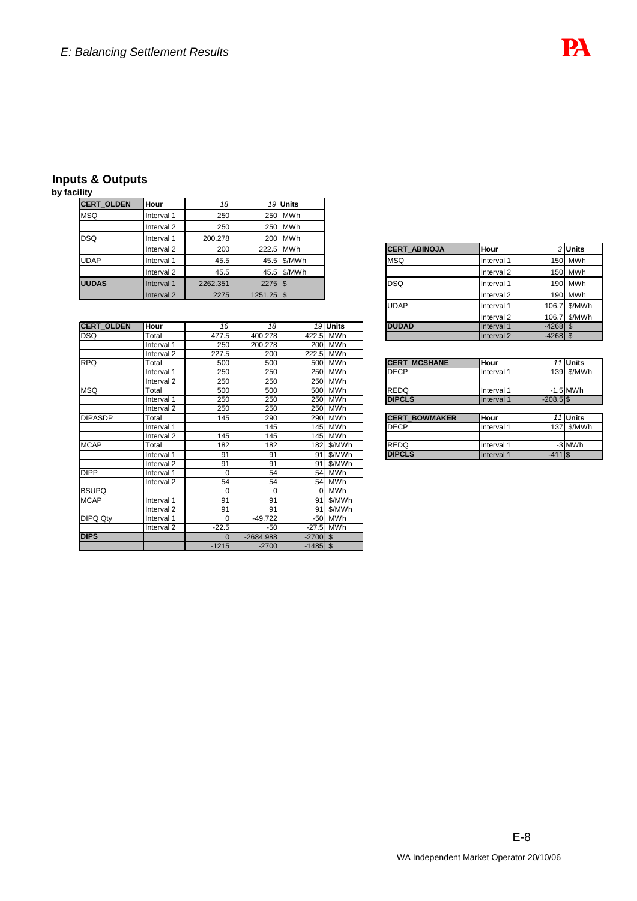# E: Balancing Settlement Results

## Inputs & Outputs

**by facility**

| CERT_OLDEN | Hour | 18 | 19 | Units |
|---|---|---|---|---|
| MSQ | Interval 1 | 250 | 250 | MWh |
| | Interval 2 | 250 | 250 | MWh |
| DSQ | Interval 1 | 200.278 | 200 | MWh |
| | Interval 2 | 200 | 222.5 | MWh |
| UDAP | Interval 1 | 45.5 | 45.5 | $/MWh |
| | Interval 2 | 45.5 | 45.5 | $/MWh |
| **UUDAS** | Interval 1 | 2262.351 | 2275 | $ |
| | Interval 2 | 2275 | 1251.25 | $ |

| CERT_OLDEN | Hour | 16 | 18 | 19 | Units |
|---|---|---|---|---|---|
| DSQ | Total | 477.5 | 400.278 | 422.5 | MWh |
| | Interval 1 | 250 | 200.278 | 200 | MWh |
| | Interval 2 | 227.5 | 200 | 222.5 | MWh |
| RPQ | Total | 500 | 500 | 500 | MWh |
| | Interval 1 | 250 | 250 | 250 | MWh |
| | Interval 2 | 250 | 250 | 250 | MWh |
| MSQ | Total | 500 | 500 | 500 | MWh |
| | Interval 1 | 250 | 250 | 250 | MWh |
| | Interval 2 | 250 | 250 | 250 | MWh |
| DIPASDP | Total | 145 | 290 | 290 | MWh |
| | Interval 1 | | 145 | 145 | MWh |
| | Interval 2 | 145 | 145 | 145 | MWh |
| MCAP | Total | 182 | 182 | 182 | $/MWh |
| | Interval 1 | 91 | 91 | 91 | $/MWh |
| | Interval 2 | 91 | 91 | 91 | $/MWh |
| DIPP | Interval 1 | 0 | 54 | 54 | MWh |
| | Interval 2 | 54 | 54 | 54 | MWh |
| BSUPQ | | 0 | 0 | 0 | MWh |
| MCAP | Interval 1 | 91 | 91 | 91 | $/MWh |
| | Interval 2 | 91 | 91 | 91 | $/MWh |
| DIPQ Qty | Interval 1 | 0 | -49.722 | -50 | MWh |
| | Interval 2 | -22.5 | -50 | -27.5 | MWh |
| **DIPS** | | 0 | -2684.988 | -2700 | $ |
| | | -1215 | -2700 | -1485 | $ |

| CERT_ABINOJA | Hour | 3 | Units |
|---|---|---|---|
| MSQ | Interval 1 | 150 | MWh |
| | Interval 2 | 150 | MWh |
| DSQ | Interval 1 | 190 | MWh |
| | Interval 2 | 190 | MWh |
| UDAP | Interval 1 | 106.7 | $/MWh |
| | Interval 2 | 106.7 | $/MWh |
| **DUDAD** | Interval 1 | -4268 | $ |
| | Interval 2 | -4268 | $ |

| CERT_MCSHANE | Hour | 11 | Units |
|---|---|---|---|
| DECP | Interval 1 | 139 | $/MWh |
| | | | |
| REDQ | Interval 1 | -1.5 | MWh |
| **DIPCLS** | Interval 1 | -208.5 | $ |

| CERT_BOWMAKER | Hour | 11 | Units |
|---|---|---|---|
| DECP | Interval 1 | 137 | $/MWh |
| | | | |
| REDQ | Interval 1 | -3 | MWh |
| **DIPCLS** | Interval 1 | -411 | $ |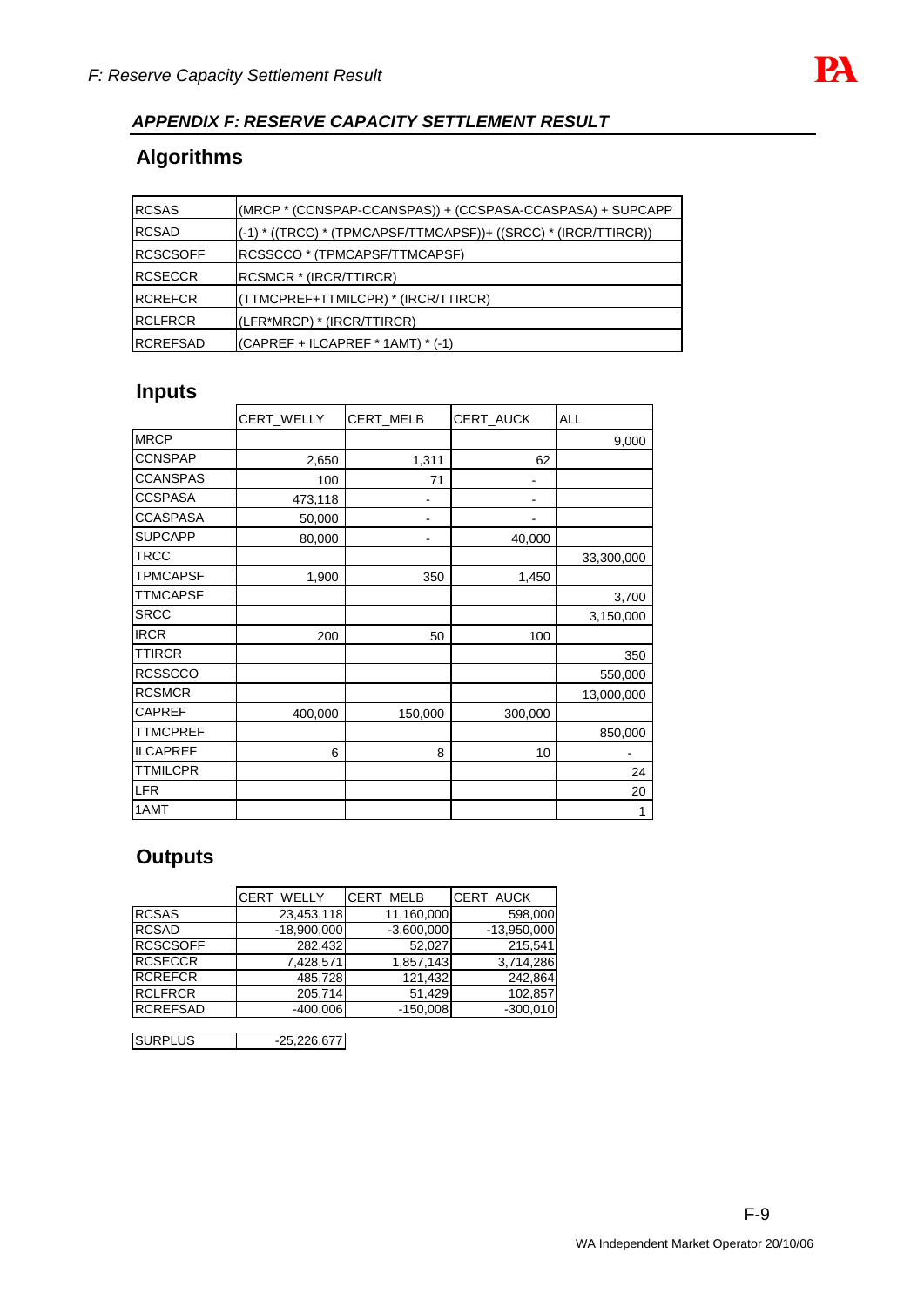## *APPENDIX F: RESERVE CAPACITY SETTLEMENT RESULT*

## Algorithms

| | |
|---|---|
| RCSAS | (MRCP * (CCNSPAP-CCANSPAS)) + (CCSPASA-CCASPASA) + SUPCAPP |
| RCSAD | (-1) * ((TRCC) * (TPMCAPSF/TTMCAPSF))+ ((SRCC) * (IRCR/TTIRCR)) |
| RCSCSOFF | RCSSCCO * (TPMCAPSF/TTMCAPSF) |
| RCSECCR | RCSMCR * (IRCR/TTIRCR) |
| RCREFCR | (TTMCPREF+TTMILCPR) * (IRCR/TTIRCR) |
| RCLFRCR | (LFR*MRCP) * (IRCR/TTIRCR) |
| RCREFSAD | (CAPREF + ILCAPREF * 1AMT) * (-1) |

## Inputs

| | CERT_WELLY | CERT_MELB | CERT_AUCK | ALL |
|---|---|---|---|---|
| MRCP | | | | 9,000 |
| CCNSPAP | 2,650 | 1,311 | 62 | |
| CCANSPAS | 100 | 71 | - | |
| CCSPASA | 473,118 | - | - | |
| CCASPASA | 50,000 | - | - | |
| SUPCAPP | 80,000 | - | 40,000 | |
| TRCC | | | | 33,300,000 |
| TPMCAPSF | 1,900 | 350 | 1,450 | |
| TTMCAPSF | | | | 3,700 |
| SRCC | | | | 3,150,000 |
| IRCR | 200 | 50 | 100 | |
| TTIRCR | | | | 350 |
| RCSSCCO | | | | 550,000 |
| RCSMCR | | | | 13,000,000 |
| CAPREF | 400,000 | 150,000 | 300,000 | |
| TTMCPREF | | | | 850,000 |
| ILCAPREF | 6 | 8 | 10 | - |
| TTMILCPR | | | | 24 |
| LFR | | | | 20 |
| 1AMT | | | | 1 |

## Outputs

| | CERT_WELLY | CERT_MELB | CERT_AUCK |
|---|---|---|---|
| RCSAS | 23,453,118 | 11,160,000 | 598,000 |
| RCSAD | -18,900,000 | -3,600,000 | -13,950,000 |
| RCSCSOFF | 282,432 | 52,027 | 215,541 |
| RCSECCR | 7,428,571 | 1,857,143 | 3,714,286 |
| RCREFCR | 485,728 | 121,432 | 242,864 |
| RCLFRCR | 205,714 | 51,429 | 102,857 |
| RCREFSAD | -400,006 | -150,008 | -300,010 |

| | |
|---|---|
| SURPLUS | -25,226,677 |